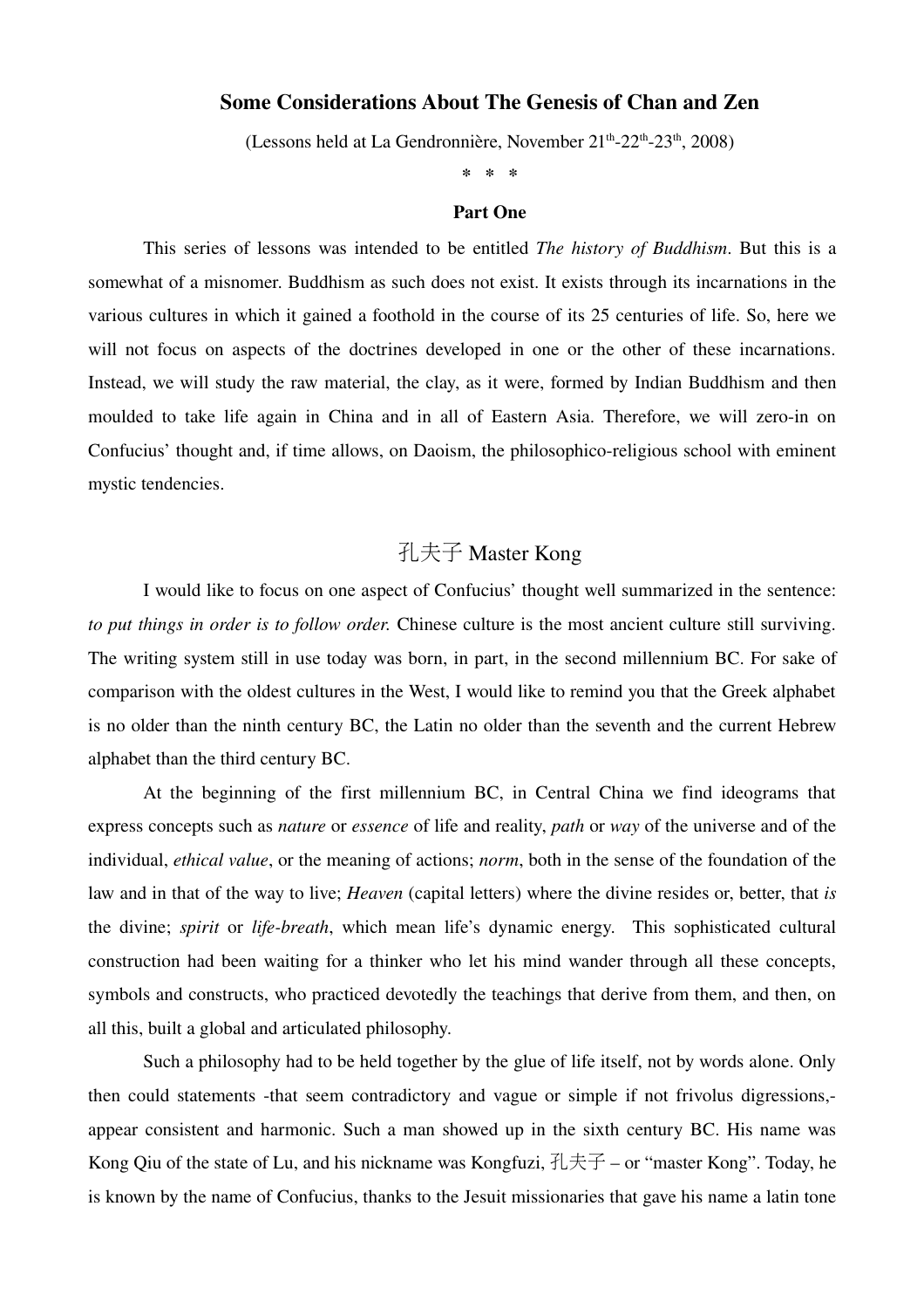# Some Considerations About The Genesis of Chan and Zen

(Lessons held at La Gendronnière, November 21th-22th-23th, 2008)

\* \* \*

## Part One

This series of lessons was intended to be entitled *The history of Buddhism*. But this is a somewhat of a misnomer. Buddhism as such does not exist. It exists through its incarnations in the various cultures in which it gained a foothold in the course of its 25 centuries of life. So, here we will not focus on aspects of the doctrines developed in one or the other of these incarnations. Instead, we will study the raw material, the clay, as it were, formed by Indian Buddhism and then moulded to take life again in China and in all of Eastern Asia. Therefore, we will zero-in on Confucius' thought and, if time allows, on Daoism, the philosophico-religious school with eminent mystic tendencies.

## 孔夫子 Master Kong

I would like to focus on one aspect of Confucius' thought well summarized in the sentence: *to put things in order is to follow order.* Chinese culture is the most ancient culture still surviving. The writing system still in use today was born, in part, in the second millennium BC. For sake of comparison with the oldest cultures in the West, I would like to remind you that the Greek alphabet is no older than the ninth century BC, the Latin no older than the seventh and the current Hebrew alphabet than the third century BC.

At the beginning of the first millennium BC, in Central China we find ideograms that express concepts such as *nature* or *essence* of life and reality, *path* or *way* of the universe and of the individual, *ethical value*, or the meaning of actions; *norm*, both in the sense of the foundation of the law and in that of the way to live; *Heaven* (capital letters) where the divine resides or, better, that *is* the divine; *spirit* or *life-breath*, which mean life's dynamic energy. This sophisticated cultural construction had been waiting for a thinker who let his mind wander through all these concepts, symbols and constructs, who practiced devotedly the teachings that derive from them, and then, on all this, built a global and articulated philosophy.

Such a philosophy had to be held together by the glue of life itself, not by words alone. Only then could statements -that seem contradictory and vague or simple if not frivolous digressions,- appear consistent and harmonic. Such a man showed up in the sixth century BC. His name was Kong Qiu of the state of Lu, and his nickname was Kongfuzi, 孔夫子 – or "master Kong". Today, he is known by the name of Confucius, thanks to the Jesuit missionaries that gave his name a latin tone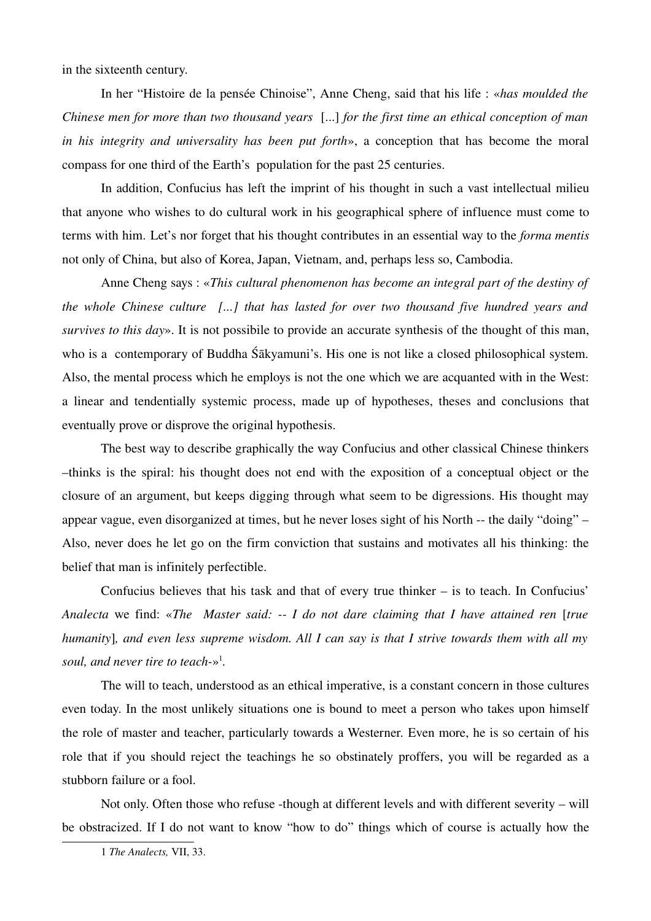in the sixteenth century.

In her "Histoire de la pensée Chinoise", Anne Cheng, said that his life : «*has moulded the Chinese men for more than two thousand years* [...] *for the first time an ethical conception of man in his integrity and universality has been put forth*», a conception that has become the moral compass for one third of the Earth's population for the past 25 centuries.

In addition, Confucius has left the imprint of his thought in such a vast intellectual milieu that anyone who wishes to do cultural work in his geographical sphere of influence must come to terms with him. Let's nor forget that his thought contributes in an essential way to the *forma mentis* not only of China, but also of Korea, Japan, Vietnam, and, perhaps less so, Cambodia.

Anne Cheng says : «*This cultural phenomenon has become an integral part of the destiny of the whole Chinese culture [...] that has lasted for over two thousand five hundred years and survives to this day*». It is not possibile to provide an accurate synthesis of the thought of this man, who is a contemporary of Buddha Śākyamuni's. His one is not like a closed philosophical system. Also, the mental process which he employs is not the one which we are acquanted with in the West: a linear and tendentially systemic process, made up of hypotheses, theses and conclusions that eventually prove or disprove the original hypothesis.

The best way to describe graphically the way Confucius and other classical Chinese thinkers –thinks is the spiral: his thought does not end with the exposition of a conceptual object or the closure of an argument, but keeps digging through what seem to be digressions. His thought may appear vague, even disorganized at times, but he never loses sight of his North -- the daily "doing" – Also, never does he let go on the firm conviction that sustains and motivates all his thinking: the belief that man is infinitely perfectible.

Confucius believes that his task and that of every true thinker – is to teach. In Confucius' *Analecta* we find: «*The Master said: -- I do not dare claiming that I have attained ren* [*true humanity*]*, and even less supreme wisdom. All I can say is that I strive towards them with all my soul, and never tire to teach-*»[1].

The will to teach, understood as an ethical imperative, is a constant concern in those cultures even today. In the most unlikely situations one is bound to meet a person who takes upon himself the role of master and teacher, particularly towards a Westerner. Even more, he is so certain of his role that if you should reject the teachings he so obstinately proffers, you will be regarded as a stubborn failure or a fool.

Not only. Often those who refuse -though at different levels and with different severity – will be obstracized. If I do not want to know "how to do" things which of course is actually how the

---

1 *The Analects,* VII, 33.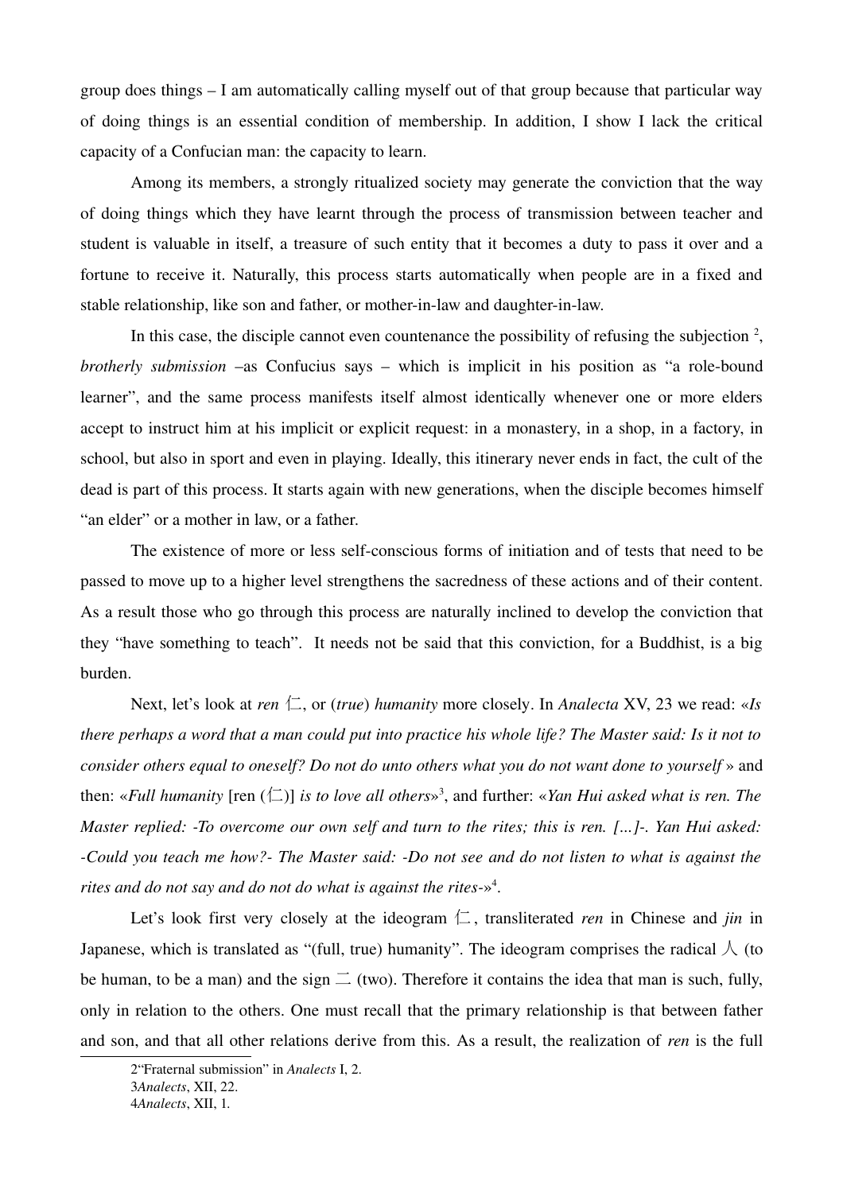group does things – I am automatically calling myself out of that group because that particular way of doing things is an essential condition of membership. In addition, I show I lack the critical capacity of a Confucian man: the capacity to learn.

Among its members, a strongly ritualized society may generate the conviction that the way of doing things which they have learnt through the process of transmission between teacher and student is valuable in itself, a treasure of such entity that it becomes a duty to pass it over and a fortune to receive it. Naturally, this process starts automatically when people are in a fixed and stable relationship, like son and father, or mother-in-law and daughter-in-law.

In this case, the disciple cannot even countenance the possibility of refusing the subjection [2], *brotherly submission* –as Confucius says – which is implicit in his position as "a role-bound learner", and the same process manifests itself almost identically whenever one or more elders accept to instruct him at his implicit or explicit request: in a monastery, in a shop, in a factory, in school, but also in sport and even in playing. Ideally, this itinerary never ends in fact, the cult of the dead is part of this process. It starts again with new generations, when the disciple becomes himself "an elder" or a mother in law, or a father.

The existence of more or less self-conscious forms of initiation and of tests that need to be passed to move up to a higher level strengthens the sacredness of these actions and of their content. As a result those who go through this process are naturally inclined to develop the conviction that they "have something to teach". It needs not be said that this conviction, for a Buddhist, is a big burden.

Next, let's look at *ren* 仁, or (*true*) *humanity* more closely. In *Analecta* XV, 23 we read: «*Is there perhaps a word that a man could put into practice his whole life? The Master said: Is it not to consider others equal to oneself? Do not do unto others what you do not want done to yourself* » and then: «*Full humanity* [ren (仁)] *is to love all others*»[3], and further: «*Yan Hui asked what is ren. The Master replied: -To overcome our own self and turn to the rites; this is ren. […]-. Yan Hui asked: -Could you teach me how?- The Master said: -Do not see and do not listen to what is against the rites and do not say and do not do what is against the rites-*»[4].

Let's look first very closely at the ideogram 仁, transliterated *ren* in Chinese and *jin* in Japanese, which is translated as "(full, true) humanity". The ideogram comprises the radical 人 (to be human, to be a man) and the sign 二 (two). Therefore it contains the idea that man is such, fully, only in relation to the others. One must recall that the primary relationship is that between father and son, and that all other relations derive from this. As a result, the realization of *ren* is the full

2"Fraternal submission" in *Analects* I, 2.

3*Analects*, XII, 22.

4*Analects*, XII, 1.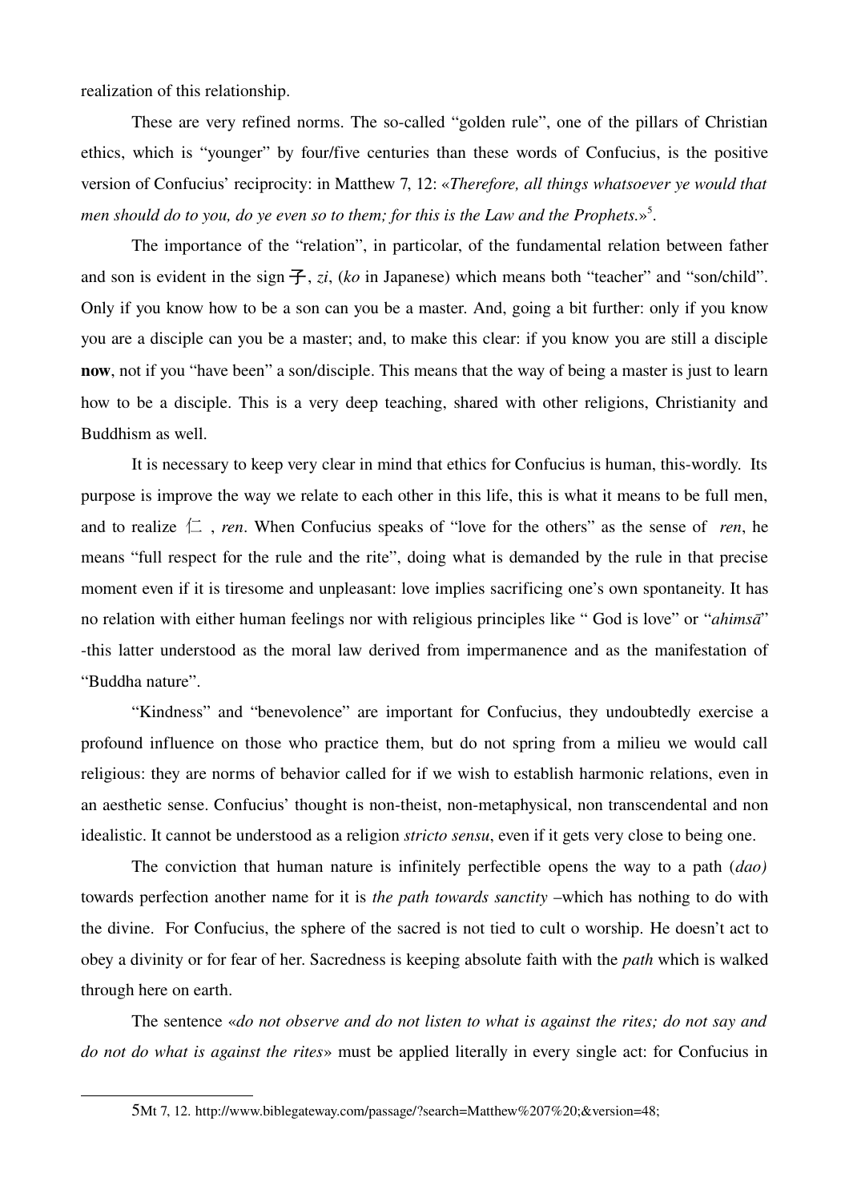realization of this relationship.

These are very refined norms. The so-called "golden rule", one of the pillars of Christian ethics, which is "younger" by four/five centuries than these words of Confucius, is the positive version of Confucius' reciprocity: in Matthew 7, 12: «*Therefore, all things whatsoever ye would that men should do to you, do ye even so to them; for this is the Law and the Prophets.*»[5].

The importance of the "relation", in particolar, of the fundamental relation between father and son is evident in the sign 子, *zi*, (*ko* in Japanese) which means both "teacher" and "son/child". Only if you know how to be a son can you be a master. And, going a bit further: only if you know you are a disciple can you be a master; and, to make this clear: if you know you are still a disciple **now**, not if you "have been" a son/disciple. This means that the way of being a master is just to learn how to be a disciple. This is a very deep teaching, shared with other religions, Christianity and Buddhism as well.

It is necessary to keep very clear in mind that ethics for Confucius is human, this-wordly. Its purpose is improve the way we relate to each other in this life, this is what it means to be full men, and to realize 仁, *ren*. When Confucius speaks of "love for the others" as the sense of *ren*, he means "full respect for the rule and the rite", doing what is demanded by the rule in that precise moment even if it is tiresome and unpleasant: love implies sacrificing one's own spontaneity. It has no relation with either human feelings nor with religious principles like " God is love" or "*ahimsā*" -this latter understood as the moral law derived from impermanence and as the manifestation of "Buddha nature".

"Kindness" and "benevolence" are important for Confucius, they undoubtedly exercise a profound influence on those who practice them, but do not spring from a milieu we would call religious: they are norms of behavior called for if we wish to establish harmonic relations, even in an aesthetic sense. Confucius' thought is non-theist, non-metaphysical, non transcendental and non idealistic. It cannot be understood as a religion *stricto sensu*, even if it gets very close to being one.

The conviction that human nature is infinitely perfectible opens the way to a path (*dao)* towards perfection another name for it is *the path towards sanctity* –which has nothing to do with the divine. For Confucius, the sphere of the sacred is not tied to cult o worship. He doesn't act to obey a divinity or for fear of her. Sacredness is keeping absolute faith with the *path* which is walked through here on earth.

The sentence «*do not observe and do not listen to what is against the rites; do not say and do not do what is against the rites*» must be applied literally in every single act: for Confucius in

---

5Mt 7, 12. http://www.biblegateway.com/passage/?search=Matthew%207%20;&version=48;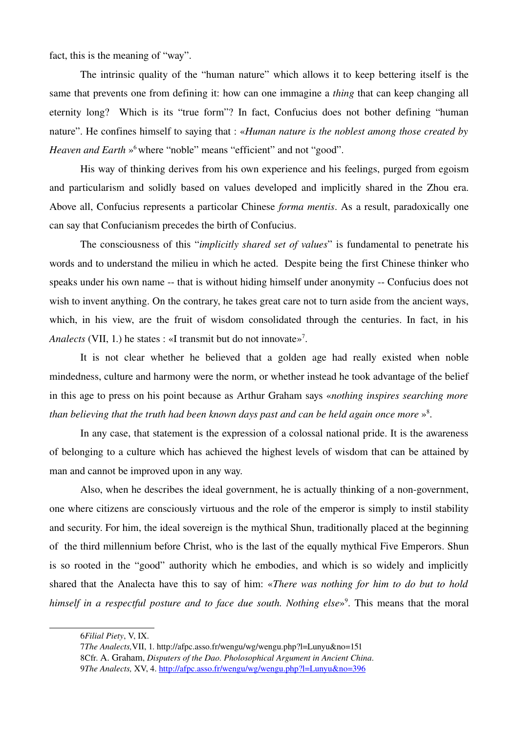fact, this is the meaning of "way".

The intrinsic quality of the "human nature" which allows it to keep bettering itself is the same that prevents one from defining it: how can one immagine a *thing* that can keep changing all eternity long? Which is its "true form"? In fact, Confucius does not bother defining "human nature". He confines himself to saying that : «*Human nature is the noblest among those created by Heaven and Earth* »[6] where "noble" means "efficient" and not "good".

His way of thinking derives from his own experience and his feelings, purged from egoism and particularism and solidly based on values developed and implicitly shared in the Zhou era. Above all, Confucius represents a particolar Chinese *forma mentis*. As a result, paradoxically one can say that Confucianism precedes the birth of Confucius.

The consciousness of this "*implicitly shared set of values*" is fundamental to penetrate his words and to understand the milieu in which he acted. Despite being the first Chinese thinker who speaks under his own name -- that is without hiding himself under anonymity -- Confucius does not wish to invent anything. On the contrary, he takes great care not to turn aside from the ancient ways, which, in his view, are the fruit of wisdom consolidated through the centuries. In fact, in his *Analects* (VII, 1.) he states : «I transmit but do not innovate»[7].

It is not clear whether he believed that a golden age had really existed when noble mindedness, culture and harmony were the norm, or whether instead he took advantage of the belief in this age to press on his point because as Arthur Graham says «*nothing inspires searching more than believing that the truth had been known days past and can be held again once more* »[8].

In any case, that statement is the expression of a colossal national pride. It is the awareness of belonging to a culture which has achieved the highest levels of wisdom that can be attained by man and cannot be improved upon in any way.

Also, when he describes the ideal government, he is actually thinking of a non-government, one where citizens are consciously virtuous and the role of the emperor is simply to instil stability and security. For him, the ideal sovereign is the mythical Shun, traditionally placed at the beginning of the third millennium before Christ, who is the last of the equally mythical Five Emperors. Shun is so rooted in the "good" authority which he embodies, and which is so widely and implicitly shared that the Analecta have this to say of him: «*There was nothing for him to do but to hold himself in a respectful posture and to face due south. Nothing else*»[9]. This means that the moral

---

6*Filial Piety*, V, IX.

7*The Analects,*VII, 1. http://afpc.asso.fr/wengu/wg/wengu.php?l=Lunyu&no=151

8Cfr. A. Graham, *Disputers of the Dao. Pholosophical Argument in Ancient China*.

9*The Analects,* XV, 4. http://afpc.asso.fr/wengu/wg/wengu.php?l=Lunyu&no=396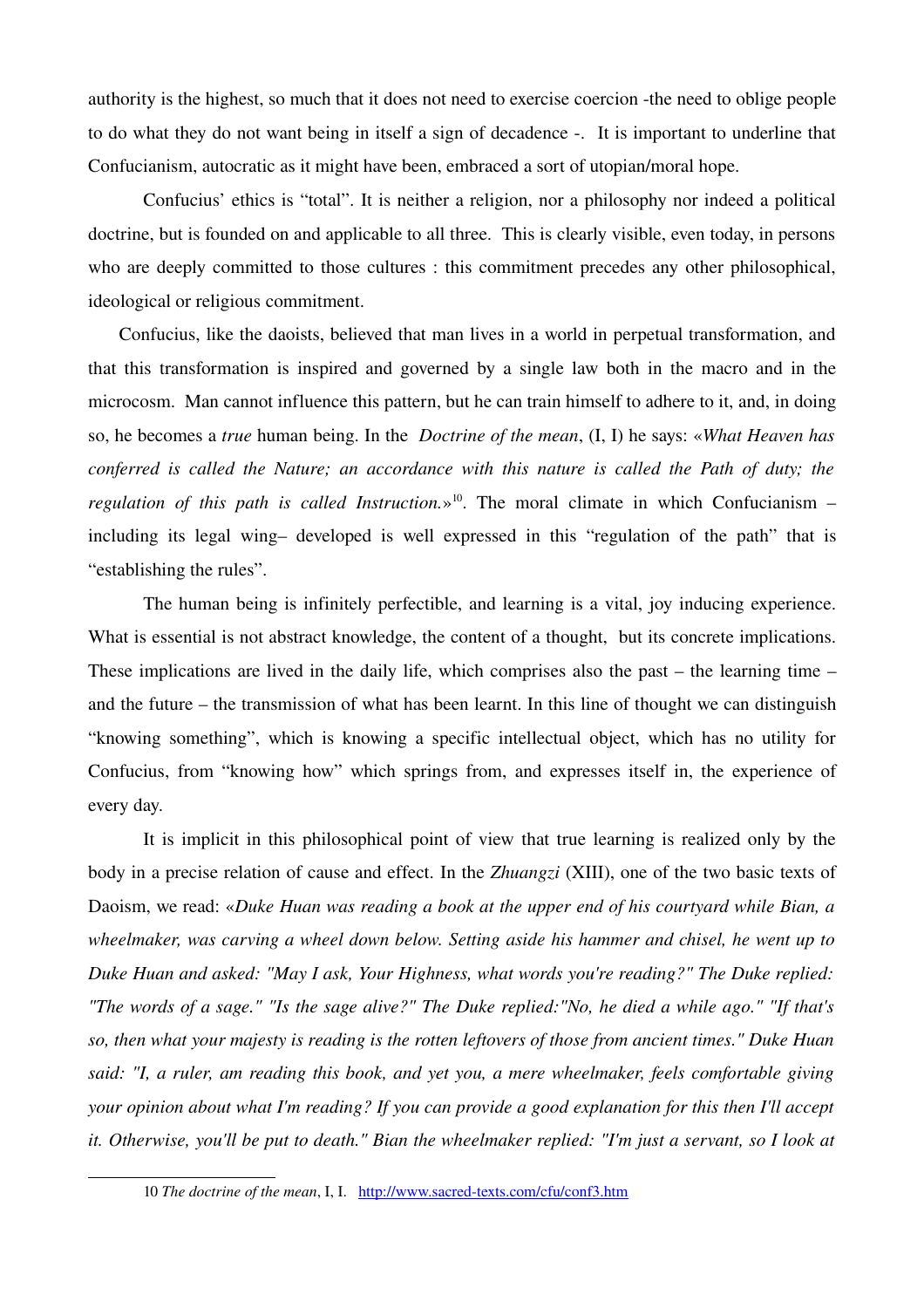authority is the highest, so much that it does not need to exercise coercion -the need to oblige people to do what they do not want being in itself a sign of decadence -. It is important to underline that Confucianism, autocratic as it might have been, embraced a sort of utopian/moral hope.

Confucius' ethics is "total". It is neither a religion, nor a philosophy nor indeed a political doctrine, but is founded on and applicable to all three. This is clearly visible, even today, in persons who are deeply committed to those cultures : this commitment precedes any other philosophical, ideological or religious commitment.

Confucius, like the daoists, believed that man lives in a world in perpetual transformation, and that this transformation is inspired and governed by a single law both in the macro and in the microcosm. Man cannot influence this pattern, but he can train himself to adhere to it, and, in doing so, he becomes a *true* human being. In the *Doctrine of the mean*, (I, I) he says: «*What Heaven has conferred is called the Nature; an accordance with this nature is called the Path of duty; the regulation of this path is called Instruction.*»[10]. The moral climate in which Confucianism – including its legal wing– developed is well expressed in this "regulation of the path" that is "establishing the rules".

The human being is infinitely perfectible, and learning is a vital, joy inducing experience. What is essential is not abstract knowledge, the content of a thought, but its concrete implications. These implications are lived in the daily life, which comprises also the past – the learning time – and the future – the transmission of what has been learnt. In this line of thought we can distinguish "knowing something", which is knowing a specific intellectual object, which has no utility for Confucius, from "knowing how" which springs from, and expresses itself in, the experience of every day.

It is implicit in this philosophical point of view that true learning is realized only by the body in a precise relation of cause and effect. In the *Zhuangzi* (XIII), one of the two basic texts of Daoism, we read: «*Duke Huan was reading a book at the upper end of his courtyard while Bian, a wheelmaker, was carving a wheel down below. Setting aside his hammer and chisel, he went up to Duke Huan and asked: "May I ask, Your Highness, what words you're reading?" The Duke replied: "The words of a sage." "Is the sage alive?" The Duke replied:"No, he died a while ago." "If that's so, then what your majesty is reading is the rotten leftovers of those from ancient times." Duke Huan said: "I, a ruler, am reading this book, and yet you, a mere wheelmaker, feels comfortable giving your opinion about what I'm reading? If you can provide a good explanation for this then I'll accept it. Otherwise, you'll be put to death." Bian the wheelmaker replied: "I'm just a servant, so I look at*

10 *The doctrine of the mean*, I, I. http://www.sacred-texts.com/cfu/conf3.htm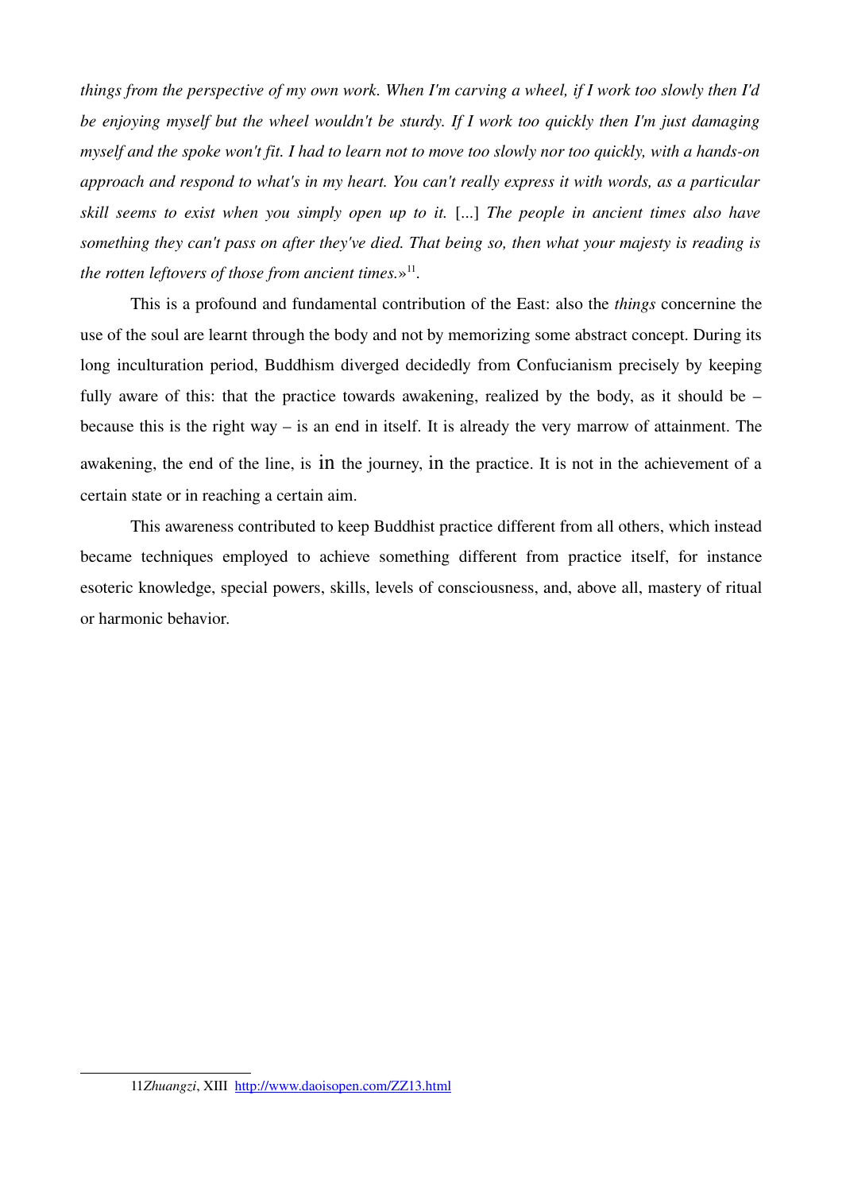*things from the perspective of my own work. When I'm carving a wheel, if I work too slowly then I'd be enjoying myself but the wheel wouldn't be sturdy. If I work too quickly then I'm just damaging myself and the spoke won't fit. I had to learn not to move too slowly nor too quickly, with a hands-on approach and respond to what's in my heart. You can't really express it with words, as a particular skill seems to exist when you simply open up to it.* [...] *The people in ancient times also have something they can't pass on after they've died. That being so, then what your majesty is reading is the rotten leftovers of those from ancient times.*»[11].

This is a profound and fundamental contribution of the East: also the *things* concernine the use of the soul are learnt through the body and not by memorizing some abstract concept. During its long inculturation period, Buddhism diverged decidedly from Confucianism precisely by keeping fully aware of this: that the practice towards awakening, realized by the body, as it should be – because this is the right way – is an end in itself. It is already the very marrow of attainment. The awakening, the end of the line, is in the journey, in the practice. It is not in the achievement of a certain state or in reaching a certain aim.

This awareness contributed to keep Buddhist practice different from all others, which instead became techniques employed to achieve something different from practice itself, for instance esoteric knowledge, special powers, skills, levels of consciousness, and, above all, mastery of ritual or harmonic behavior.

---

11 *Zhuangzi*, XIII http://www.daoisopen.com/ZZ13.html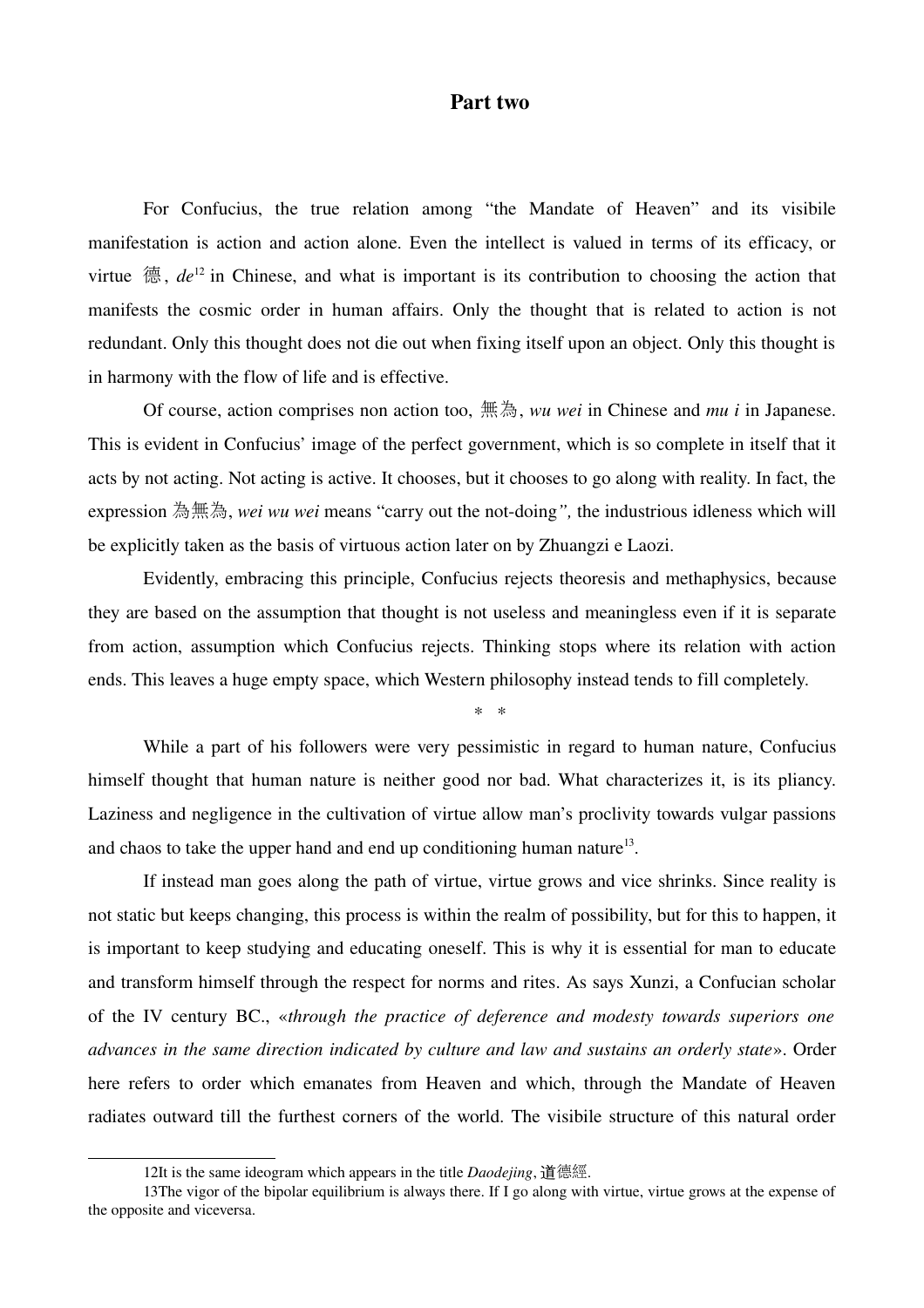## Part two

For Confucius, the true relation among "the Mandate of Heaven" and its visibile manifestation is action and action alone. Even the intellect is valued in terms of its efficacy, or virtue 德, *de*[12] in Chinese, and what is important is its contribution to choosing the action that manifests the cosmic order in human affairs. Only the thought that is related to action is not redundant. Only this thought does not die out when fixing itself upon an object. Only this thought is in harmony with the flow of life and is effective.

Of course, action comprises non action too, 無為, *wu wei* in Chinese and *mu i* in Japanese. This is evident in Confucius' image of the perfect government, which is so complete in itself that it acts by not acting. Not acting is active. It chooses, but it chooses to go along with reality. In fact, the expression 為無為, *wei wu wei* means "carry out the not-doing*",* the industrious idleness which will be explicitly taken as the basis of virtuous action later on by Zhuangzi e Laozi.

Evidently, embracing this principle, Confucius rejects theoresis and methaphysics, because they are based on the assumption that thought is not useless and meaningless even if it is separate from action, assumption which Confucius rejects. Thinking stops where its relation with action ends. This leaves a huge empty space, which Western philosophy instead tends to fill completely.

\* \*

While a part of his followers were very pessimistic in regard to human nature, Confucius himself thought that human nature is neither good nor bad. What characterizes it, is its pliancy. Laziness and negligence in the cultivation of virtue allow man's proclivity towards vulgar passions and chaos to take the upper hand and end up conditioning human nature[13].

If instead man goes along the path of virtue, virtue grows and vice shrinks. Since reality is not static but keeps changing, this process is within the realm of possibility, but for this to happen, it is important to keep studying and educating oneself. This is why it is essential for man to educate and transform himself through the respect for norms and rites. As says Xunzi, a Confucian scholar of the IV century BC., «*through the practice of deference and modesty towards superiors one advances in the same direction indicated by culture and law and sustains an orderly state*». Order here refers to order which emanates from Heaven and which, through the Mandate of Heaven radiates outward till the furthest corners of the world. The visibile structure of this natural order

---

12It is the same ideogram which appears in the title *Daodejing*, 道德經.

13The vigor of the bipolar equilibrium is always there. If I go along with virtue, virtue grows at the expense of the opposite and viceversa.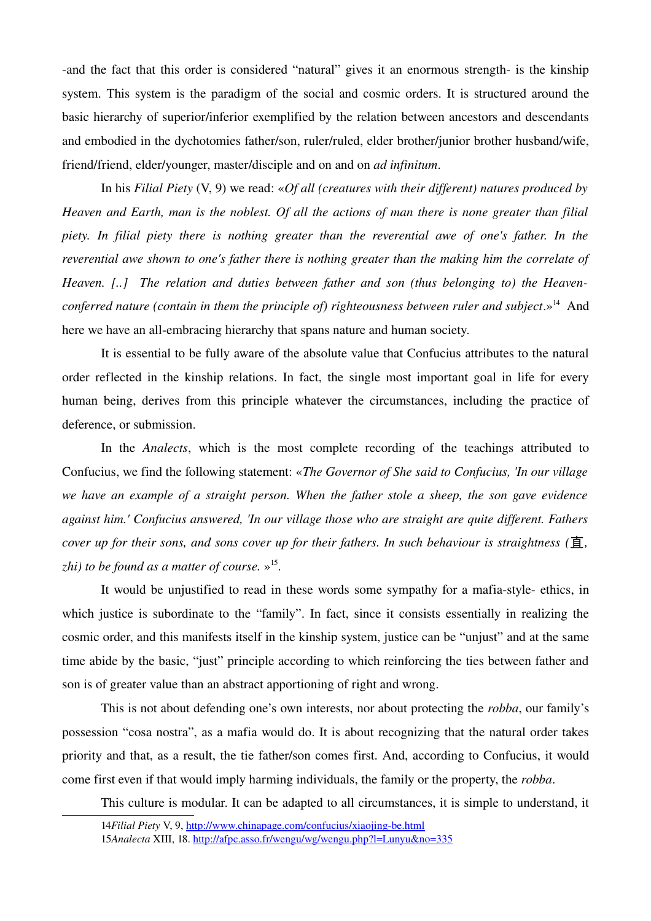-and the fact that this order is considered "natural" gives it an enormous strength- is the kinship system. This system is the paradigm of the social and cosmic orders. It is structured around the basic hierarchy of superior/inferior exemplified by the relation between ancestors and descendants and embodied in the dychotomies father/son, ruler/ruled, elder brother/junior brother husband/wife, friend/friend, elder/younger, master/disciple and on and on *ad infinitum*.

In his *Filial Piety* (V, 9) we read: «*Of all (creatures with their different) natures produced by Heaven and Earth, man is the noblest. Of all the actions of man there is none greater than filial piety. In filial piety there is nothing greater than the reverential awe of one's father. In the reverential awe shown to one's father there is nothing greater than the making him the correlate of Heaven. [..] The relation and duties between father and son (thus belonging to) the Heaven-conferred nature (contain in them the principle of) righteousness between ruler and subject*.»[14] And here we have an all-embracing hierarchy that spans nature and human society.

It is essential to be fully aware of the absolute value that Confucius attributes to the natural order reflected in the kinship relations. In fact, the single most important goal in life for every human being, derives from this principle whatever the circumstances, including the practice of deference, or submission.

In the *Analects*, which is the most complete recording of the teachings attributed to Confucius, we find the following statement: «*The Governor of She said to Confucius, 'In our village we have an example of a straight person. When the father stole a sheep, the son gave evidence against him.' Confucius answered, 'In our village those who are straight are quite different. Fathers cover up for their sons, and sons cover up for their fathers. In such behaviour is straightness (*直*, zhi) to be found as a matter of course.* »[15].

It would be unjustified to read in these words some sympathy for a mafia-style- ethics, in which justice is subordinate to the "family". In fact, since it consists essentially in realizing the cosmic order, and this manifests itself in the kinship system, justice can be "unjust" and at the same time abide by the basic, "just" principle according to which reinforcing the ties between father and son is of greater value than an abstract apportioning of right and wrong.

This is not about defending one's own interests, nor about protecting the *robba*, our family's possession "cosa nostra", as a mafia would do. It is about recognizing that the natural order takes priority and that, as a result, the tie father/son comes first. And, according to Confucius, it would come first even if that would imply harming individuals, the family or the property, the *robba*.

This culture is modular. It can be adapted to all circumstances, it is simple to understand, it

---

14 *Filial Piety* V, 9, http://www.chinapage.com/confucius/xiaojing-be.html

15 *Analecta* XIII, 18. http://afpc.asso.fr/wengu/wg/wengu.php?l=Lunyu&no=335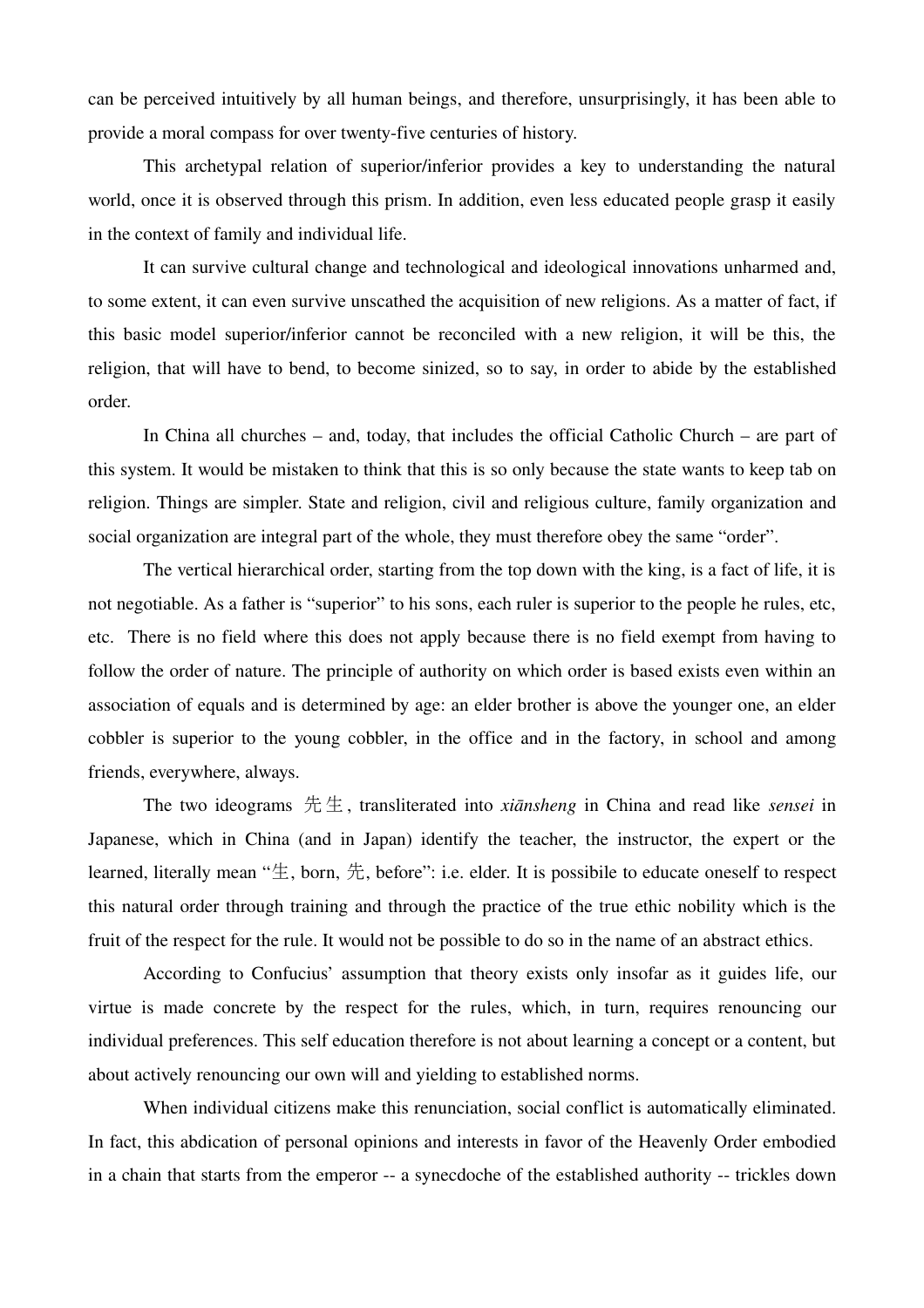can be perceived intuitively by all human beings, and therefore, unsurprisingly, it has been able to provide a moral compass for over twenty-five centuries of history.

This archetypal relation of superior/inferior provides a key to understanding the natural world, once it is observed through this prism. In addition, even less educated people grasp it easily in the context of family and individual life.

It can survive cultural change and technological and ideological innovations unharmed and, to some extent, it can even survive unscathed the acquisition of new religions. As a matter of fact, if this basic model superior/inferior cannot be reconciled with a new religion, it will be this, the religion, that will have to bend, to become sinized, so to say, in order to abide by the established order.

In China all churches – and, today, that includes the official Catholic Church – are part of this system. It would be mistaken to think that this is so only because the state wants to keep tab on religion. Things are simpler. State and religion, civil and religious culture, family organization and social organization are integral part of the whole, they must therefore obey the same "order".

The vertical hierarchical order, starting from the top down with the king, is a fact of life, it is not negotiable. As a father is "superior" to his sons, each ruler is superior to the people he rules, etc, etc. There is no field where this does not apply because there is no field exempt from having to follow the order of nature. The principle of authority on which order is based exists even within an association of equals and is determined by age: an elder brother is above the younger one, an elder cobbler is superior to the young cobbler, in the office and in the factory, in school and among friends, everywhere, always.

The two ideograms 先生, transliterated into *xiānsheng* in China and read like *sensei* in Japanese, which in China (and in Japan) identify the teacher, the instructor, the expert or the learned, literally mean "生, born, 先, before": i.e. elder. It is possibile to educate oneself to respect this natural order through training and through the practice of the true ethic nobility which is the fruit of the respect for the rule. It would not be possible to do so in the name of an abstract ethics.

According to Confucius' assumption that theory exists only insofar as it guides life, our virtue is made concrete by the respect for the rules, which, in turn, requires renouncing our individual preferences. This self education therefore is not about learning a concept or a content, but about actively renouncing our own will and yielding to established norms.

When individual citizens make this renunciation, social conflict is automatically eliminated. In fact, this abdication of personal opinions and interests in favor of the Heavenly Order embodied in a chain that starts from the emperor -- a synecdoche of the established authority -- trickles down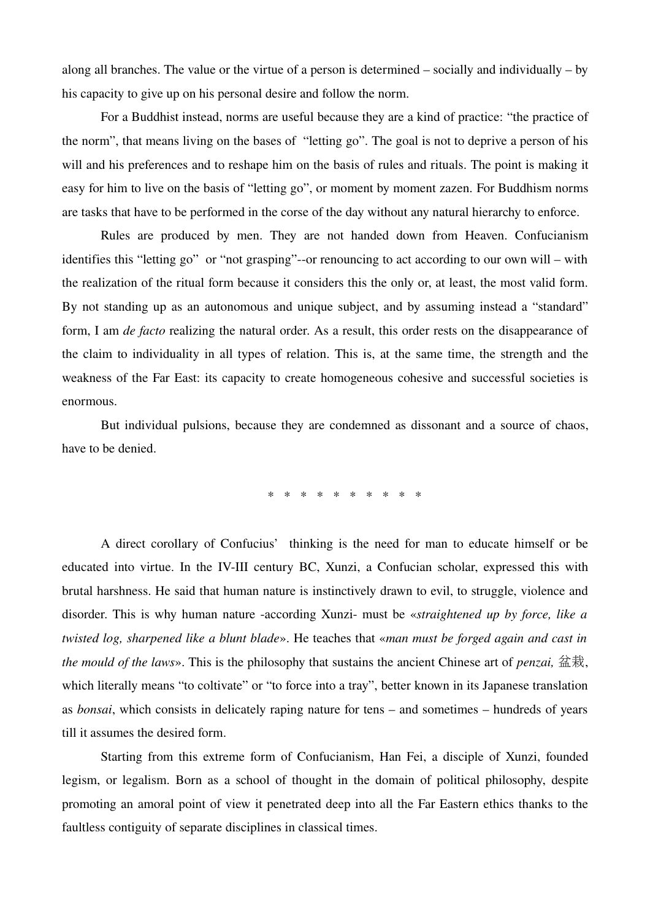along all branches. The value or the virtue of a person is determined – socially and individually – by his capacity to give up on his personal desire and follow the norm.

For a Buddhist instead, norms are useful because they are a kind of practice: "the practice of the norm", that means living on the bases of "letting go". The goal is not to deprive a person of his will and his preferences and to reshape him on the basis of rules and rituals. The point is making it easy for him to live on the basis of "letting go", or moment by moment zazen. For Buddhism norms are tasks that have to be performed in the corse of the day without any natural hierarchy to enforce.

Rules are produced by men. They are not handed down from Heaven. Confucianism identifies this "letting go" or "not grasping"--or renouncing to act according to our own will – with the realization of the ritual form because it considers this the only or, at least, the most valid form. By not standing up as an autonomous and unique subject, and by assuming instead a "standard" form, I am *de facto* realizing the natural order. As a result, this order rests on the disappearance of the claim to individuality in all types of relation. This is, at the same time, the strength and the weakness of the Far East: its capacity to create homogeneous cohesive and successful societies is enormous.

But individual pulsions, because they are condemned as dissonant and a source of chaos, have to be denied.

* * * * * * * * * * *

A direct corollary of Confucius' thinking is the need for man to educate himself or be educated into virtue. In the IV-III century BC, Xunzi, a Confucian scholar, expressed this with brutal harshness. He said that human nature is instinctively drawn to evil, to struggle, violence and disorder. This is why human nature -according Xunzi- must be «*straightened up by force, like a twisted log, sharpened like a blunt blade*». He teaches that «*man must be forged again and cast in the mould of the laws*». This is the philosophy that sustains the ancient Chinese art of *penzai,* 盆栽, which literally means "to coltivate" or "to force into a tray", better known in its Japanese translation as *bonsai*, which consists in delicately raping nature for tens – and sometimes – hundreds of years till it assumes the desired form.

Starting from this extreme form of Confucianism, Han Fei, a disciple of Xunzi, founded legism, or legalism. Born as a school of thought in the domain of political philosophy, despite promoting an amoral point of view it penetrated deep into all the Far Eastern ethics thanks to the faultless contiguity of separate disciplines in classical times.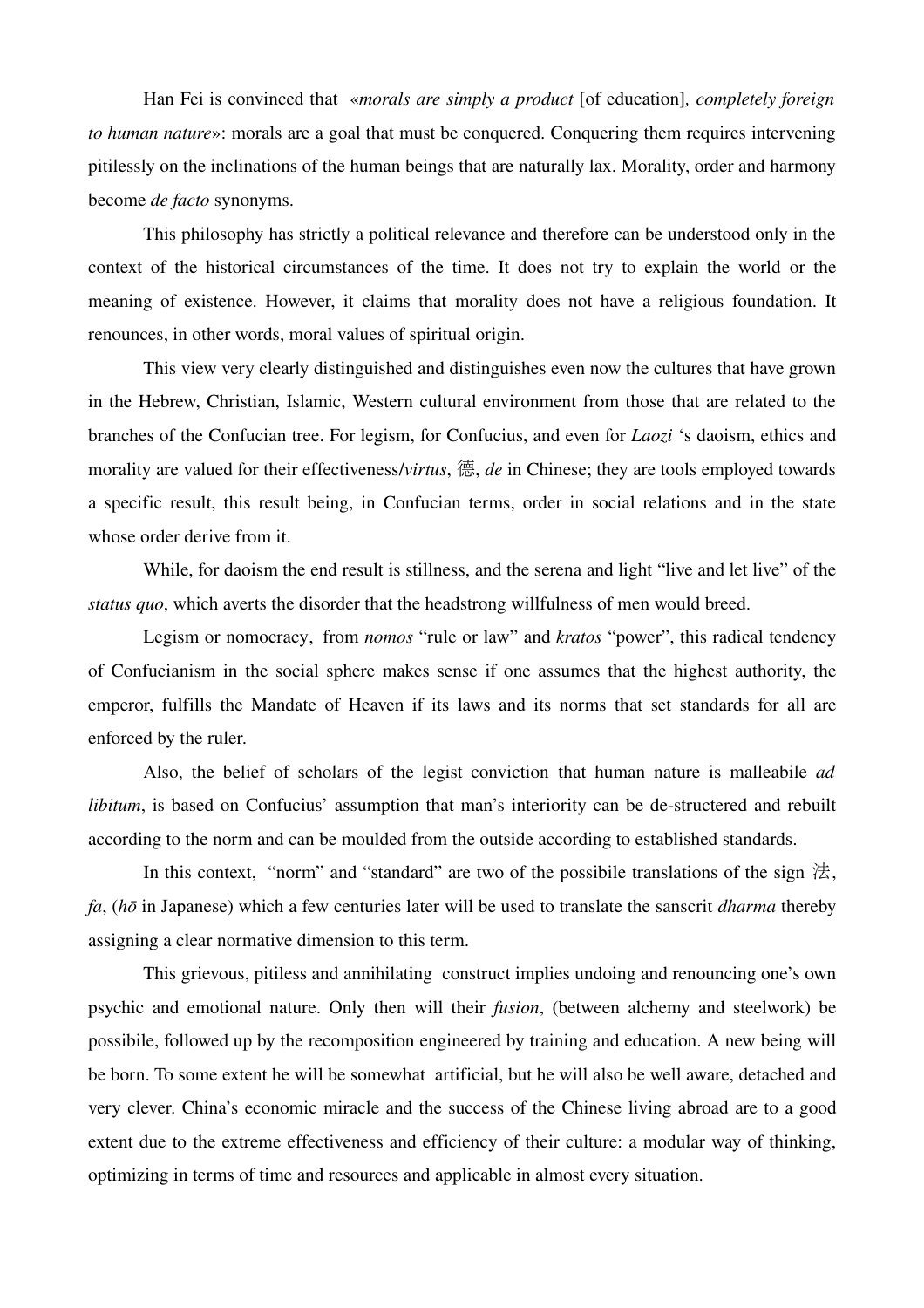Han Fei is convinced that «*morals are simply a product* [of education]*, completely foreign to human nature*»: morals are a goal that must be conquered. Conquering them requires intervening pitilessly on the inclinations of the human beings that are naturally lax. Morality, order and harmony become *de facto* synonyms.

This philosophy has strictly a political relevance and therefore can be understood only in the context of the historical circumstances of the time. It does not try to explain the world or the meaning of existence. However, it claims that morality does not have a religious foundation. It renounces, in other words, moral values of spiritual origin.

This view very clearly distinguished and distinguishes even now the cultures that have grown in the Hebrew, Christian, Islamic, Western cultural environment from those that are related to the branches of the Confucian tree. For legism, for Confucius, and even for *Laozi* 's daoism, ethics and morality are valued for their effectiveness/*virtus*, 德, *de* in Chinese; they are tools employed towards a specific result, this result being, in Confucian terms, order in social relations and in the state whose order derive from it.

While, for daoism the end result is stillness, and the serena and light "live and let live" of the *status quo*, which averts the disorder that the headstrong willfulness of men would breed.

Legism or nomocracy, from *nomos* "rule or law" and *kratos* "power", this radical tendency of Confucianism in the social sphere makes sense if one assumes that the highest authority, the emperor, fulfills the Mandate of Heaven if its laws and its norms that set standards for all are enforced by the ruler.

Also, the belief of scholars of the legist conviction that human nature is malleabile *ad libitum*, is based on Confucius' assumption that man's interiority can be de-structered and rebuilt according to the norm and can be moulded from the outside according to established standards.

In this context, "norm" and "standard" are two of the possibile translations of the sign 法, *fa*, (*hō* in Japanese) which a few centuries later will be used to translate the sanscrit *dharma* thereby assigning a clear normative dimension to this term.

This grievous, pitiless and annihilating construct implies undoing and renouncing one's own psychic and emotional nature. Only then will their *fusion*, (between alchemy and steelwork) be possibile, followed up by the recomposition engineered by training and education. A new being will be born. To some extent he will be somewhat artificial, but he will also be well aware, detached and very clever. China's economic miracle and the success of the Chinese living abroad are to a good extent due to the extreme effectiveness and efficiency of their culture: a modular way of thinking, optimizing in terms of time and resources and applicable in almost every situation.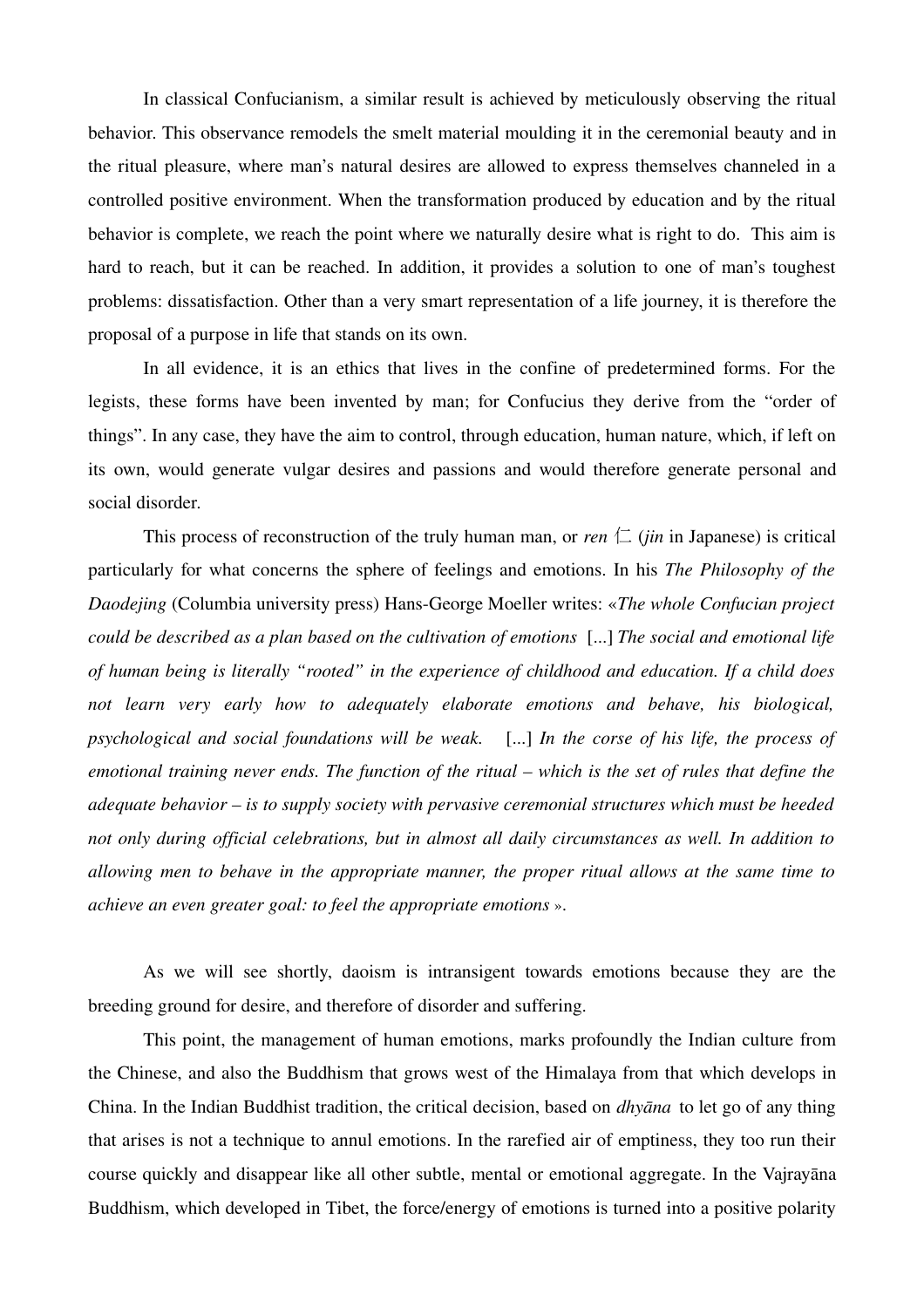In classical Confucianism, a similar result is achieved by meticulously observing the ritual behavior. This observance remodels the smelt material moulding it in the ceremonial beauty and in the ritual pleasure, where man's natural desires are allowed to express themselves channeled in a controlled positive environment. When the transformation produced by education and by the ritual behavior is complete, we reach the point where we naturally desire what is right to do. This aim is hard to reach, but it can be reached. In addition, it provides a solution to one of man's toughest problems: dissatisfaction. Other than a very smart representation of a life journey, it is therefore the proposal of a purpose in life that stands on its own.

In all evidence, it is an ethics that lives in the confine of predetermined forms. For the legists, these forms have been invented by man; for Confucius they derive from the "order of things". In any case, they have the aim to control, through education, human nature, which, if left on its own, would generate vulgar desires and passions and would therefore generate personal and social disorder.

This process of reconstruction of the truly human man, or *ren* 仁 (*jin* in Japanese) is critical particularly for what concerns the sphere of feelings and emotions. In his *The Philosophy of the Daodejing* (Columbia university press) Hans-George Moeller writes: «*The whole Confucian project could be described as a plan based on the cultivation of emotions* [...] *The social and emotional life of human being is literally "rooted" in the experience of childhood and education. If a child does not learn very early how to adequately elaborate emotions and behave, his biological, psychological and social foundations will be weak.* [...] *In the corse of his life, the process of emotional training never ends. The function of the ritual – which is the set of rules that define the adequate behavior – is to supply society with pervasive ceremonial structures which must be heeded not only during official celebrations, but in almost all daily circumstances as well. In addition to allowing men to behave in the appropriate manner, the proper ritual allows at the same time to achieve an even greater goal: to feel the appropriate emotions* ».

As we will see shortly, daoism is intransigent towards emotions because they are the breeding ground for desire, and therefore of disorder and suffering.

This point, the management of human emotions, marks profoundly the Indian culture from the Chinese, and also the Buddhism that grows west of the Himalaya from that which develops in China. In the Indian Buddhist tradition, the critical decision, based on *dhyāna* to let go of any thing that arises is not a technique to annul emotions. In the rarefied air of emptiness, they too run their course quickly and disappear like all other subtle, mental or emotional aggregate. In the Vajrayāna Buddhism, which developed in Tibet, the force/energy of emotions is turned into a positive polarity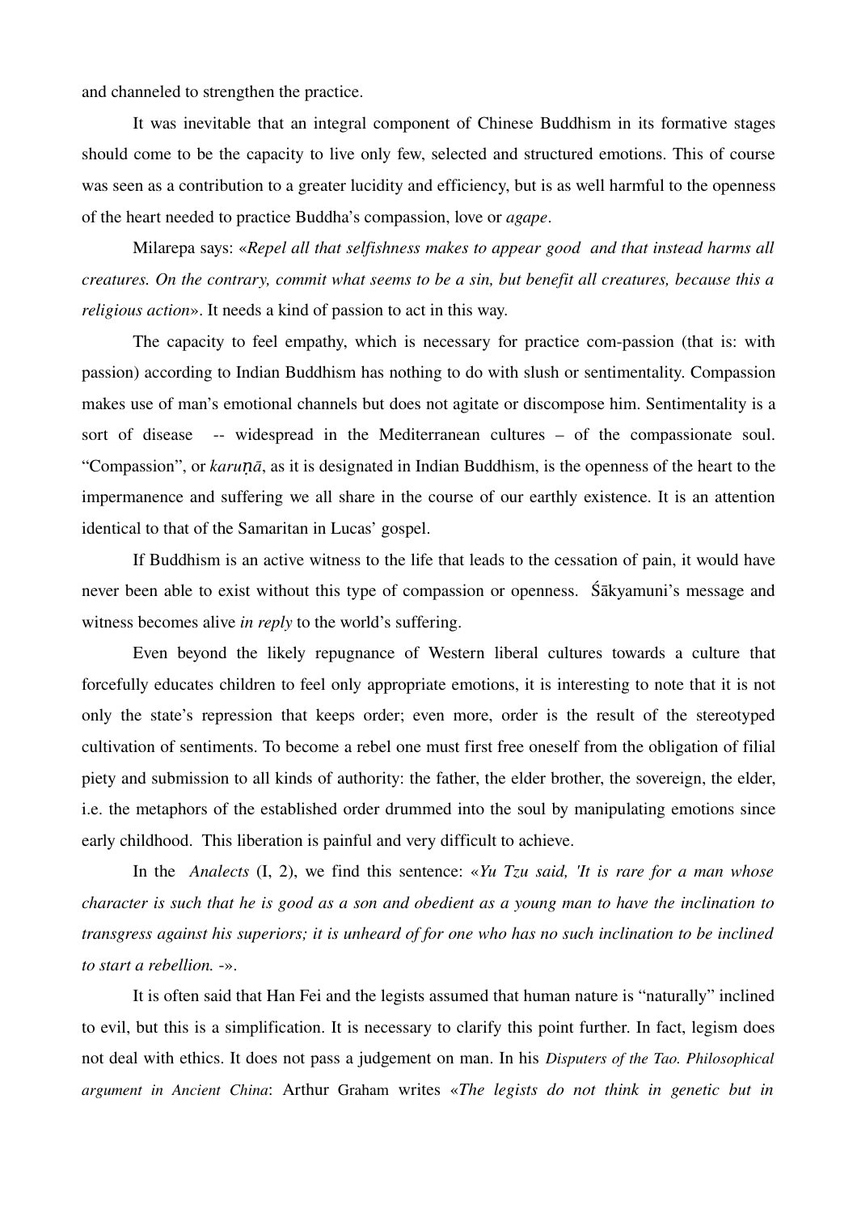and channeled to strengthen the practice.

It was inevitable that an integral component of Chinese Buddhism in its formative stages should come to be the capacity to live only few, selected and structured emotions. This of course was seen as a contribution to a greater lucidity and efficiency, but is as well harmful to the openness of the heart needed to practice Buddha's compassion, love or *agape*.

Milarepa says: «*Repel all that selfishness makes to appear good and that instead harms all creatures. On the contrary, commit what seems to be a sin, but benefit all creatures, because this a religious action*». It needs a kind of passion to act in this way.

The capacity to feel empathy, which is necessary for practice com-passion (that is: with passion) according to Indian Buddhism has nothing to do with slush or sentimentality. Compassion makes use of man's emotional channels but does not agitate or discompose him. Sentimentality is a sort of disease -- widespread in the Mediterranean cultures – of the compassionate soul. "Compassion", or *karuṇā*, as it is designated in Indian Buddhism, is the openness of the heart to the impermanence and suffering we all share in the course of our earthly existence. It is an attention identical to that of the Samaritan in Lucas' gospel.

If Buddhism is an active witness to the life that leads to the cessation of pain, it would have never been able to exist without this type of compassion or openness. Śākyamuni's message and witness becomes alive *in reply* to the world's suffering.

Even beyond the likely repugnance of Western liberal cultures towards a culture that forcefully educates children to feel only appropriate emotions, it is interesting to note that it is not only the state's repression that keeps order; even more, order is the result of the stereotyped cultivation of sentiments. To become a rebel one must first free oneself from the obligation of filial piety and submission to all kinds of authority: the father, the elder brother, the sovereign, the elder, i.e. the metaphors of the established order drummed into the soul by manipulating emotions since early childhood. This liberation is painful and very difficult to achieve.

In the *Analects* (I, 2), we find this sentence: «*Yu Tzu said, 'It is rare for a man whose character is such that he is good as a son and obedient as a young man to have the inclination to transgress against his superiors; it is unheard of for one who has no such inclination to be inclined to start a rebellion. -*».

It is often said that Han Fei and the legists assumed that human nature is "naturally" inclined to evil, but this is a simplification. It is necessary to clarify this point further. In fact, legism does not deal with ethics. It does not pass a judgement on man. In his *Disputers of the Tao. Philosophical argument in Ancient China*: Arthur Graham writes «*The legists do not think in genetic but in*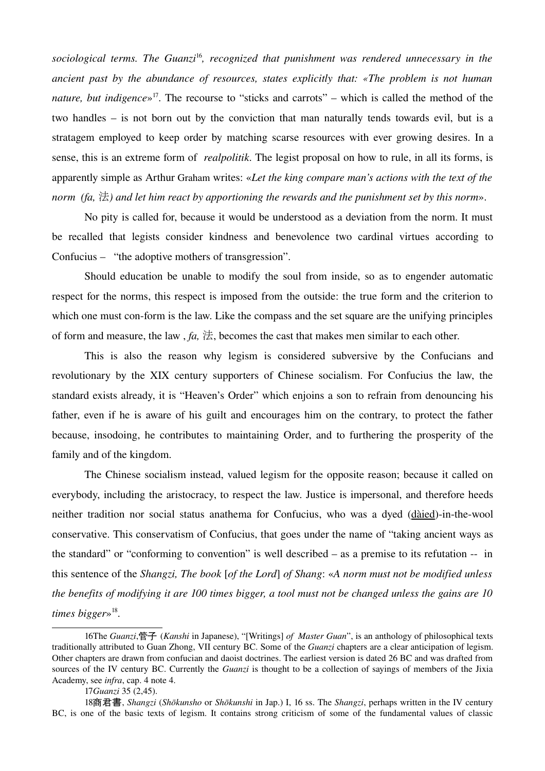*sociological terms. The Guanzi*[16], *recognized that punishment was rendered unnecessary in the ancient past by the abundance of resources, states explicitly that: «The problem is not human nature, but indigence*»[17]. The recourse to "sticks and carrots" – which is called the method of the two handles – is not born out by the conviction that man naturally tends towards evil, but is a stratagem employed to keep order by matching scarse resources with ever growing desires. In a sense, this is an extreme form of *realpolitik*. The legist proposal on how to rule, in all its forms, is apparently simple as Arthur Graham writes: «*Let the king compare man's actions with the text of the norm (fa,* 法*) and let him react by apportioning the rewards and the punishment set by this norm*».

No pity is called for, because it would be understood as a deviation from the norm. It must be recalled that legists consider kindness and benevolence two cardinal virtues according to Confucius – "the adoptive mothers of transgression".

Should education be unable to modify the soul from inside, so as to engender automatic respect for the norms, this respect is imposed from the outside: the true form and the criterion to which one must con-form is the law. Like the compass and the set square are the unifying principles of form and measure, the law , *fa,* 法, becomes the cast that makes men similar to each other.

This is also the reason why legism is considered subversive by the Confucians and revolutionary by the XIX century supporters of Chinese socialism. For Confucius the law, the standard exists already, it is "Heaven's Order" which enjoins a son to refrain from denouncing his father, even if he is aware of his guilt and encourages him on the contrary, to protect the father because, insodoing, he contributes to maintaining Order, and to furthering the prosperity of the family and of the kingdom.

The Chinese socialism instead, valued legism for the opposite reason; because it called on everybody, including the aristocracy, to respect the law. Justice is impersonal, and therefore heeds neither tradition nor social status anathema for Confucius, who was a dyed (dàied)-in-the-wool conservative. This conservatism of Confucius, that goes under the name of "taking ancient ways as the standard" or "conforming to convention" is well described – as a premise to its refutation -- in this sentence of the *Shangzi, The book* [*of the Lord*] *of Shang*: «*A norm must not be modified unless the benefits of modifying it are 100 times bigger, a tool must not be changed unless the gains are 10 times bigger*»[18].

---

16The *Guanzi*,管子 (*Kanshi* in Japanese), "[Writings] *of Master Guan*", is an anthology of philosophical texts traditionally attributed to Guan Zhong, VII century BC. Some of the *Guanzi* chapters are a clear anticipation of legism. Other chapters are drawn from confucian and daoist doctrines. The earliest version is dated 26 BC and was drafted from sources of the IV century BC. Currently the *Guanzi* is thought to be a collection of sayings of members of the Jixia Academy, see *infra*, cap. 4 note 4.

17*Guanzi* 35 (2,45).

18商君書, *Shangzi* (*Shōkunsho* or *Shōkunshi* in Jap.) I, 16 ss. The *Shangzi*, perhaps written in the IV century BC, is one of the basic texts of legism. It contains strong criticism of some of the fundamental values of classic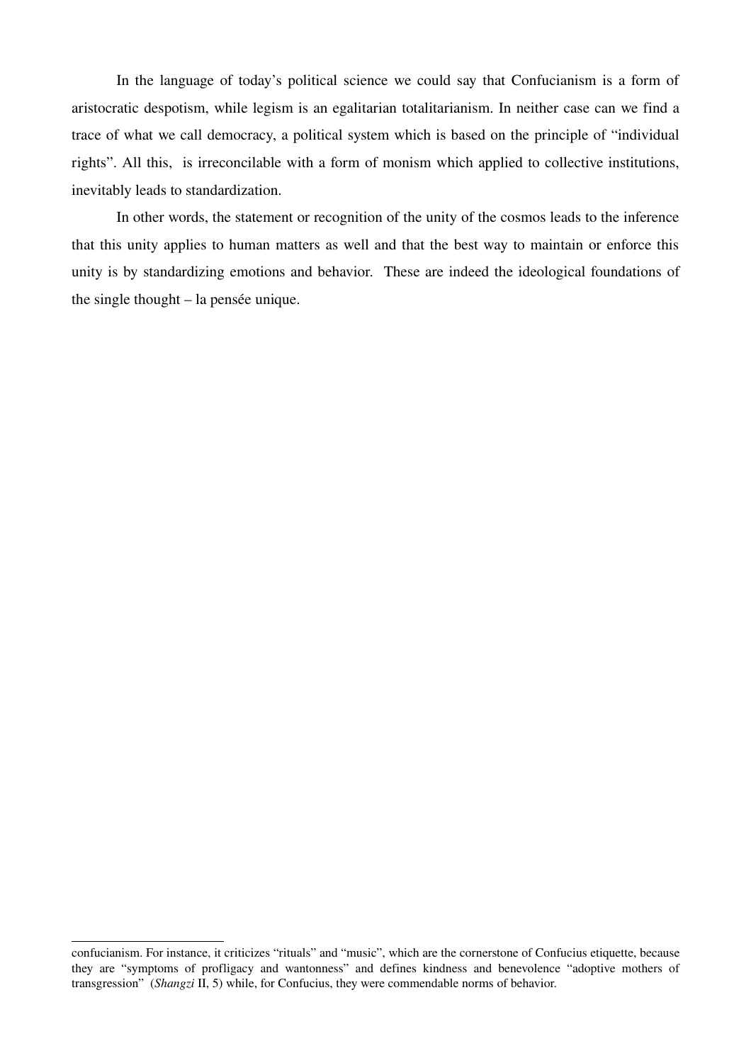In the language of today's political science we could say that Confucianism is a form of aristocratic despotism, while legism is an egalitarian totalitarianism. In neither case can we find a trace of what we call democracy, a political system which is based on the principle of "individual rights". All this,  is irreconcilable with a form of monism which applied to collective institutions, inevitably leads to standardization.

In other words, the statement or recognition of the unity of the cosmos leads to the inference that this unity applies to human matters as well and that the best way to maintain or enforce this unity is by standardizing emotions and behavior.  These are indeed the ideological foundations of the single thought – la pensée unique.

---

confucianism. For instance, it criticizes "rituals" and "music", which are the cornerstone of Confucius etiquette, because they are "symptoms of profligacy and wantonness" and defines kindness and benevolence "adoptive mothers of transgression"  (*Shangzi* II, 5) while, for Confucius, they were commendable norms of behavior.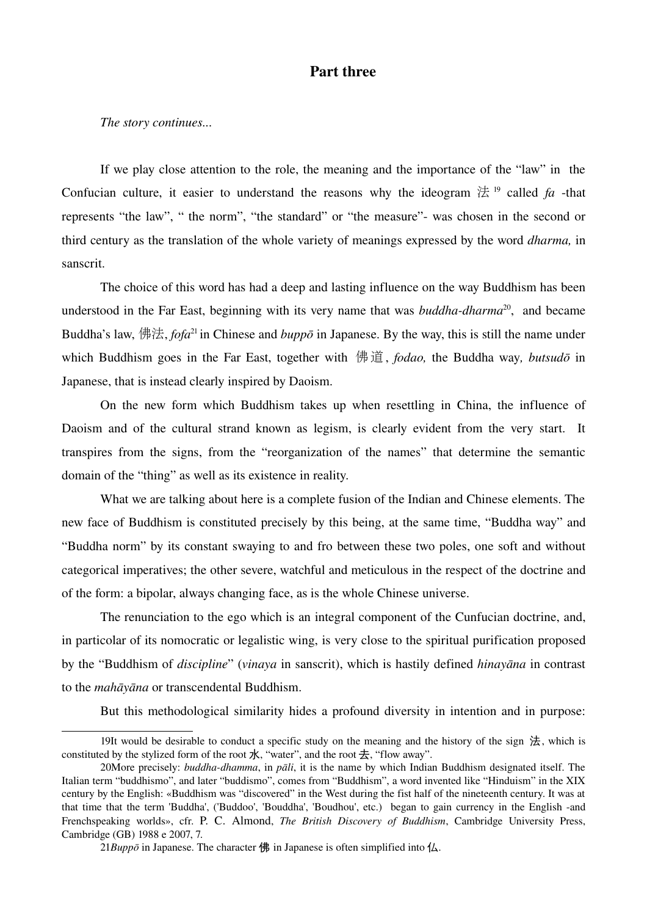## Part three

*The story continues...*

If we play close attention to the role, the meaning and the importance of the "law" in the Confucian culture, it easier to understand the reasons why the ideogram 法[19] called *fa* -that represents "the law", " the norm", "the standard" or "the measure"- was chosen in the second or third century as the translation of the whole variety of meanings expressed by the word *dharma,* in sanscrit.

The choice of this word has had a deep and lasting influence on the way Buddhism has been understood in the Far East, beginning with its very name that was *buddha-dharma*[20], and became Buddha's law, 佛法, *fofa*[21] in Chinese and *buppō* in Japanese. By the way, this is still the name under which Buddhism goes in the Far East, together with 佛道, *fodao,* the Buddha way*, butsudō* in Japanese, that is instead clearly inspired by Daoism.

On the new form which Buddhism takes up when resettling in China, the influence of Daoism and of the cultural strand known as legism, is clearly evident from the very start. It transpires from the signs, from the "reorganization of the names" that determine the semantic domain of the "thing" as well as its existence in reality.

What we are talking about here is a complete fusion of the Indian and Chinese elements. The new face of Buddhism is constituted precisely by this being, at the same time, "Buddha way" and "Buddha norm" by its constant swaying to and fro between these two poles, one soft and without categorical imperatives; the other severe, watchful and meticulous in the respect of the doctrine and of the form: a bipolar, always changing face, as is the whole Chinese universe.

The renunciation to the ego which is an integral component of the Cunfucian doctrine, and, in particolar of its nomocratic or legalistic wing, is very close to the spiritual purification proposed by the "Buddhism of *discipline*" (*vinaya* in sanscrit), which is hastily defined *hinayāna* in contrast to the *mahāyāna* or transcendental Buddhism.

But this methodological similarity hides a profound diversity in intention and in purpose:

---

19It would be desirable to conduct a specific study on the meaning and the history of the sign 法, which is constituted by the stylized form of the root 水, "water", and the root 去, "flow away".

20More precisely: *buddha-dhamma*, in *pāli*, it is the name by which Indian Buddhism designated itself. The Italian term "buddhismo", and later "buddismo", comes from "Buddhism", a word invented like "Hinduism" in the XIX century by the English: «Buddhism was "discovered" in the West during the fist half of the nineteenth century. It was at that time that the term 'Buddha', ('Buddoo', 'Bouddha', 'Boudhou', etc.) began to gain currency in the English -and Frenchspeaking worlds», cfr. P. C. Almond, *The British Discovery of Buddhism*, Cambridge University Press, Cambridge (GB) 1988 e 2007, 7.

21*Buppō* in Japanese. The character 佛 in Japanese is often simplified into 仏.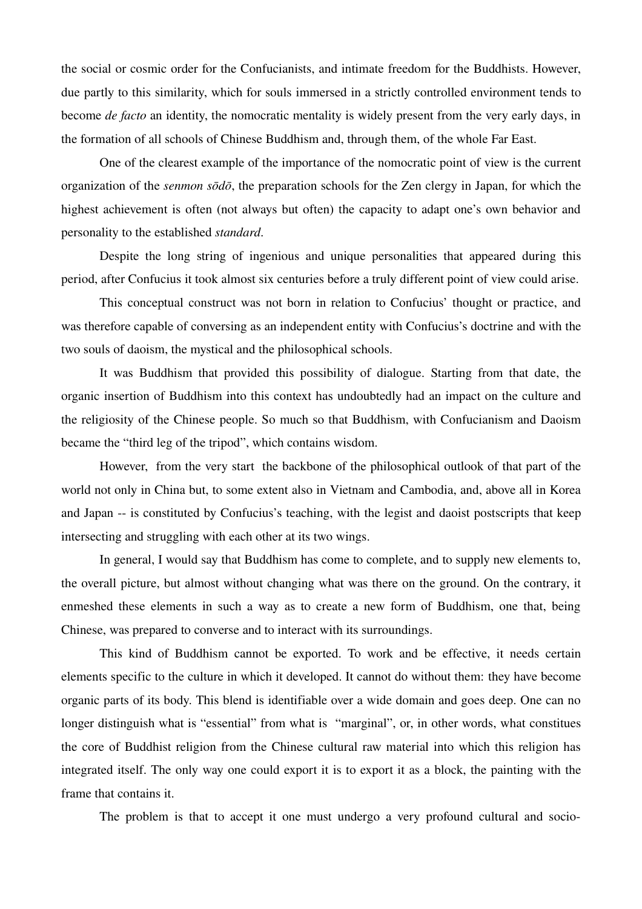the social or cosmic order for the Confucianists, and intimate freedom for the Buddhists. However, due partly to this similarity, which for souls immersed in a strictly controlled environment tends to become *de facto* an identity, the nomocratic mentality is widely present from the very early days, in the formation of all schools of Chinese Buddhism and, through them, of the whole Far East.

One of the clearest example of the importance of the nomocratic point of view is the current organization of the *senmon sōdō*, the preparation schools for the Zen clergy in Japan, for which the highest achievement is often (not always but often) the capacity to adapt one's own behavior and personality to the established *standard*.

Despite the long string of ingenious and unique personalities that appeared during this period, after Confucius it took almost six centuries before a truly different point of view could arise.

This conceptual construct was not born in relation to Confucius' thought or practice, and was therefore capable of conversing as an independent entity with Confucius's doctrine and with the two souls of daoism, the mystical and the philosophical schools.

It was Buddhism that provided this possibility of dialogue. Starting from that date, the organic insertion of Buddhism into this context has undoubtedly had an impact on the culture and the religiosity of the Chinese people. So much so that Buddhism, with Confucianism and Daoism became the "third leg of the tripod", which contains wisdom.

However, from the very start the backbone of the philosophical outlook of that part of the world not only in China but, to some extent also in Vietnam and Cambodia, and, above all in Korea and Japan -- is constituted by Confucius's teaching, with the legist and daoist postscripts that keep intersecting and struggling with each other at its two wings.

In general, I would say that Buddhism has come to complete, and to supply new elements to, the overall picture, but almost without changing what was there on the ground. On the contrary, it enmeshed these elements in such a way as to create a new form of Buddhism, one that, being Chinese, was prepared to converse and to interact with its surroundings.

This kind of Buddhism cannot be exported. To work and be effective, it needs certain elements specific to the culture in which it developed. It cannot do without them: they have become organic parts of its body. This blend is identifiable over a wide domain and goes deep. One can no longer distinguish what is "essential" from what is "marginal", or, in other words, what constitues the core of Buddhist religion from the Chinese cultural raw material into which this religion has integrated itself. The only way one could export it is to export it as a block, the painting with the frame that contains it.

The problem is that to accept it one must undergo a very profound cultural and socio-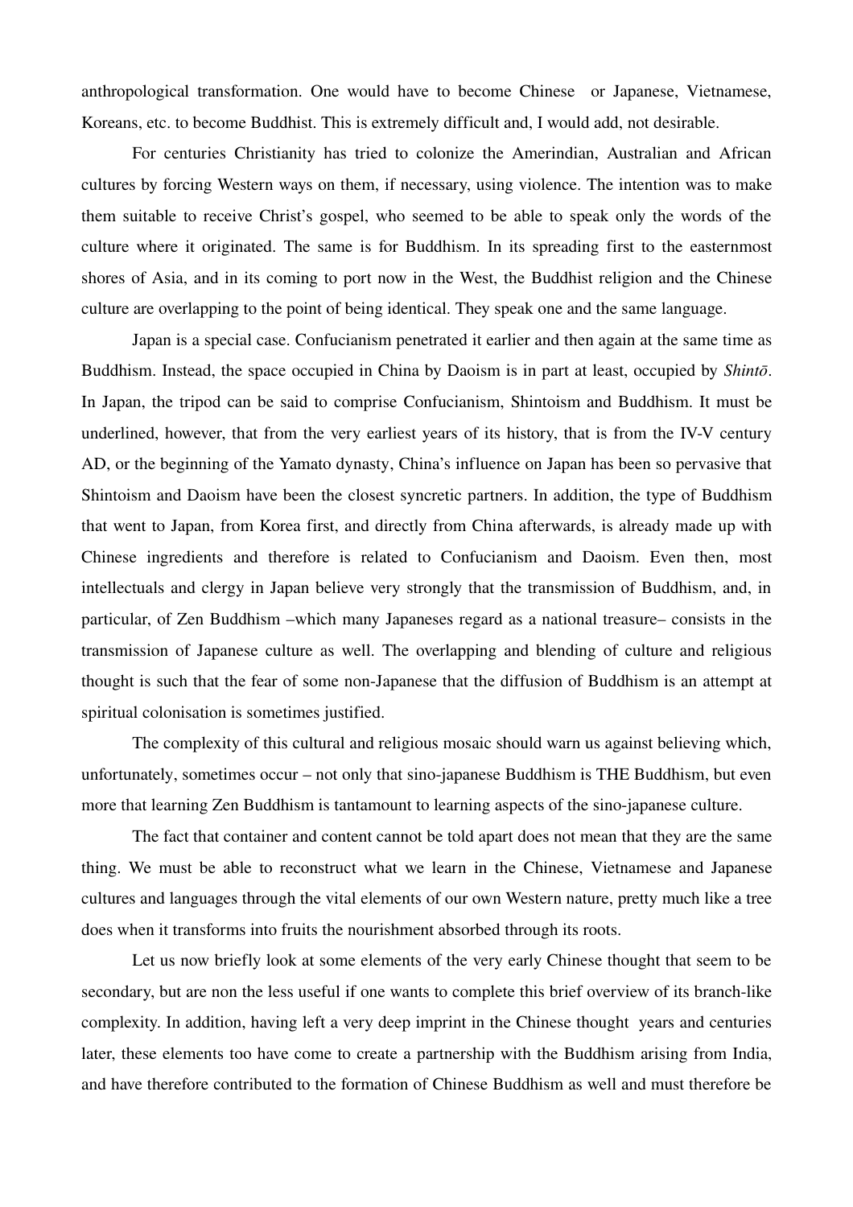anthropological transformation. One would have to become Chinese or Japanese, Vietnamese, Koreans, etc. to become Buddhist. This is extremely difficult and, I would add, not desirable.

For centuries Christianity has tried to colonize the Amerindian, Australian and African cultures by forcing Western ways on them, if necessary, using violence. The intention was to make them suitable to receive Christ's gospel, who seemed to be able to speak only the words of the culture where it originated. The same is for Buddhism. In its spreading first to the easternmost shores of Asia, and in its coming to port now in the West, the Buddhist religion and the Chinese culture are overlapping to the point of being identical. They speak one and the same language.

Japan is a special case. Confucianism penetrated it earlier and then again at the same time as Buddhism. Instead, the space occupied in China by Daoism is in part at least, occupied by *Shintō*. In Japan, the tripod can be said to comprise Confucianism, Shintoism and Buddhism. It must be underlined, however, that from the very earliest years of its history, that is from the IV-V century AD, or the beginning of the Yamato dynasty, China's influence on Japan has been so pervasive that Shintoism and Daoism have been the closest syncretic partners. In addition, the type of Buddhism that went to Japan, from Korea first, and directly from China afterwards, is already made up with Chinese ingredients and therefore is related to Confucianism and Daoism. Even then, most intellectuals and clergy in Japan believe very strongly that the transmission of Buddhism, and, in particular, of Zen Buddhism –which many Japaneses regard as a national treasure– consists in the transmission of Japanese culture as well. The overlapping and blending of culture and religious thought is such that the fear of some non-Japanese that the diffusion of Buddhism is an attempt at spiritual colonisation is sometimes justified.

The complexity of this cultural and religious mosaic should warn us against believing which, unfortunately, sometimes occur – not only that sino-japanese Buddhism is THE Buddhism, but even more that learning Zen Buddhism is tantamount to learning aspects of the sino-japanese culture.

The fact that container and content cannot be told apart does not mean that they are the same thing. We must be able to reconstruct what we learn in the Chinese, Vietnamese and Japanese cultures and languages through the vital elements of our own Western nature, pretty much like a tree does when it transforms into fruits the nourishment absorbed through its roots.

Let us now briefly look at some elements of the very early Chinese thought that seem to be secondary, but are non the less useful if one wants to complete this brief overview of its branch-like complexity. In addition, having left a very deep imprint in the Chinese thought years and centuries later, these elements too have come to create a partnership with the Buddhism arising from India, and have therefore contributed to the formation of Chinese Buddhism as well and must therefore be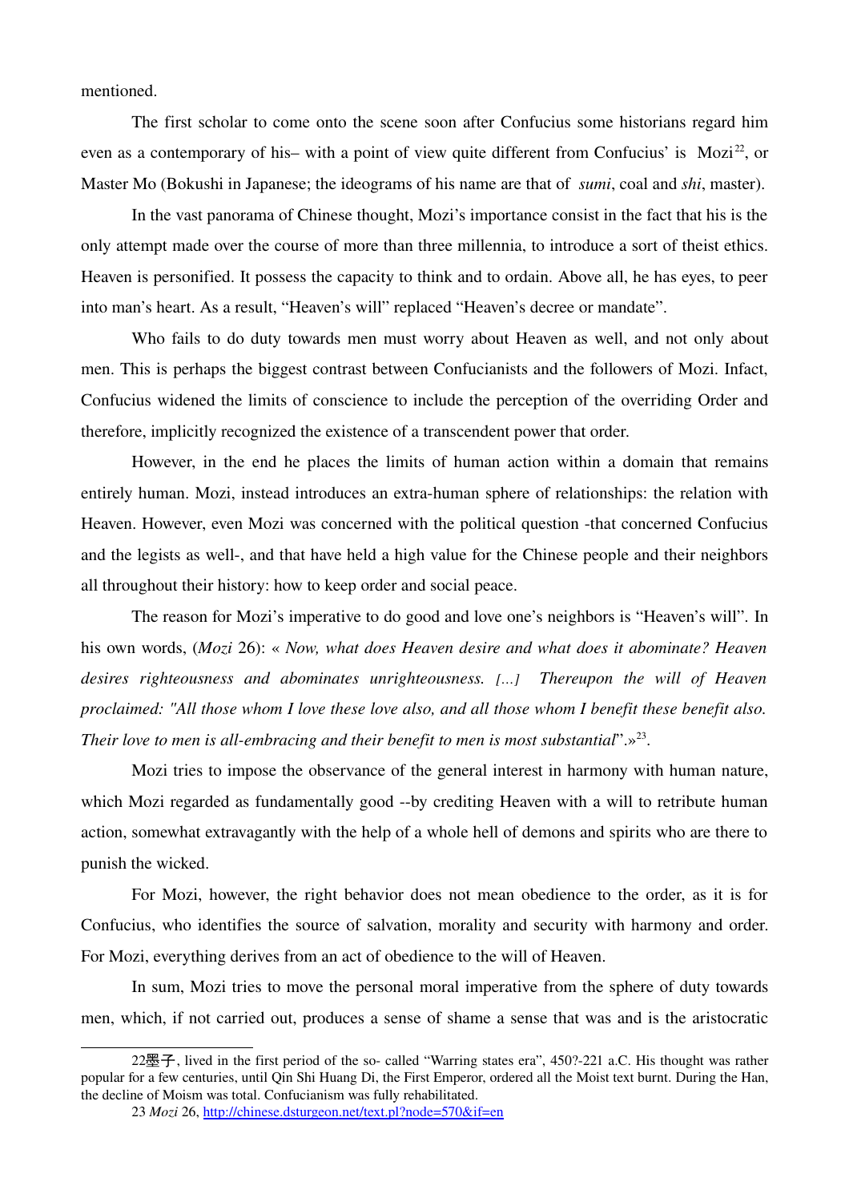mentioned.

The first scholar to come onto the scene soon after Confucius some historians regard him even as a contemporary of his– with a point of view quite different from Confucius' is Mozi[22], or Master Mo (Bokushi in Japanese; the ideograms of his name are that of *sumi*, coal and *shi*, master).

In the vast panorama of Chinese thought, Mozi's importance consist in the fact that his is the only attempt made over the course of more than three millennia, to introduce a sort of theist ethics. Heaven is personified. It possess the capacity to think and to ordain. Above all, he has eyes, to peer into man's heart. As a result, "Heaven's will" replaced "Heaven's decree or mandate".

Who fails to do duty towards men must worry about Heaven as well, and not only about men. This is perhaps the biggest contrast between Confucianists and the followers of Mozi. Infact, Confucius widened the limits of conscience to include the perception of the overriding Order and therefore, implicitly recognized the existence of a transcendent power that order.

However, in the end he places the limits of human action within a domain that remains entirely human. Mozi, instead introduces an extra-human sphere of relationships: the relation with Heaven. However, even Mozi was concerned with the political question -that concerned Confucius and the legists as well-, and that have held a high value for the Chinese people and their neighbors all throughout their history: how to keep order and social peace.

The reason for Mozi's imperative to do good and love one's neighbors is "Heaven's will". In his own words, (*Mozi* 26): « *Now, what does Heaven desire and what does it abominate? Heaven desires righteousness and abominates unrighteousness. [...] Thereupon the will of Heaven proclaimed: "All those whom I love these love also, and all those whom I benefit these benefit also. Their love to men is all-embracing and their benefit to men is most substantial*".»[23].

Mozi tries to impose the observance of the general interest in harmony with human nature, which Mozi regarded as fundamentally good --by crediting Heaven with a will to retribute human action, somewhat extravagantly with the help of a whole hell of demons and spirits who are there to punish the wicked.

For Mozi, however, the right behavior does not mean obedience to the order, as it is for Confucius, who identifies the source of salvation, morality and security with harmony and order. For Mozi, everything derives from an act of obedience to the will of Heaven.

In sum, Mozi tries to move the personal moral imperative from the sphere of duty towards men, which, if not carried out, produces a sense of shame a sense that was and is the aristocratic

---

22墨子, lived in the first period of the so- called "Warring states era", 450?-221 a.C. His thought was rather popular for a few centuries, until Qin Shi Huang Di, the First Emperor, ordered all the Moist text burnt. During the Han, the decline of Moism was total. Confucianism was fully rehabilitated.

23 *Mozi* 26, http://chinese.dsturgeon.net/text.pl?node=570&if=en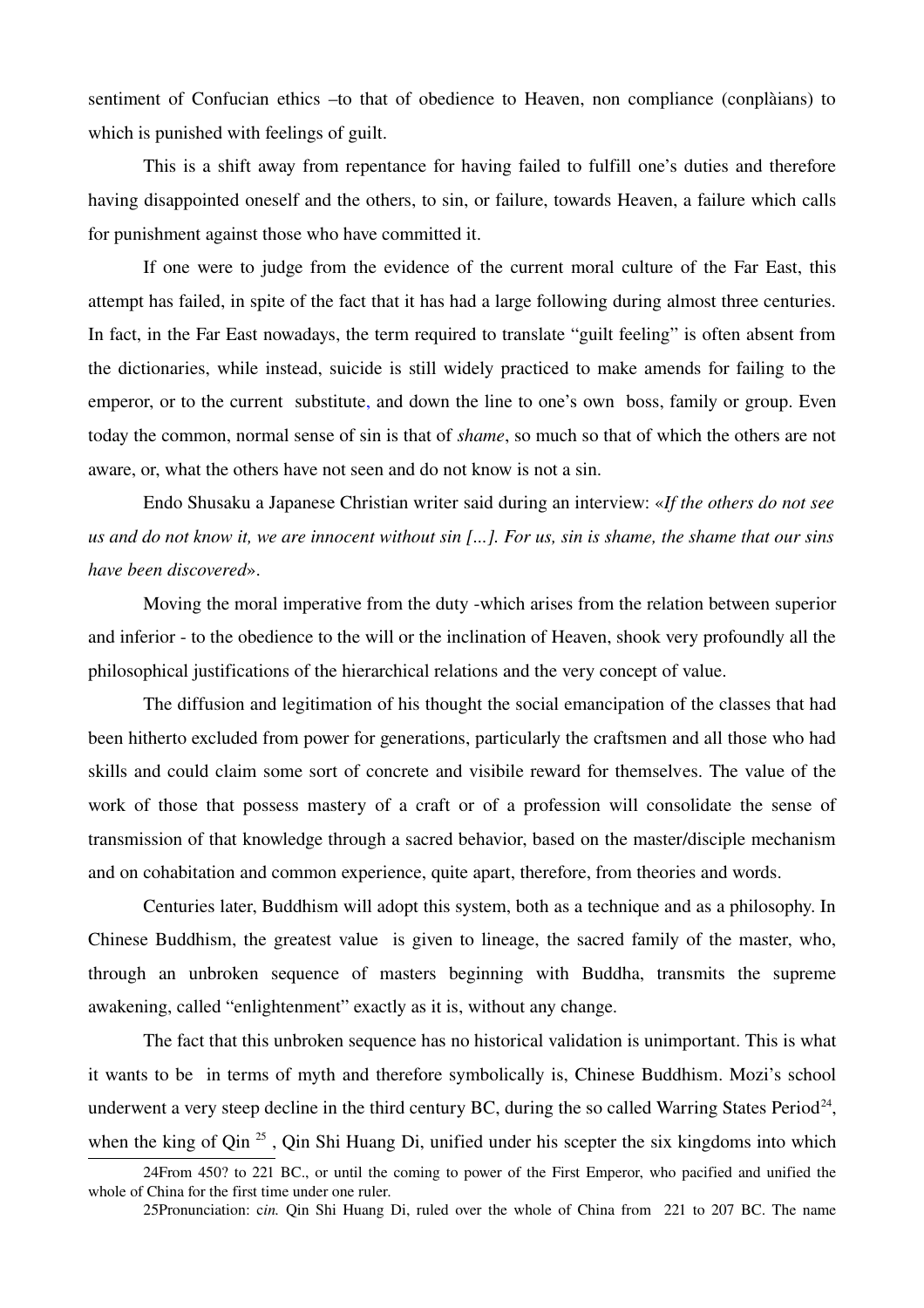sentiment of Confucian ethics –to that of obedience to Heaven, non compliance (conplàians) to which is punished with feelings of guilt.

This is a shift away from repentance for having failed to fulfill one's duties and therefore having disappointed oneself and the others, to sin, or failure, towards Heaven, a failure which calls for punishment against those who have committed it.

If one were to judge from the evidence of the current moral culture of the Far East, this attempt has failed, in spite of the fact that it has had a large following during almost three centuries. In fact, in the Far East nowadays, the term required to translate "guilt feeling" is often absent from the dictionaries, while instead, suicide is still widely practiced to make amends for failing to the emperor, or to the current substitute, and down the line to one's own boss, family or group. Even today the common, normal sense of sin is that of *shame*, so much so that of which the others are not aware, or, what the others have not seen and do not know is not a sin.

Endo Shusaku a Japanese Christian writer said during an interview: «*If the others do not see us and do not know it, we are innocent without sin [...]. For us, sin is shame, the shame that our sins have been discovered*».

Moving the moral imperative from the duty -which arises from the relation between superior and inferior - to the obedience to the will or the inclination of Heaven, shook very profoundly all the philosophical justifications of the hierarchical relations and the very concept of value.

The diffusion and legitimation of his thought the social emancipation of the classes that had been hitherto excluded from power for generations, particularly the craftsmen and all those who had skills and could claim some sort of concrete and visibile reward for themselves. The value of the work of those that possess mastery of a craft or of a profession will consolidate the sense of transmission of that knowledge through a sacred behavior, based on the master/disciple mechanism and on cohabitation and common experience, quite apart, therefore, from theories and words.

Centuries later, Buddhism will adopt this system, both as a technique and as a philosophy. In Chinese Buddhism, the greatest value is given to lineage, the sacred family of the master, who, through an unbroken sequence of masters beginning with Buddha, transmits the supreme awakening, called "enlightenment" exactly as it is, without any change.

The fact that this unbroken sequence has no historical validation is unimportant. This is what it wants to be in terms of myth and therefore symbolically is, Chinese Buddhism. Mozi's school underwent a very steep decline in the third century BC, during the so called Warring States Period[24], when the king of Qin [25] , Qin Shi Huang Di, unified under his scepter the six kingdoms into which

24From 450? to 221 BC., or until the coming to power of the First Emperor, who pacified and unified the whole of China for the first time under one ruler.

25Pronunciation: c*in.* Qin Shi Huang Di, ruled over the whole of China from 221 to 207 BC. The name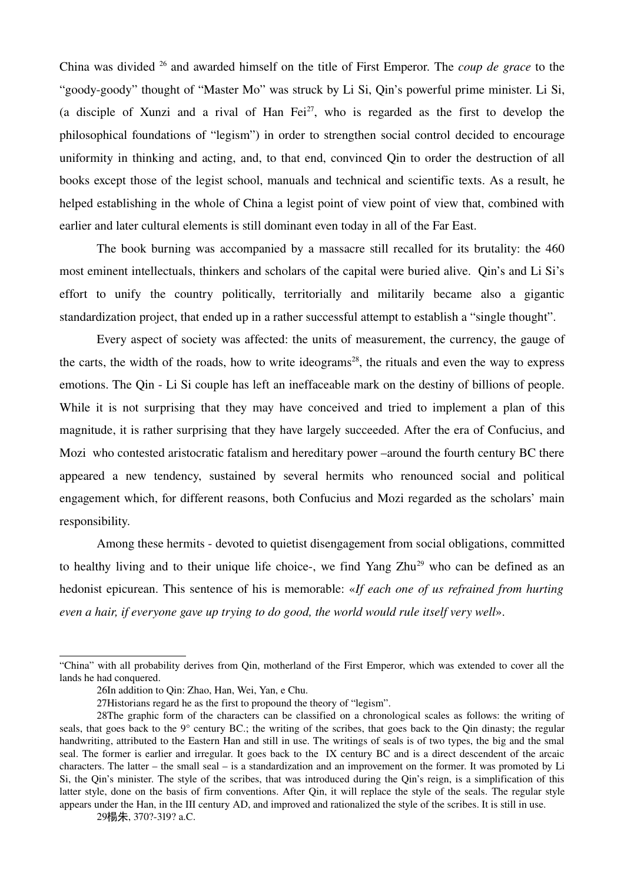China was divided [26] and awarded himself on the title of First Emperor. The *coup de grace* to the "goody-goody" thought of "Master Mo" was struck by Li Si, Qin's powerful prime minister. Li Si, (a disciple of Xunzi and a rival of Han Fei[27], who is regarded as the first to develop the philosophical foundations of "legism") in order to strengthen social control decided to encourage uniformity in thinking and acting, and, to that end, convinced Qin to order the destruction of all books except those of the legist school, manuals and technical and scientific texts. As a result, he helped establishing in the whole of China a legist point of view point of view that, combined with earlier and later cultural elements is still dominant even today in all of the Far East.

The book burning was accompanied by a massacre still recalled for its brutality: the 460 most eminent intellectuals, thinkers and scholars of the capital were buried alive. Qin's and Li Si's effort to unify the country politically, territorially and militarily became also a gigantic standardization project, that ended up in a rather successful attempt to establish a "single thought".

Every aspect of society was affected: the units of measurement, the currency, the gauge of the carts, the width of the roads, how to write ideograms[28], the rituals and even the way to express emotions. The Qin - Li Si couple has left an ineffaceable mark on the destiny of billions of people. While it is not surprising that they may have conceived and tried to implement a plan of this magnitude, it is rather surprising that they have largely succeeded. After the era of Confucius, and Mozi who contested aristocratic fatalism and hereditary power –around the fourth century BC there appeared a new tendency, sustained by several hermits who renounced social and political engagement which, for different reasons, both Confucius and Mozi regarded as the scholars' main responsibility.

Among these hermits - devoted to quietist disengagement from social obligations, committed to healthy living and to their unique life choice-, we find Yang Zhu[29] who can be defined as an hedonist epicurean. This sentence of his is memorable: «*If each one of us refrained from hurting even a hair, if everyone gave up trying to do good, the world would rule itself very well*».

---

"China" with all probability derives from Qin, motherland of the First Emperor, which was extended to cover all the lands he had conquered.

26In addition to Qin: Zhao, Han, Wei, Yan, e Chu.

27Historians regard he as the first to propound the theory of "legism".

28The graphic form of the characters can be classified on a chronological scales as follows: the writing of seals, that goes back to the 9° century BC.; the writing of the scribes, that goes back to the Qin dynasty; the regular handwriting, attributed to the Eastern Han and still in use. The writings of seals is of two types, the big and the smal seal. The former is earlier and irregular. It goes back to the IX century BC and is a direct descendent of the arcaic characters. The latter – the small seal – is a standardization and an improvement on the former. It was promoted by Li Si, the Qin's minister. The style of the scribes, that was introduced during the Qin's reign, is a simplification of this latter style, done on the basis of firm conventions. After Qin, it will replace the style of the seals. The regular style appears under the Han, in the III century AD, and improved and rationalized the style of the scribes. It is still in use.

29楊朱, 370?-319? a.C.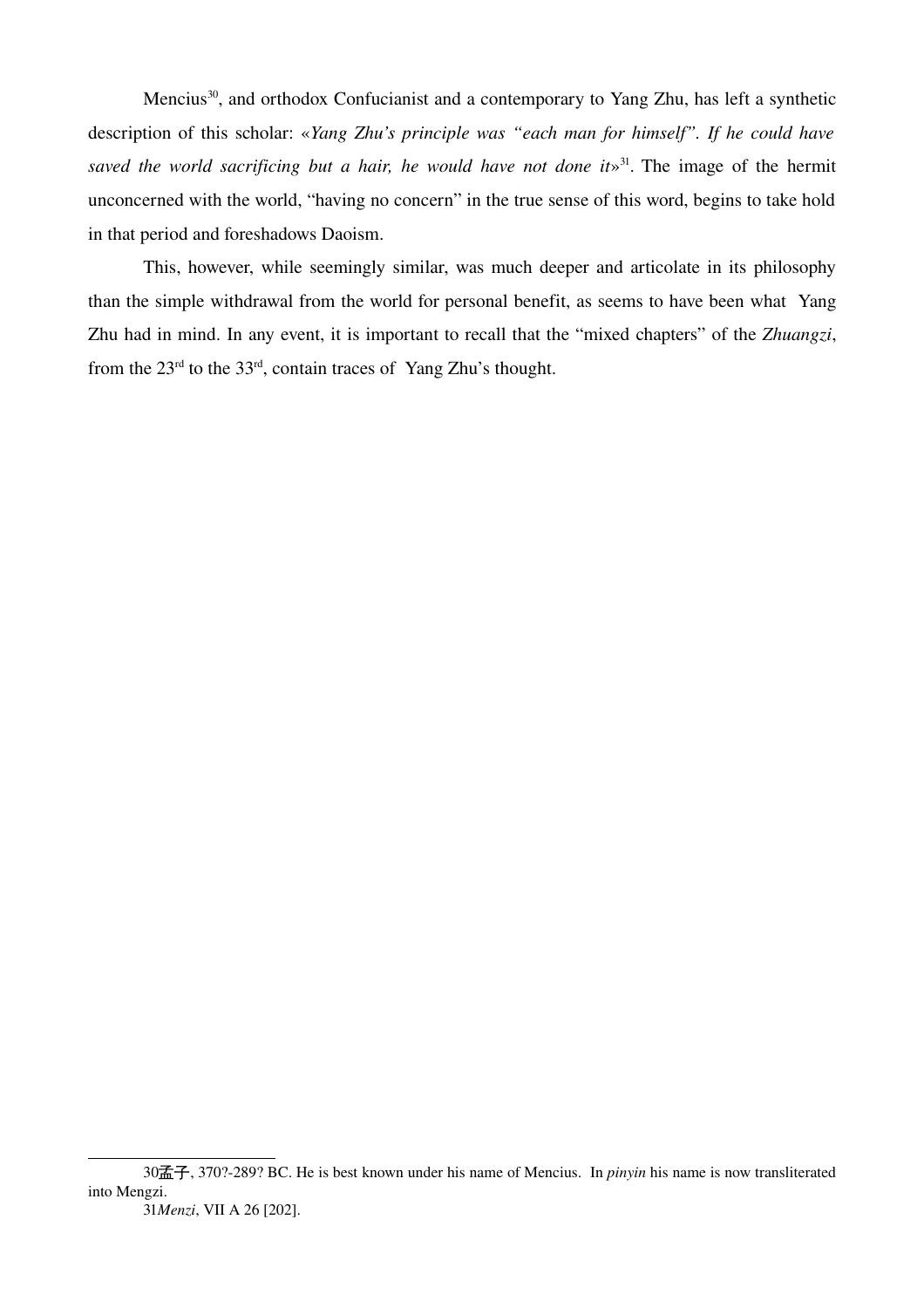Mencius[30], and orthodox Confucianist and a contemporary to Yang Zhu, has left a synthetic description of this scholar: «*Yang Zhu's principle was "each man for himself". If he could have saved the world sacrificing but a hair, he would have not done it*»[31]. The image of the hermit unconcerned with the world, "having no concern" in the true sense of this word, begins to take hold in that period and foreshadows Daoism.

This, however, while seemingly similar, was much deeper and articolate in its philosophy than the simple withdrawal from the world for personal benefit, as seems to have been what Yang Zhu had in mind. In any event, it is important to recall that the "mixed chapters" of the *Zhuangzi*, from the 23rd to the 33rd, contain traces of Yang Zhu's thought.

---

30孟子, 370?-289? BC. He is best known under his name of Mencius. In *pinyin* his name is now transliterated into Mengzi.

31*Menzi*, VII A 26 [202].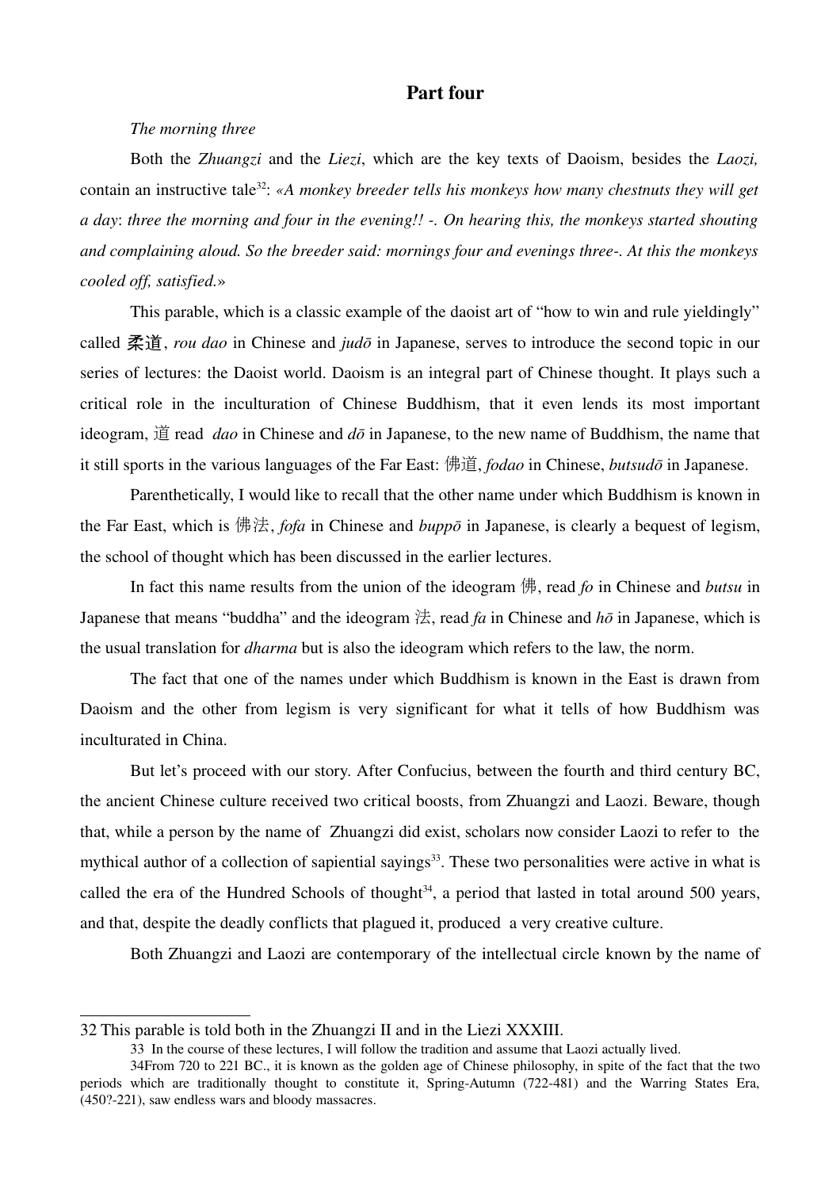## Part four

*The morning three*

Both the *Zhuangzi* and the *Liezi*, which are the key texts of Daoism, besides the *Laozi,* contain an instructive tale[32]: *«A monkey breeder tells his monkeys how many chestnuts they will get a day*: *three the morning and four in the evening!! -. On hearing this, the monkeys started shouting and complaining aloud. So the breeder said: mornings four and evenings three-. At this the monkeys cooled off, satisfied.»*

This parable, which is a classic example of the daoist art of "how to win and rule yieldingly" called 柔道, *rou dao* in Chinese and *judō* in Japanese, serves to introduce the second topic in our series of lectures: the Daoist world. Daoism is an integral part of Chinese thought. It plays such a critical role in the inculturation of Chinese Buddhism, that it even lends its most important ideogram, 道 read *dao* in Chinese and *dō* in Japanese, to the new name of Buddhism, the name that it still sports in the various languages of the Far East: 佛道, *fodao* in Chinese, *butsudō* in Japanese.

Parenthetically, I would like to recall that the other name under which Buddhism is known in the Far East, which is 佛法, *fofa* in Chinese and *buppō* in Japanese, is clearly a bequest of legism, the school of thought which has been discussed in the earlier lectures.

In fact this name results from the union of the ideogram 佛, read *fo* in Chinese and *butsu* in Japanese that means "buddha" and the ideogram 法, read *fa* in Chinese and *hō* in Japanese, which is the usual translation for *dharma* but is also the ideogram which refers to the law, the norm.

The fact that one of the names under which Buddhism is known in the East is drawn from Daoism and the other from legism is very significant for what it tells of how Buddhism was inculturated in China.

But let's proceed with our story. After Confucius, between the fourth and third century BC, the ancient Chinese culture received two critical boosts, from Zhuangzi and Laozi. Beware, though that, while a person by the name of Zhuangzi did exist, scholars now consider Laozi to refer to the mythical author of a collection of sapiential sayings[33]. These two personalities were active in what is called the era of the Hundred Schools of thought[34], a period that lasted in total around 500 years, and that, despite the deadly conflicts that plagued it, produced a very creative culture.

Both Zhuangzi and Laozi are contemporary of the intellectual circle known by the name of

---

32 This parable is told both in the Zhuangzi II and in the Liezi XXXIII.

33 In the course of these lectures, I will follow the tradition and assume that Laozi actually lived.

34From 720 to 221 BC., it is known as the golden age of Chinese philosophy, in spite of the fact that the two periods which are traditionally thought to constitute it, Spring-Autumn (722-481) and the Warring States Era, (450?-221), saw endless wars and bloody massacres.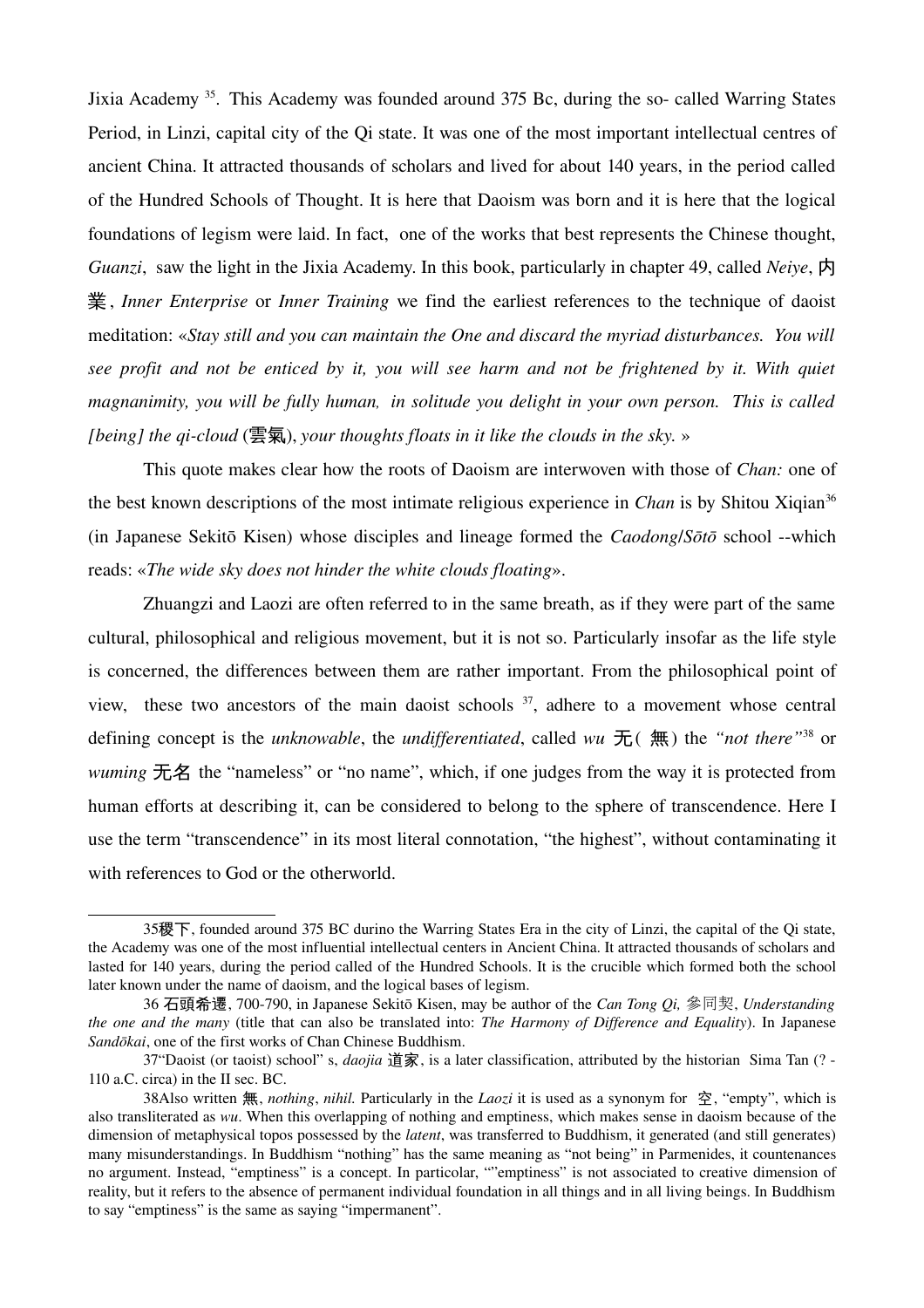Jixia Academy [35]. This Academy was founded around 375 Bc, during the so- called Warring States Period, in Linzi, capital city of the Qi state. It was one of the most important intellectual centres of ancient China. It attracted thousands of scholars and lived for about 140 years, in the period called of the Hundred Schools of Thought. It is here that Daoism was born and it is here that the logical foundations of legism were laid. In fact, one of the works that best represents the Chinese thought, *Guanzi*, saw the light in the Jixia Academy. In this book, particularly in chapter 49, called *Neiye*, 内業, *Inner Enterprise* or *Inner Training* we find the earliest references to the technique of daoist meditation: «*Stay still and you can maintain the One and discard the myriad disturbances. You will see profit and not be enticed by it, you will see harm and not be frightened by it. With quiet magnanimity, you will be fully human, in solitude you delight in your own person. This is called [being] the qi-cloud* (雲氣), *your thoughts floats in it like the clouds in the sky.* »

This quote makes clear how the roots of Daoism are interwoven with those of *Chan:* one of the best known descriptions of the most intimate religious experience in *Chan* is by Shitou Xiqian[36] (in Japanese Sekitō Kisen) whose disciples and lineage formed the *Caodong*/*Sōtō* school --which reads: «*The wide sky does not hinder the white clouds floating*».

Zhuangzi and Laozi are often referred to in the same breath, as if they were part of the same cultural, philosophical and religious movement, but it is not so. Particularly insofar as the life style is concerned, the differences between them are rather important. From the philosophical point of view, these two ancestors of the main daoist schools [37], adhere to a movement whose central defining concept is the *unknowable*, the *undifferentiated*, called *wu* 无(無) the *"not there"*[38] or *wuming* 无名 the "nameless" or "no name", which, if one judges from the way it is protected from human efforts at describing it, can be considered to belong to the sphere of transcendence. Here I use the term "transcendence" in its most literal connotation, "the highest", without contaminating it with references to God or the otherworld.

---

35稷下, founded around 375 BC durino the Warring States Era in the city of Linzi, the capital of the Qi state, the Academy was one of the most influential intellectual centers in Ancient China. It attracted thousands of scholars and lasted for 140 years, during the period called of the Hundred Schools. It is the crucible which formed both the school later known under the name of daoism, and the logical bases of legism.

36 石頭希遷, 700-790, in Japanese Sekitō Kisen, may be author of the *Can Tong Qi,* 参同契, *Understanding the one and the many* (title that can also be translated into: *The Harmony of Difference and Equality*). In Japanese *Sandōkai*, one of the first works of Chan Chinese Buddhism.

37"Daoist (or taoist) school" s, *daojia* 道家, is a later classification, attributed by the historian Sima Tan (? - 110 a.C. circa) in the II sec. BC.

38Also written 無, *nothing*, *nihil.* Particularly in the *Laozi* it is used as a synonym for 空, "empty", which is also transliterated as *wu*. When this overlapping of nothing and emptiness, which makes sense in daoism because of the dimension of metaphysical topos possessed by the *latent*, was transferred to Buddhism, it generated (and still generates) many misunderstandings. In Buddhism "nothing" has the same meaning as "not being" in Parmenides, it countenances no argument. Instead, "emptiness" is a concept. In particolar, ""emptiness" is not associated to creative dimension of reality, but it refers to the absence of permanent individual foundation in all things and in all living beings. In Buddhism to say "emptiness" is the same as saying "impermanent".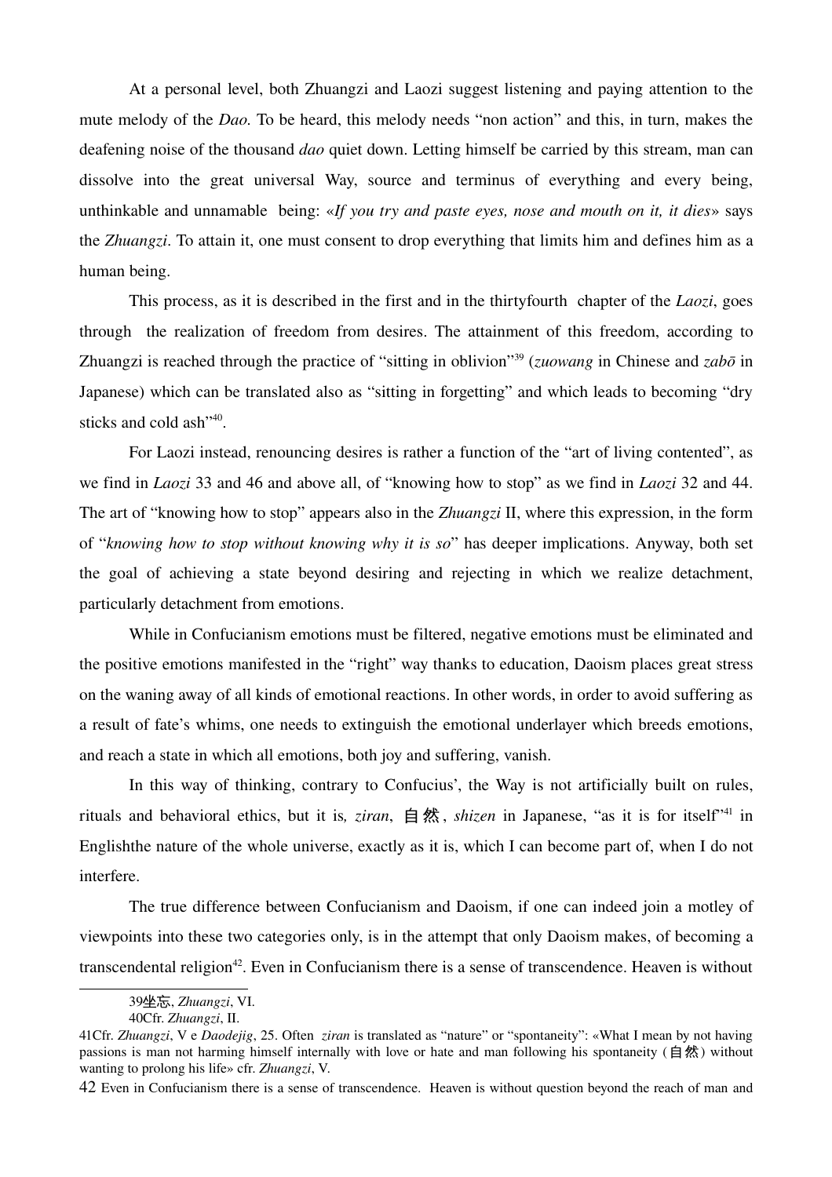At a personal level, both Zhuangzi and Laozi suggest listening and paying attention to the mute melody of the *Dao.* To be heard, this melody needs "non action" and this, in turn, makes the deafening noise of the thousand *dao* quiet down. Letting himself be carried by this stream, man can dissolve into the great universal Way, source and terminus of everything and every being, unthinkable and unnamable being: «*If you try and paste eyes, nose and mouth on it, it dies*» says the *Zhuangzi*. To attain it, one must consent to drop everything that limits him and defines him as a human being.

This process, as it is described in the first and in the thirtyfourth chapter of the *Laozi*, goes through the realization of freedom from desires. The attainment of this freedom, according to Zhuangzi is reached through the practice of "sitting in oblivion"[39] (*zuowang* in Chinese and *zabō* in Japanese) which can be translated also as "sitting in forgetting" and which leads to becoming "dry sticks and cold ash"[40].

For Laozi instead, renouncing desires is rather a function of the "art of living contented", as we find in *Laozi* 33 and 46 and above all, of "knowing how to stop" as we find in *Laozi* 32 and 44. The art of "knowing how to stop" appears also in the *Zhuangzi* II, where this expression, in the form of "*knowing how to stop without knowing why it is so*" has deeper implications. Anyway, both set the goal of achieving a state beyond desiring and rejecting in which we realize detachment, particularly detachment from emotions.

While in Confucianism emotions must be filtered, negative emotions must be eliminated and the positive emotions manifested in the "right" way thanks to education, Daoism places great stress on the waning away of all kinds of emotional reactions. In other words, in order to avoid suffering as a result of fate's whims, one needs to extinguish the emotional underlayer which breeds emotions, and reach a state in which all emotions, both joy and suffering, vanish.

In this way of thinking, contrary to Confucius', the Way is not artificially built on rules, rituals and behavioral ethics, but it is*, ziran*, 自然, *shizen* in Japanese, "as it is for itself"[41] in Englishthe nature of the whole universe, exactly as it is, which I can become part of, when I do not interfere.

The true difference between Confucianism and Daoism, if one can indeed join a motley of viewpoints into these two categories only, is in the attempt that only Daoism makes, of becoming a transcendental religion[42]. Even in Confucianism there is a sense of transcendence. Heaven is without

---

39坐忘, *Zhuangzi*, VI.

40Cfr. *Zhuangzi*, II.

41Cfr. *Zhuangzi*, V e *Daodejig*, 25. Often *ziran* is translated as "nature" or "spontaneity": «What I mean by not having passions is man not harming himself internally with love or hate and man following his spontaneity (自然) without wanting to prolong his life» cfr. *Zhuangzi*, V.

42 Even in Confucianism there is a sense of transcendence. Heaven is without question beyond the reach of man and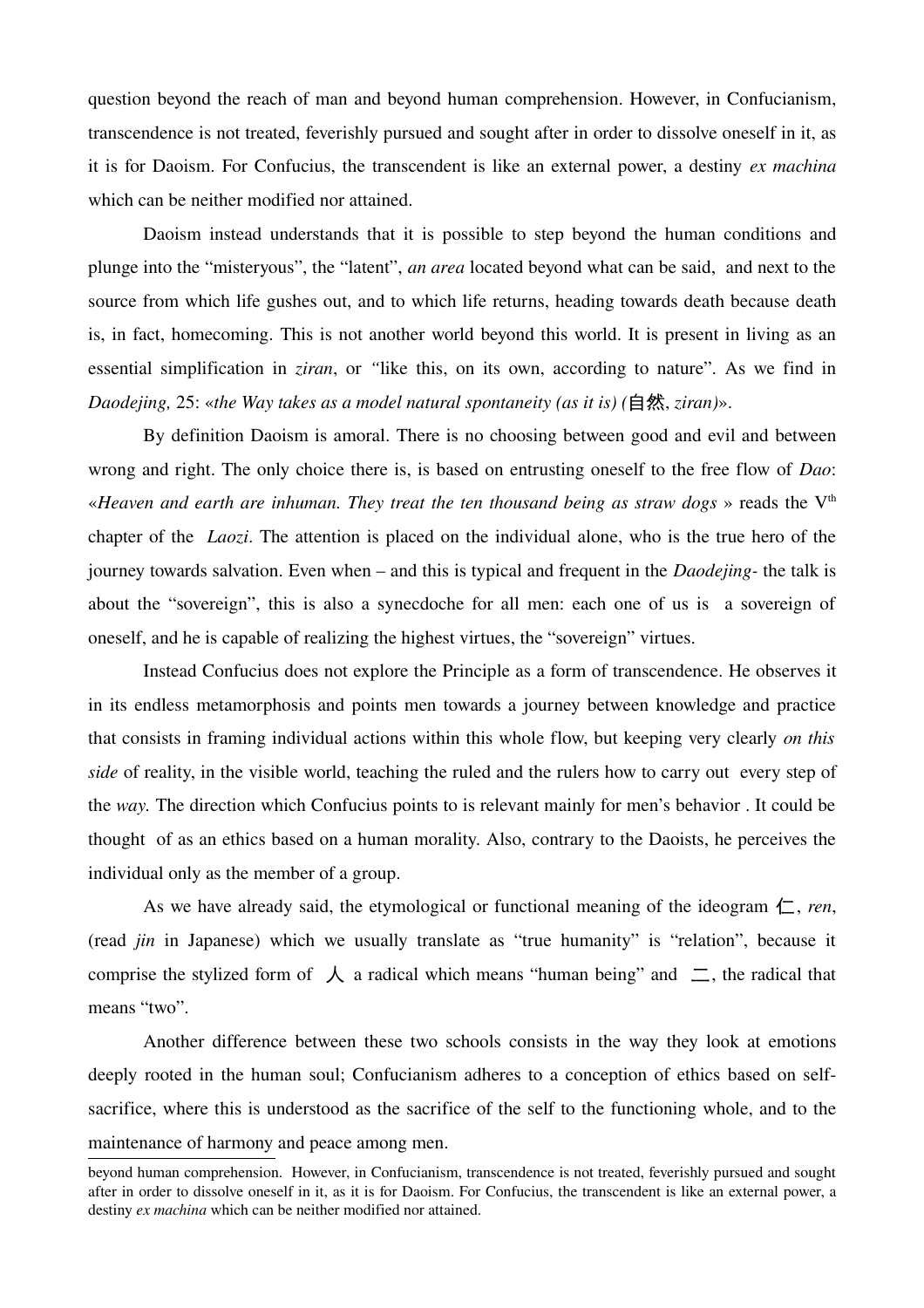question beyond the reach of man and beyond human comprehension. However, in Confucianism, transcendence is not treated, feverishly pursued and sought after in order to dissolve oneself in it, as it is for Daoism. For Confucius, the transcendent is like an external power, a destiny *ex machina* which can be neither modified nor attained.

Daoism instead understands that it is possible to step beyond the human conditions and plunge into the "misteryous", the "latent", *an area* located beyond what can be said, and next to the source from which life gushes out, and to which life returns, heading towards death because death is, in fact, homecoming. This is not another world beyond this world. It is present in living as an essential simplification in *ziran*, or "like this, on its own, according to nature". As we find in *Daodejing,* 25: «*the Way takes as a model natural spontaneity (as it is) (*自然*, ziran)*».

By definition Daoism is amoral. There is no choosing between good and evil and between wrong and right. The only choice there is, is based on entrusting oneself to the free flow of *Dao*: «*Heaven and earth are inhuman. They treat the ten thousand being as straw dogs* » reads the V[th] chapter of the *Laozi*. The attention is placed on the individual alone, who is the true hero of the journey towards salvation. Even when – and this is typical and frequent in the *Daodejing*- the talk is about the "sovereign", this is also a synecdoche for all men: each one of us is a sovereign of oneself, and he is capable of realizing the highest virtues, the "sovereign" virtues.

Instead Confucius does not explore the Principle as a form of transcendence. He observes it in its endless metamorphosis and points men towards a journey between knowledge and practice that consists in framing individual actions within this whole flow, but keeping very clearly *on this side* of reality, in the visible world, teaching the ruled and the rulers how to carry out every step of the *way.* The direction which Confucius points to is relevant mainly for men's behavior . It could be thought of as an ethics based on a human morality. Also, contrary to the Daoists, he perceives the individual only as the member of a group.

As we have already said, the etymological or functional meaning of the ideogram 仁, *ren*, (read *jin* in Japanese) which we usually translate as "true humanity" is "relation", because it comprise the stylized form of 人 a radical which means "human being" and 二, the radical that means "two".

Another difference between these two schools consists in the way they look at emotions deeply rooted in the human soul; Confucianism adheres to a conception of ethics based on self-sacrifice, where this is understood as the sacrifice of the self to the functioning whole, and to the maintenance of harmony and peace among men.

---

beyond human comprehension. However, in Confucianism, transcendence is not treated, feverishly pursued and sought after in order to dissolve oneself in it, as it is for Daoism. For Confucius, the transcendent is like an external power, a destiny *ex machina* which can be neither modified nor attained.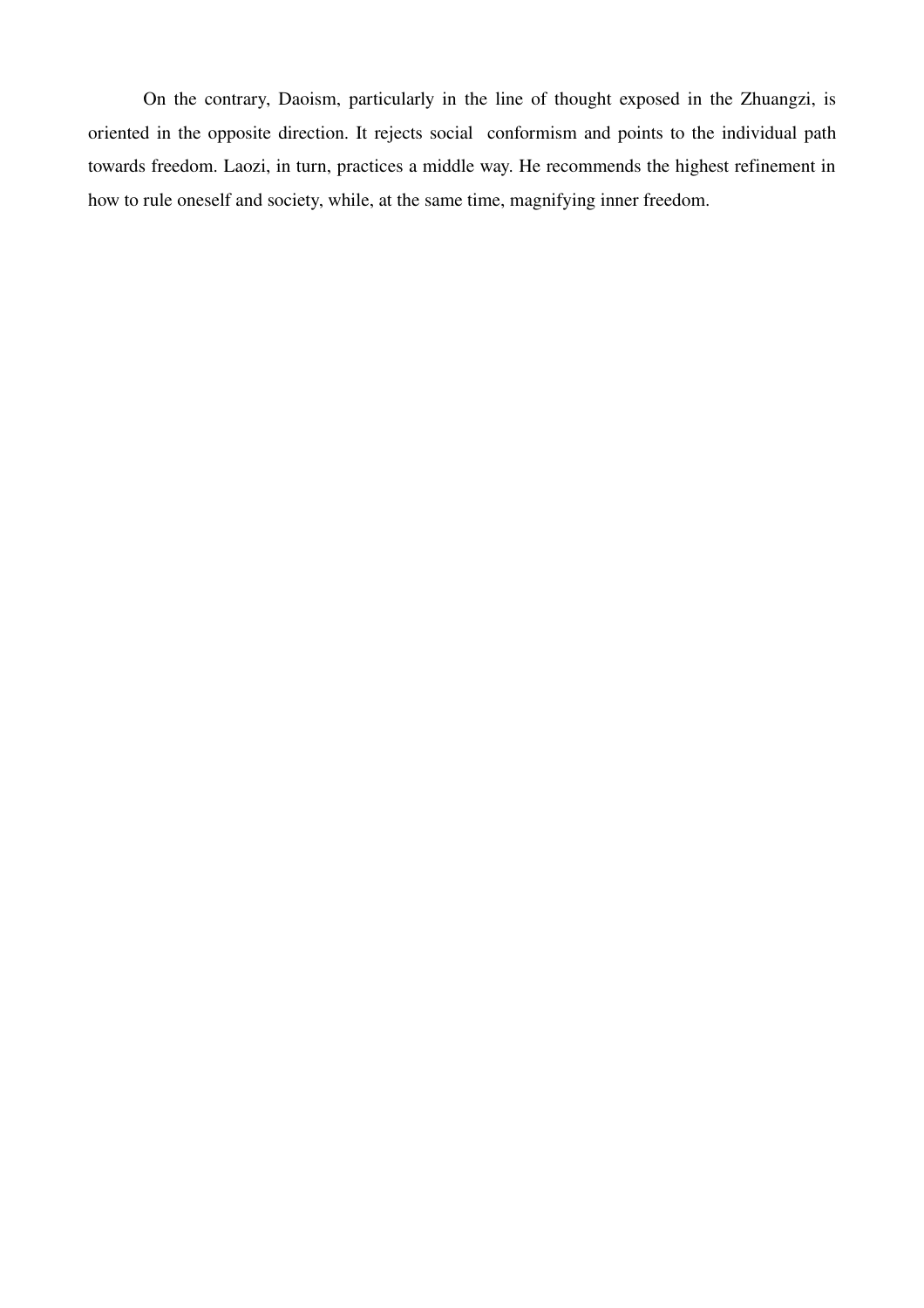On the contrary, Daoism, particularly in the line of thought exposed in the Zhuangzi, is oriented in the opposite direction. It rejects social conformism and points to the individual path towards freedom. Laozi, in turn, practices a middle way. He recommends the highest refinement in how to rule oneself and society, while, at the same time, magnifying inner freedom.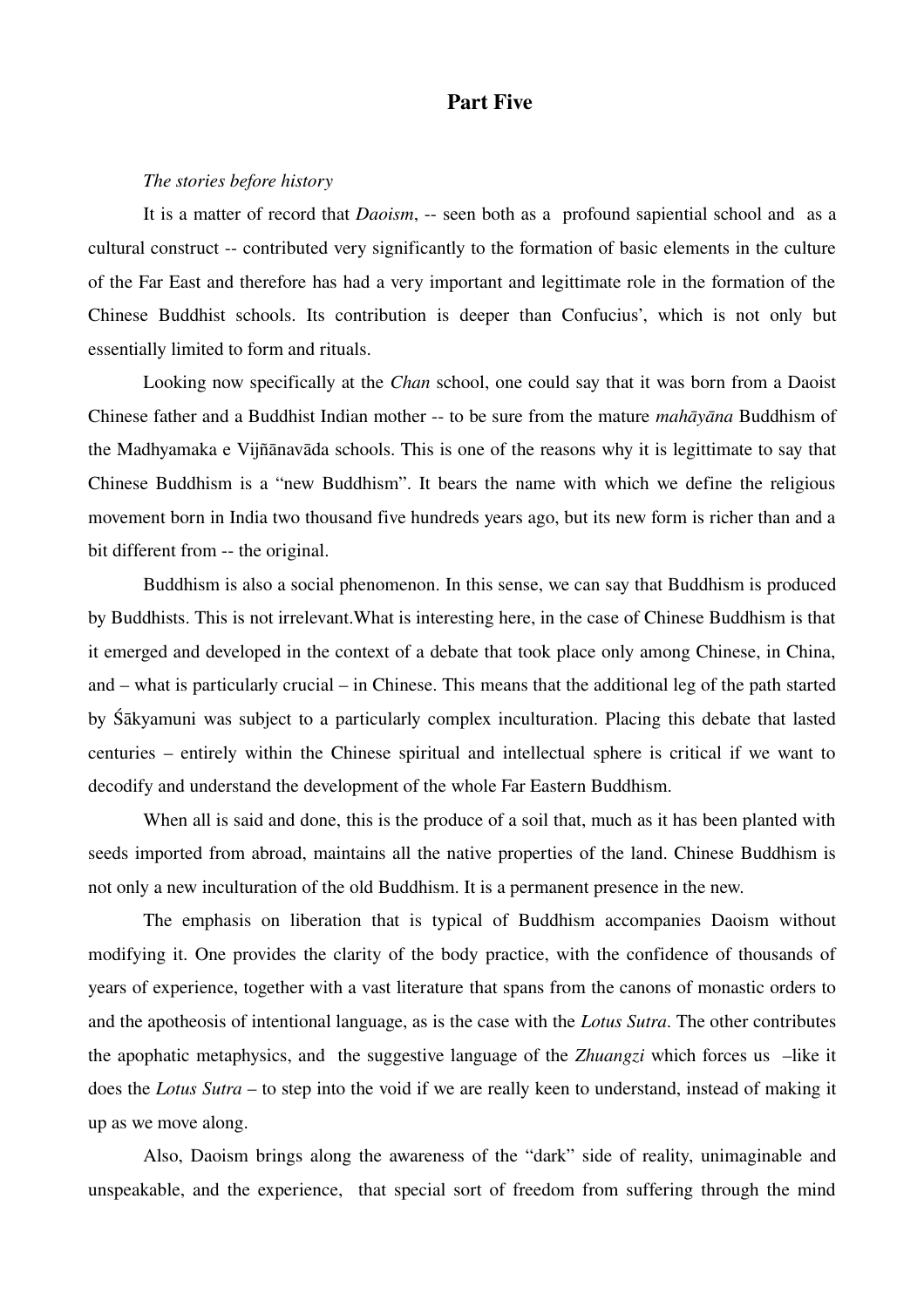# Part Five

*The stories before history*

It is a matter of record that *Daoism*, -- seen both as a profound sapiential school and as a cultural construct -- contributed very significantly to the formation of basic elements in the culture of the Far East and therefore has had a very important and legittimate role in the formation of the Chinese Buddhist schools. Its contribution is deeper than Confucius', which is not only but essentially limited to form and rituals.

Looking now specifically at the *Chan* school, one could say that it was born from a Daoist Chinese father and a Buddhist Indian mother -- to be sure from the mature *mahāyāna* Buddhism of the Madhyamaka e Vijñānavāda schools. This is one of the reasons why it is legittimate to say that Chinese Buddhism is a "new Buddhism". It bears the name with which we define the religious movement born in India two thousand five hundreds years ago, but its new form is richer than and a bit different from -- the original.

Buddhism is also a social phenomenon. In this sense, we can say that Buddhism is produced by Buddhists. This is not irrelevant.What is interesting here, in the case of Chinese Buddhism is that it emerged and developed in the context of a debate that took place only among Chinese, in China, and – what is particularly crucial – in Chinese. This means that the additional leg of the path started by Śākyamuni was subject to a particularly complex inculturation. Placing this debate that lasted centuries – entirely within the Chinese spiritual and intellectual sphere is critical if we want to decodify and understand the development of the whole Far Eastern Buddhism.

When all is said and done, this is the produce of a soil that, much as it has been planted with seeds imported from abroad, maintains all the native properties of the land. Chinese Buddhism is not only a new inculturation of the old Buddhism. It is a permanent presence in the new.

The emphasis on liberation that is typical of Buddhism accompanies Daoism without modifying it. One provides the clarity of the body practice, with the confidence of thousands of years of experience, together with a vast literature that spans from the canons of monastic orders to and the apotheosis of intentional language, as is the case with the *Lotus Sutra*. The other contributes the apophatic metaphysics, and the suggestive language of the *Zhuangzi* which forces us –like it does the *Lotus Sutra* – to step into the void if we are really keen to understand, instead of making it up as we move along.

Also, Daoism brings along the awareness of the "dark" side of reality, unimaginable and unspeakable, and the experience, that special sort of freedom from suffering through the mind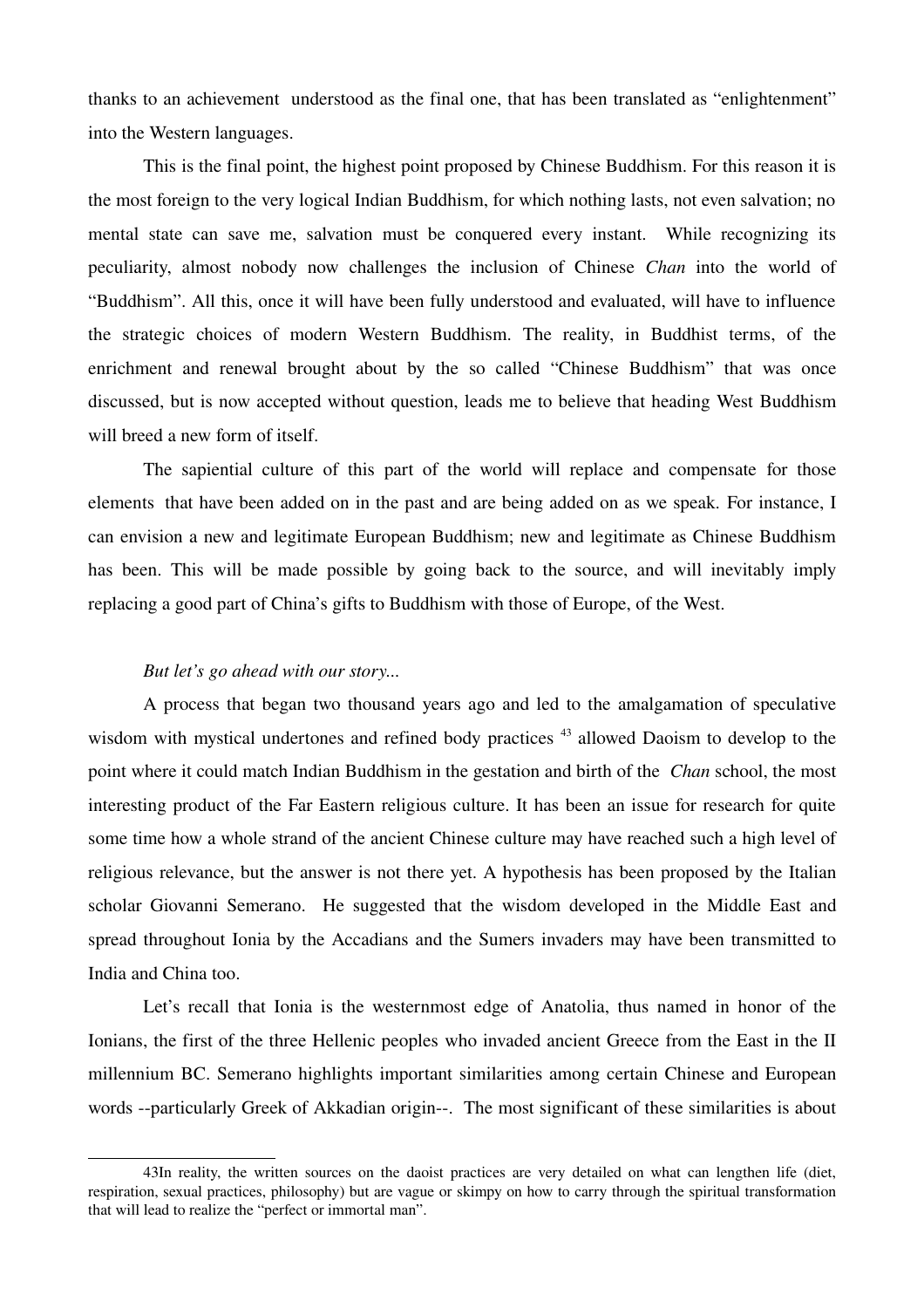thanks to an achievement understood as the final one, that has been translated as “enlightenment” into the Western languages.

This is the final point, the highest point proposed by Chinese Buddhism. For this reason it is the most foreign to the very logical Indian Buddhism, for which nothing lasts, not even salvation; no mental state can save me, salvation must be conquered every instant. While recognizing its peculiarity, almost nobody now challenges the inclusion of Chinese *Chan* into the world of “Buddhism”. All this, once it will have been fully understood and evaluated, will have to influence the strategic choices of modern Western Buddhism. The reality, in Buddhist terms, of the enrichment and renewal brought about by the so called “Chinese Buddhism” that was once discussed, but is now accepted without question, leads me to believe that heading West Buddhism will breed a new form of itself.

The sapiential culture of this part of the world will replace and compensate for those elements that have been added on in the past and are being added on as we speak. For instance, I can envision a new and legitimate European Buddhism; new and legitimate as Chinese Buddhism has been. This will be made possible by going back to the source, and will inevitably imply replacing a good part of China’s gifts to Buddhism with those of Europe, of the West.

*But let’s go ahead with our story...*

A process that began two thousand years ago and led to the amalgamation of speculative wisdom with mystical undertones and refined body practices [43] allowed Daoism to develop to the point where it could match Indian Buddhism in the gestation and birth of the *Chan* school, the most interesting product of the Far Eastern religious culture. It has been an issue for research for quite some time how a whole strand of the ancient Chinese culture may have reached such a high level of religious relevance, but the answer is not there yet. A hypothesis has been proposed by the Italian scholar Giovanni Semerano. He suggested that the wisdom developed in the Middle East and spread throughout Ionia by the Accadians and the Sumers invaders may have been transmitted to India and China too.

Let’s recall that Ionia is the westernmost edge of Anatolia, thus named in honor of the Ionians, the first of the three Hellenic peoples who invaded ancient Greece from the East in the II millennium BC. Semerano highlights important similarities among certain Chinese and European words --particularly Greek of Akkadian origin--. The most significant of these similarities is about

43In reality, the written sources on the daoist practices are very detailed on what can lengthen life (diet, respiration, sexual practices, philosophy) but are vague or skimpy on how to carry through the spiritual transformation that will lead to realize the “perfect or immortal man”.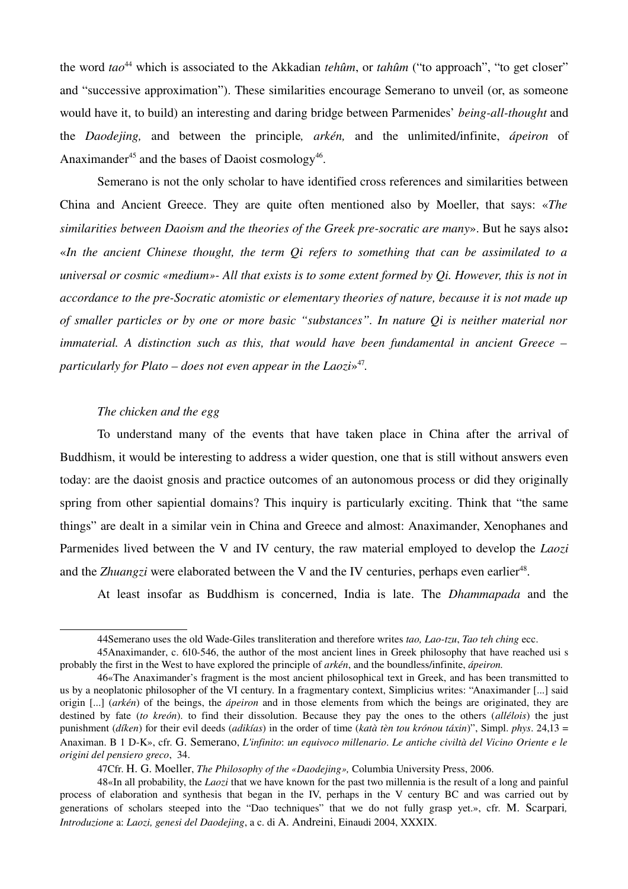the word *tao*[44] which is associated to the Akkadian *tehûm*, or *tahûm* ("to approach", "to get closer" and "successive approximation"). These similarities encourage Semerano to unveil (or, as someone would have it, to build) an interesting and daring bridge between Parmenides' *being-all-thought* and the *Daodejing,* and between the principle*, arkén,* and the unlimited/infinite, *ápeiron* of Anaximander[45] and the bases of Daoist cosmology[46].

Semerano is not the only scholar to have identified cross references and similarities between China and Ancient Greece. They are quite often mentioned also by Moeller, that says: «*The similarities between Daoism and the theories of the Greek pre-socratic are many*». But he says also**:** «*In the ancient Chinese thought, the term Qi refers to something that can be assimilated to a universal or cosmic «medium»- All that exists is to some extent formed by Qi. However, this is not in accordance to the pre-Socratic atomistic or elementary theories of nature, because it is not made up of smaller particles or by one or more basic "substances". In nature Qi is neither material nor immaterial. A distinction such as this, that would have been fundamental in ancient Greece – particularly for Plato – does not even appear in the Laozi*»[47].

*The chicken and the egg*

To understand many of the events that have taken place in China after the arrival of Buddhism, it would be interesting to address a wider question, one that is still without answers even today: are the daoist gnosis and practice outcomes of an autonomous process or did they originally spring from other sapiential domains? This inquiry is particularly exciting. Think that "the same things" are dealt in a similar vein in China and Greece and almost: Anaximander, Xenophanes and Parmenides lived between the V and IV century, the raw material employed to develop the *Laozi* and the *Zhuangzi* were elaborated between the V and the IV centuries, perhaps even earlier[48].

At least insofar as Buddhism is concerned, India is late. The *Dhammapada* and the

---

44Semerano uses the old Wade-Giles transliteration and therefore writes *tao, Lao-tzu*, *Tao teh ching* ecc.

45Anaximander, c. 610-546, the author of the most ancient lines in Greek philosophy that have reached usi s probably the first in the West to have explored the principle of *arkén*, and the boundless/infinite, *ápeiron.*

46«The Anaximander's fragment is the most ancient philosophical text in Greek, and has been transmitted to us by a neoplatonic philosopher of the VI century. In a fragmentary context, Simplicius writes: "Anaximander [...] said origin [...] (*arkén*) of the beings, the *ápeiron* and in those elements from which the beings are originated, they are destined by fate (*to kreón*). to find their dissolution. Because they pay the ones to the others (*allélois*) the just punishment (*díken*) for their evil deeds (*adikías*) in the order of time (*katà tèn tou krónou táxin*)", Simpl. *phys*. 24,13 = Anaximan. B 1 D-K», cfr. G. Semerano, *L'infinito*: *un equivoco millenario*. *Le antiche civiltà del Vicino Oriente e le origini del pensiero greco*, 34.

47Cfr. H. G. Moeller, *The Philosophy of the «Daodejing»,* Columbia University Press, 2006.

48«In all probability, the *Laozi* that we have known for the past two millennia is the result of a long and painful process of elaboration and synthesis that began in the IV, perhaps in the V century BC and was carried out by generations of scholars steeped into the "Dao techniques" that we do not fully grasp yet.», cfr. M. Scarpari*, Introduzione* a: *Laozi, genesi del Daodejing*, a c. di A. Andreini, Einaudi 2004, XXXIX.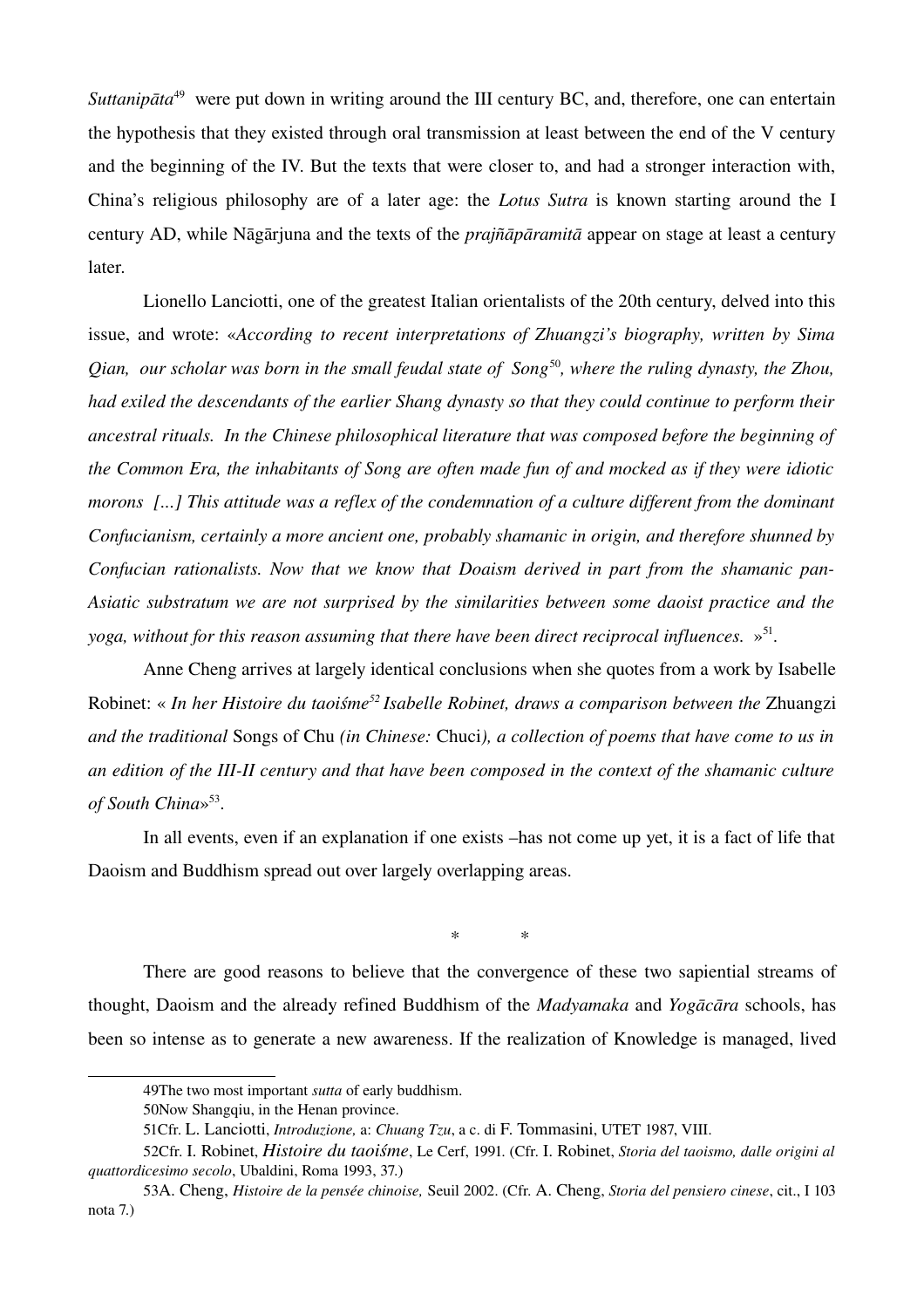*Suttanipāta*[49] were put down in writing around the III century BC, and, therefore, one can entertain the hypothesis that they existed through oral transmission at least between the end of the V century and the beginning of the IV. But the texts that were closer to, and had a stronger interaction with, China's religious philosophy are of a later age: the *Lotus Sutra* is known starting around the I century AD, while Nāgārjuna and the texts of the *prajñāpāramitā* appear on stage at least a century later.

Lionello Lanciotti, one of the greatest Italian orientalists of the 20th century, delved into this issue, and wrote: «*According to recent interpretations of Zhuangzi's biography, written by Sima Qian, our scholar was born in the small feudal state of Song*[50]*, where the ruling dynasty, the Zhou, had exiled the descendants of the earlier Shang dynasty so that they could continue to perform their ancestral rituals. In the Chinese philosophical literature that was composed before the beginning of the Common Era, the inhabitants of Song are often made fun of and mocked as if they were idiotic morons [...] This attitude was a reflex of the condemnation of a culture different from the dominant Confucianism, certainly a more ancient one, probably shamanic in origin, and therefore shunned by Confucian rationalists. Now that we know that Doaism derived in part from the shamanic pan-Asiatic substratum we are not surprised by the similarities between some daoist practice and the yoga, without for this reason assuming that there have been direct reciprocal influences.* »[51].

Anne Cheng arrives at largely identical conclusions when she quotes from a work by Isabelle Robinet: « *In her Histoire du taoiśme*[52] *Isabelle Robinet, draws a comparison between the* Zhuangzi *and the traditional* Songs of Chu *(in Chinese:* Chuci*), a collection of poems that have come to us in an edition of the III-II century and that have been composed in the context of the shamanic culture of South China*»[53].

In all events, even if an explanation if one exists –has not come up yet, it is a fact of life that Daoism and Buddhism spread out over largely overlapping areas.

\* \*

There are good reasons to believe that the convergence of these two sapiential streams of thought, Daoism and the already refined Buddhism of the *Madyamaka* and *Yogācāra* schools, has been so intense as to generate a new awareness. If the realization of Knowledge is managed, lived

---

49The two most important *sutta* of early buddhism.

50Now Shangqiu, in the Henan province.

51Cfr. L. Lanciotti, *Introduzione,* a: *Chuang Tzu*, a c. di F. Tommasini, UTET 1987, VIII.

52Cfr. I. Robinet, *Histoire du taoiśme*, Le Cerf, 1991. (Cfr. I. Robinet, *Storia del taoismo, dalle origini al quattordicesimo secolo*, Ubaldini, Roma 1993, 37.)

53A. Cheng, *Histoire de la pensée chinoise,* Seuil 2002. (Cfr. A. Cheng, *Storia del pensiero cinese*, cit., I 103 nota 7.)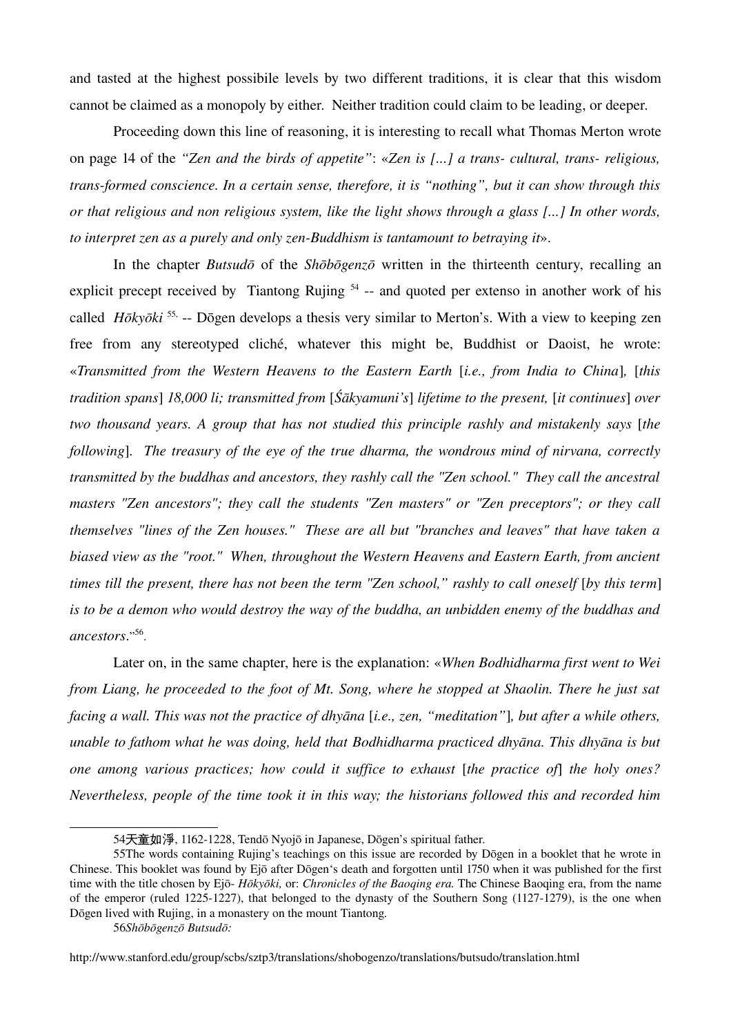and tasted at the highest possibile levels by two different traditions, it is clear that this wisdom cannot be claimed as a monopoly by either. Neither tradition could claim to be leading, or deeper.

Proceeding down this line of reasoning, it is interesting to recall what Thomas Merton wrote on page 14 of the *"Zen and the birds of appetite"*: «*Zen is [...] a trans- cultural, trans- religious, trans-formed conscience. In a certain sense, therefore, it is "nothing", but it can show through this or that religious and non religious system, like the light shows through a glass [...] In other words, to interpret zen as a purely and only zen-Buddhism is tantamount to betraying it*».

In the chapter *Butsudō* of the *Shōbōgenzō* written in the thirteenth century, recalling an explicit precept received by Tiantong Rujing [54] -- and quoted per extenso in another work of his called *Hōkyōki* [55] -- Dōgen develops a thesis very similar to Merton's. With a view to keeping zen free from any stereotyped cliché, whatever this might be, Buddhist or Daoist, he wrote: «*Transmitted from the Western Heavens to the Eastern Earth* [*i.e., from India to China*]*,* [*this tradition spans*] *18,000 li; transmitted from* [*Śākyamuni's*] *lifetime to the present,* [*it continues*] *over two thousand years. A group that has not studied this principle rashly and mistakenly says* [*the following*]. *The treasury of the eye of the true dharma, the wondrous mind of nirvana, correctly transmitted by the buddhas and ancestors, they rashly call the "Zen school." They call the ancestral masters "Zen ancestors"; they call the students "Zen masters" or "Zen preceptors"; or they call themselves "lines of the Zen houses." These are all but "branches and leaves" that have taken a biased view as the "root." When, throughout the Western Heavens and Eastern Earth, from ancient times till the present, there has not been the term "Zen school," rashly to call oneself* [*by this term*] *is to be a demon who would destroy the way of the buddha, an unbidden enemy of the buddhas and ancestors*."[56].

Later on, in the same chapter, here is the explanation: «*When Bodhidharma first went to Wei from Liang, he proceeded to the foot of Mt. Song, where he stopped at Shaolin. There he just sat facing a wall. This was not the practice of dhyāna* [*i.e., zen, "meditation"*]*, but after a while others, unable to fathom what he was doing, held that Bodhidharma practiced dhyāna. This dhyāna is but one among various practices; how could it suffice to exhaust* [*the practice of*] *the holy ones? Nevertheless, people of the time took it in this way; the historians followed this and recorded him*

---

54天童如淨, 1162-1228, Tendō Nyojō in Japanese, Dōgen's spiritual father.

55The words containing Rujing's teachings on this issue are recorded by Dōgen in a booklet that he wrote in Chinese. This booklet was found by Ejō after Dōgen's death and forgotten until 1750 when it was published for the first time with the title chosen by Ejō- *Hōkyōki,* or: *Chronicles of the Baoqing era.* The Chinese Baoqing era, from the name of the emperor (ruled 1225-1227), that belonged to the dynasty of the Southern Song (1127-1279), is the one when Dōgen lived with Rujing, in a monastery on the mount Tiantong.

56*Shōbōgenzō Butsudō:*

http://www.stanford.edu/group/scbs/sztp3/translations/shobogenzo/translations/butsudo/translation.html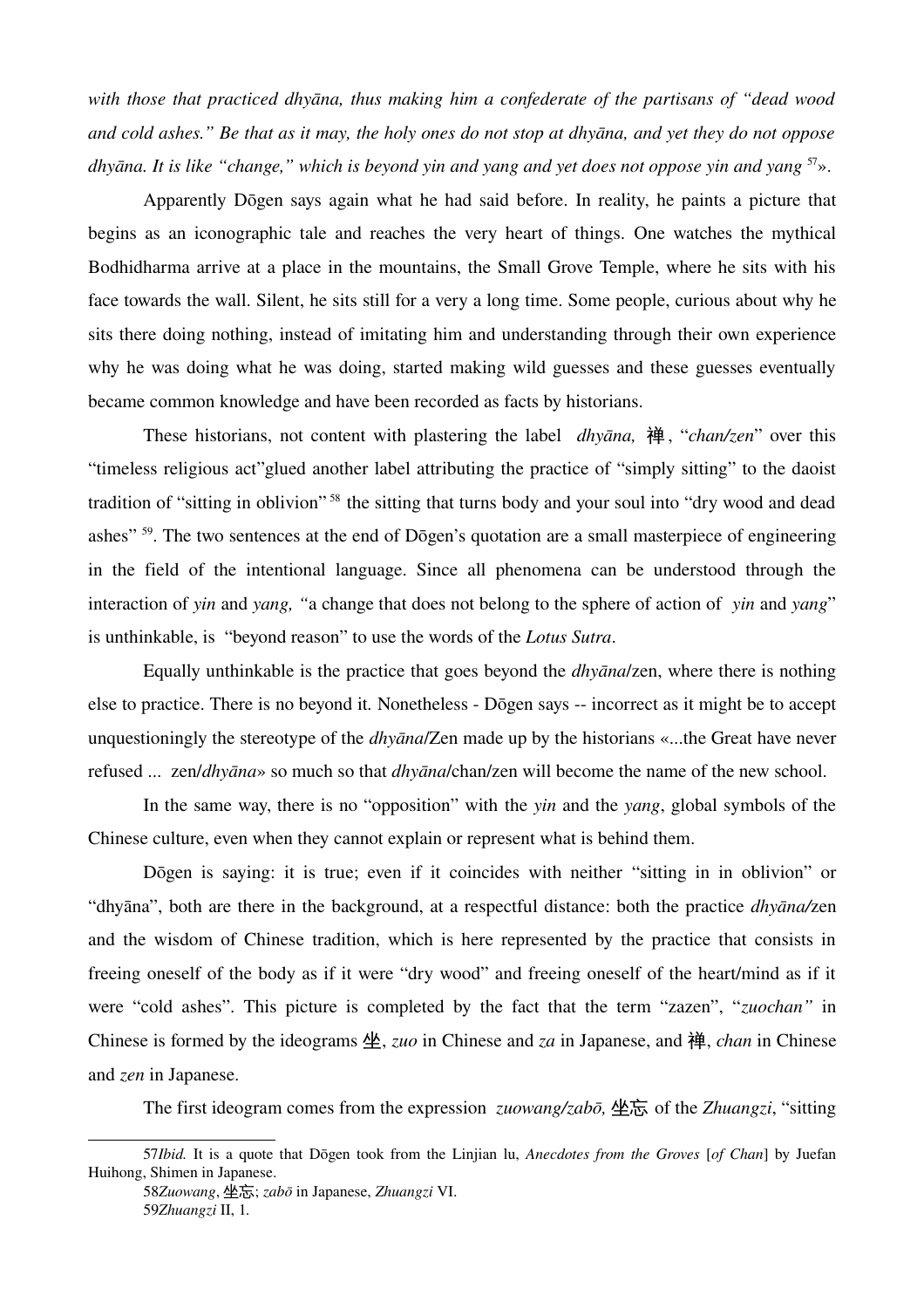*with those that practiced dhyāna, thus making him a confederate of the partisans of "dead wood and cold ashes." Be that as it may, the holy ones do not stop at dhyāna, and yet they do not oppose dhyāna. It is like "change," which is beyond yin and yang and yet does not oppose yin and yang* [57]».

Apparently Dōgen says again what he had said before. In reality, he paints a picture that begins as an iconographic tale and reaches the very heart of things. One watches the mythical Bodhidharma arrive at a place in the mountains, the Small Grove Temple, where he sits with his face towards the wall. Silent, he sits still for very a long time. Some people, curious about why he sits there doing nothing, instead of imitating him and understanding through their own experience why he was doing what he was doing, started making wild guesses and these guesses eventually became common knowledge and have been recorded as facts by historians.

These historians, not content with plastering the label *dhyāna,* 禅, "*chan/zen*" over this "timeless religious act"glued another label attributing the practice of "simply sitting" to the daoist tradition of "sitting in oblivion" [58] the sitting that turns body and your soul into "dry wood and dead ashes" [59]. The two sentences at the end of Dōgen's quotation are a small masterpiece of engineering in the field of the intentional language. Since all phenomena can be understood through the interaction of *yin* and *yang, "*a change that does not belong to the sphere of action of *yin* and *yang*" is unthinkable, is "beyond reason" to use the words of the *Lotus Sutra*.

Equally unthinkable is the practice that goes beyond the *dhyāna*/zen, where there is nothing else to practice. There is no beyond it. Nonetheless - Dōgen says -- incorrect as it might be to accept unquestioningly the stereotype of the *dhyāna*/Zen made up by the historians «...the Great have never refused ... zen/*dhyāna*» so much so that *dhyāna*/chan/zen will become the name of the new school.

In the same way, there is no "opposition" with the *yin* and the *yang*, global symbols of the Chinese culture, even when they cannot explain or represent what is behind them.

Dōgen is saying: it is true; even if it coincides with neither "sitting in in oblivion" or "dhyāna", both are there in the background, at a respectful distance: both the practice *dhyāna/*zen and the wisdom of Chinese tradition, which is here represented by the practice that consists in freeing oneself of the body as if it were "dry wood" and freeing oneself of the heart/mind as if it were "cold ashes". This picture is completed by the fact that the term "zazen", "*zuochan"* in Chinese is formed by the ideograms 坐, *zuo* in Chinese and *za* in Japanese, and 禅, *chan* in Chinese and *zen* in Japanese.

The first ideogram comes from the expression *zuowang/zabō,* 坐忘 of the *Zhuangzi*, "sitting

---

57 *Ibid.* It is a quote that Dōgen took from the Linjian lu, *Anecdotes from the Groves* [*of Chan*] by Juefan Huihong, Shimen in Japanese.

58 *Zuowang*, 坐忘; *zabō* in Japanese, *Zhuangzi* VI.

59 *Zhuangzi* II, 1.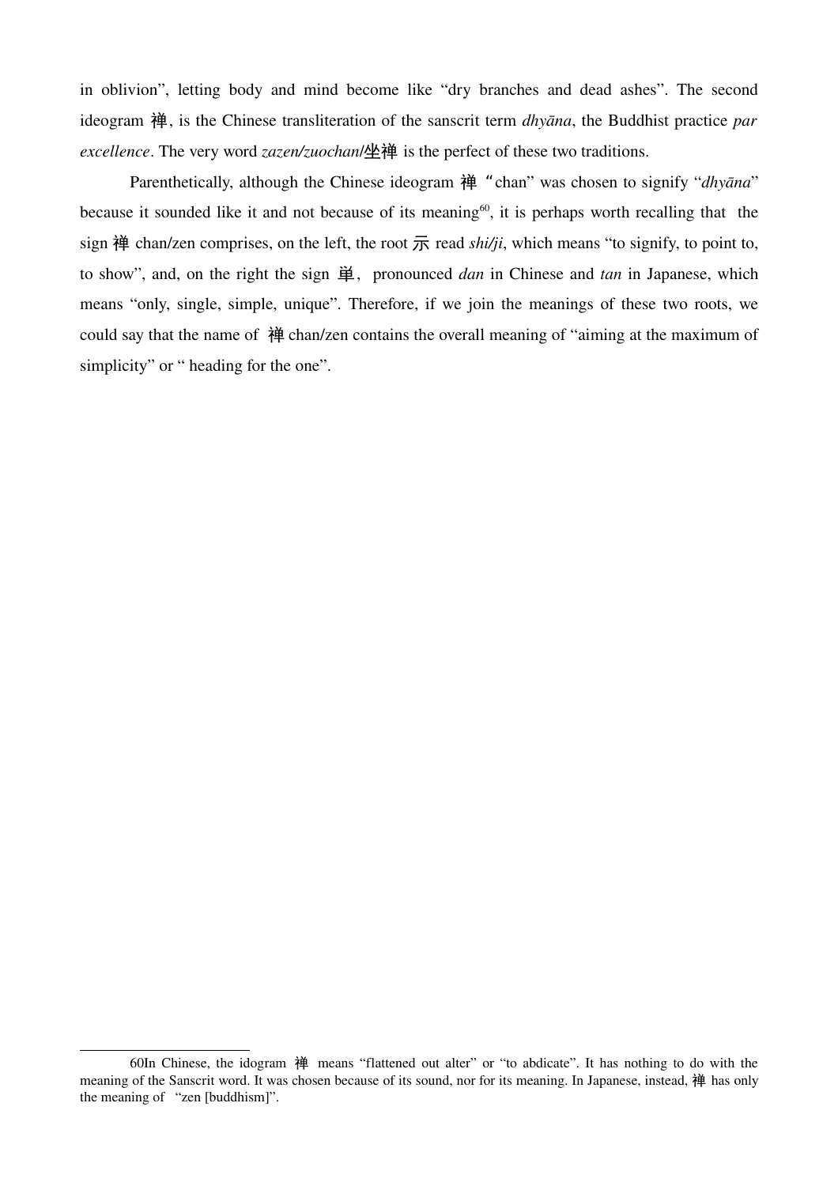in oblivion”, letting body and mind become like “dry branches and dead ashes”. The second ideogram 禅, is the Chinese transliteration of the sanscrit term *dhyāna*, the Buddhist practice *par excellence*. The very word *zazen/zuochan*/坐禅 is the perfect of these two traditions.

Parenthetically, although the Chinese ideogram 禅 “chan” was chosen to signify “*dhyāna*” because it sounded like it and not because of its meaning[60], it is perhaps worth recalling that the sign 禅 chan/zen comprises, on the left, the root 示 read *shi/ji*, which means “to signify, to point to, to show”, and, on the right the sign 単, pronounced *dan* in Chinese and *tan* in Japanese, which means “only, single, simple, unique”. Therefore, if we join the meanings of these two roots, we could say that the name of 禅 chan/zen contains the overall meaning of “aiming at the maximum of simplicity” or “ heading for the one”.

---

60In Chinese, the idogram 禅 means “flattened out alter” or “to abdicate”. It has nothing to do with the meaning of the Sanscrit word. It was chosen because of its sound, nor for its meaning. In Japanese, instead, 禅 has only the meaning of “zen [buddhism]”.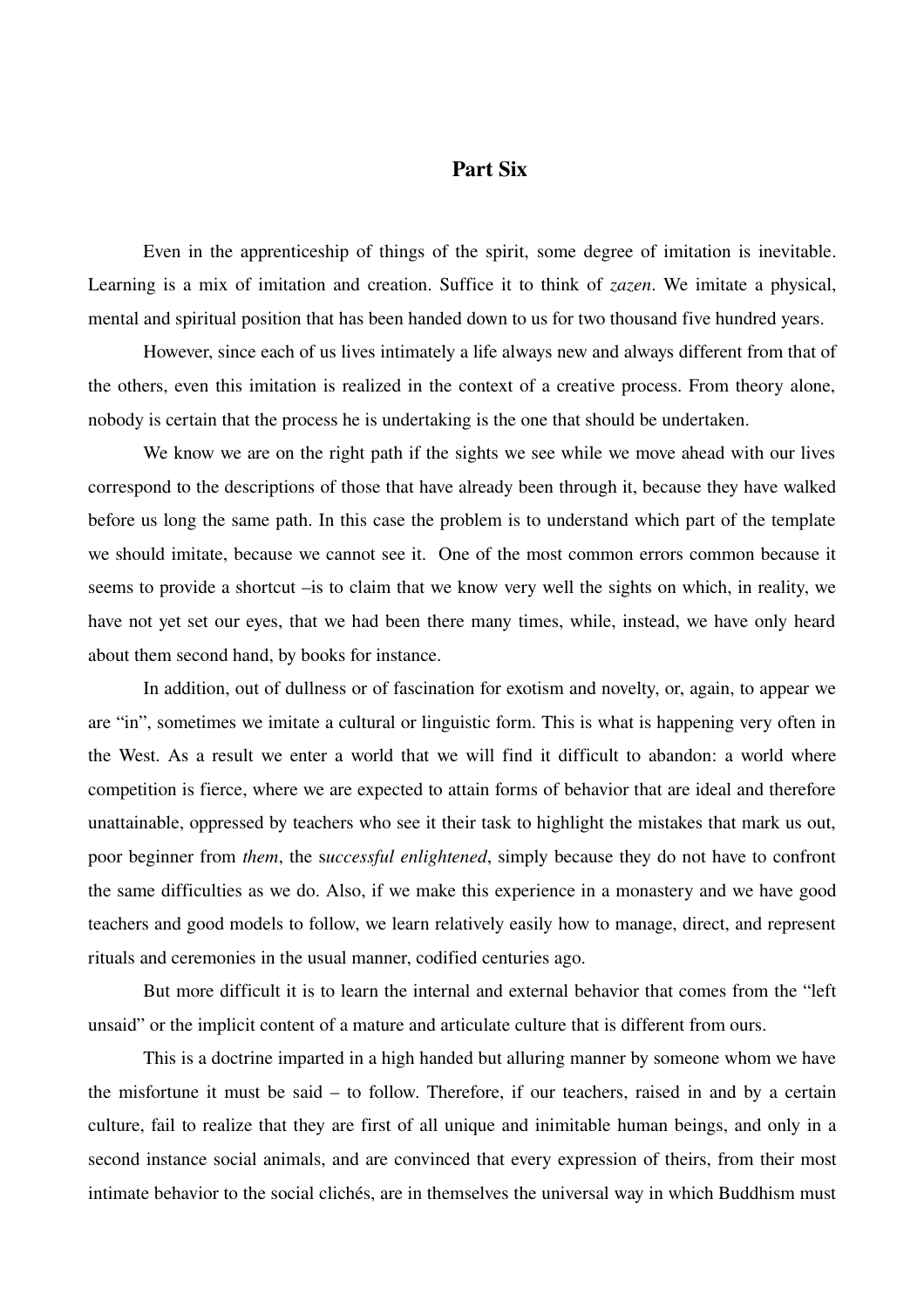## Part Six

Even in the apprenticeship of things of the spirit, some degree of imitation is inevitable. Learning is a mix of imitation and creation. Suffice it to think of *zazen*. We imitate a physical, mental and spiritual position that has been handed down to us for two thousand five hundred years.

However, since each of us lives intimately a life always new and always different from that of the others, even this imitation is realized in the context of a creative process. From theory alone, nobody is certain that the process he is undertaking is the one that should be undertaken.

We know we are on the right path if the sights we see while we move ahead with our lives correspond to the descriptions of those that have already been through it, because they have walked before us long the same path. In this case the problem is to understand which part of the template we should imitate, because we cannot see it. One of the most common errors common because it seems to provide a shortcut –is to claim that we know very well the sights on which, in reality, we have not yet set our eyes, that we had been there many times, while, instead, we have only heard about them second hand, by books for instance.

In addition, out of dullness or of fascination for exotism and novelty, or, again, to appear we are "in", sometimes we imitate a cultural or linguistic form. This is what is happening very often in the West. As a result we enter a world that we will find it difficult to abandon: a world where competition is fierce, where we are expected to attain forms of behavior that are ideal and therefore unattainable, oppressed by teachers who see it their task to highlight the mistakes that mark us out, poor beginner from *them*, the s*uccessful enlightened*, simply because they do not have to confront the same difficulties as we do. Also, if we make this experience in a monastery and we have good teachers and good models to follow, we learn relatively easily how to manage, direct, and represent rituals and ceremonies in the usual manner, codified centuries ago.

But more difficult it is to learn the internal and external behavior that comes from the "left unsaid" or the implicit content of a mature and articulate culture that is different from ours.

This is a doctrine imparted in a high handed but alluring manner by someone whom we have the misfortune it must be said – to follow. Therefore, if our teachers, raised in and by a certain culture, fail to realize that they are first of all unique and inimitable human beings, and only in a second instance social animals, and are convinced that every expression of theirs, from their most intimate behavior to the social clichés, are in themselves the universal way in which Buddhism must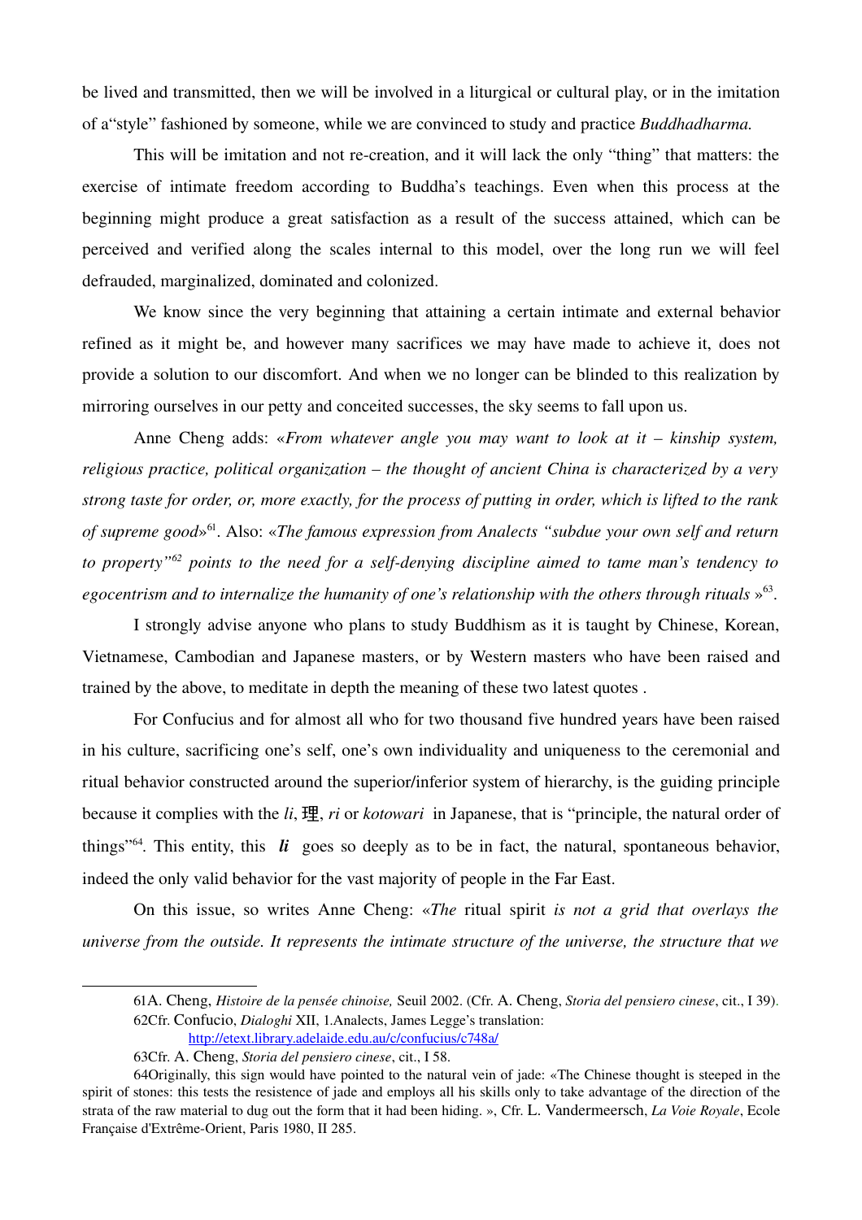be lived and transmitted, then we will be involved in a liturgical or cultural play, or in the imitation of a“style” fashioned by someone, while we are convinced to study and practice *Buddhadharma.*

This will be imitation and not re-creation, and it will lack the only “thing” that matters: the exercise of intimate freedom according to Buddha’s teachings. Even when this process at the beginning might produce a great satisfaction as a result of the success attained, which can be perceived and verified along the scales internal to this model, over the long run we will feel defrauded, marginalized, dominated and colonized.

We know since the very beginning that attaining a certain intimate and external behavior refined as it might be, and however many sacrifices we may have made to achieve it, does not provide a solution to our discomfort. And when we no longer can be blinded to this realization by mirroring ourselves in our petty and conceited successes, the sky seems to fall upon us.

Anne Cheng adds: «*From whatever angle you may want to look at it – kinship system, religious practice, political organization – the thought of ancient China is characterized by a very strong taste for order, or, more exactly, for the process of putting in order, which is lifted to the rank of supreme good*»[61]. Also: «*The famous expression from Analects “subdue your own self and return to property”*[62] *points to the need for a self-denying discipline aimed to tame man’s tendency to egocentrism and to internalize the humanity of one’s relationship with the others through rituals* »[63].

I strongly advise anyone who plans to study Buddhism as it is taught by Chinese, Korean, Vietnamese, Cambodian and Japanese masters, or by Western masters who have been raised and trained by the above, to meditate in depth the meaning of these two latest quotes .

For Confucius and for almost all who for two thousand five hundred years have been raised in his culture, sacrificing one’s self, one’s own individuality and uniqueness to the ceremonial and ritual behavior constructed around the superior/inferior system of hierarchy, is the guiding principle because it complies with the *li*, 理, *ri* or *kotowari* in Japanese, that is “principle, the natural order of things”[64]. This entity, this ***li*** goes so deeply as to be in fact, the natural, spontaneous behavior, indeed the only valid behavior for the vast majority of people in the Far East.

On this issue, so writes Anne Cheng: «*The* ritual spirit *is not a grid that overlays the universe from the outside. It represents the intimate structure of the universe, the structure that we*

---

61A. Cheng, *Histoire de la pensée chinoise,* Seuil 2002. (Cfr. A. Cheng, *Storia del pensiero cinese*, cit., I 39).

62Cfr. Confucio, *Dialoghi* XII, 1.Analects, James Legge’s translation: http://etext.library.adelaide.edu.au/c/confucius/c748a/

63Cfr. A. Cheng, *Storia del pensiero cinese*, cit., I 58.

64Originally, this sign would have pointed to the natural vein of jade: «The Chinese thought is steeped in the spirit of stones: this tests the resistence of jade and employs all his skills only to take advantage of the direction of the strata of the raw material to dug out the form that it had been hiding. », Cfr. L. Vandermeersch, *La Voie Royale*, Ecole Française d'Extrême-Orient, Paris 1980, II 285.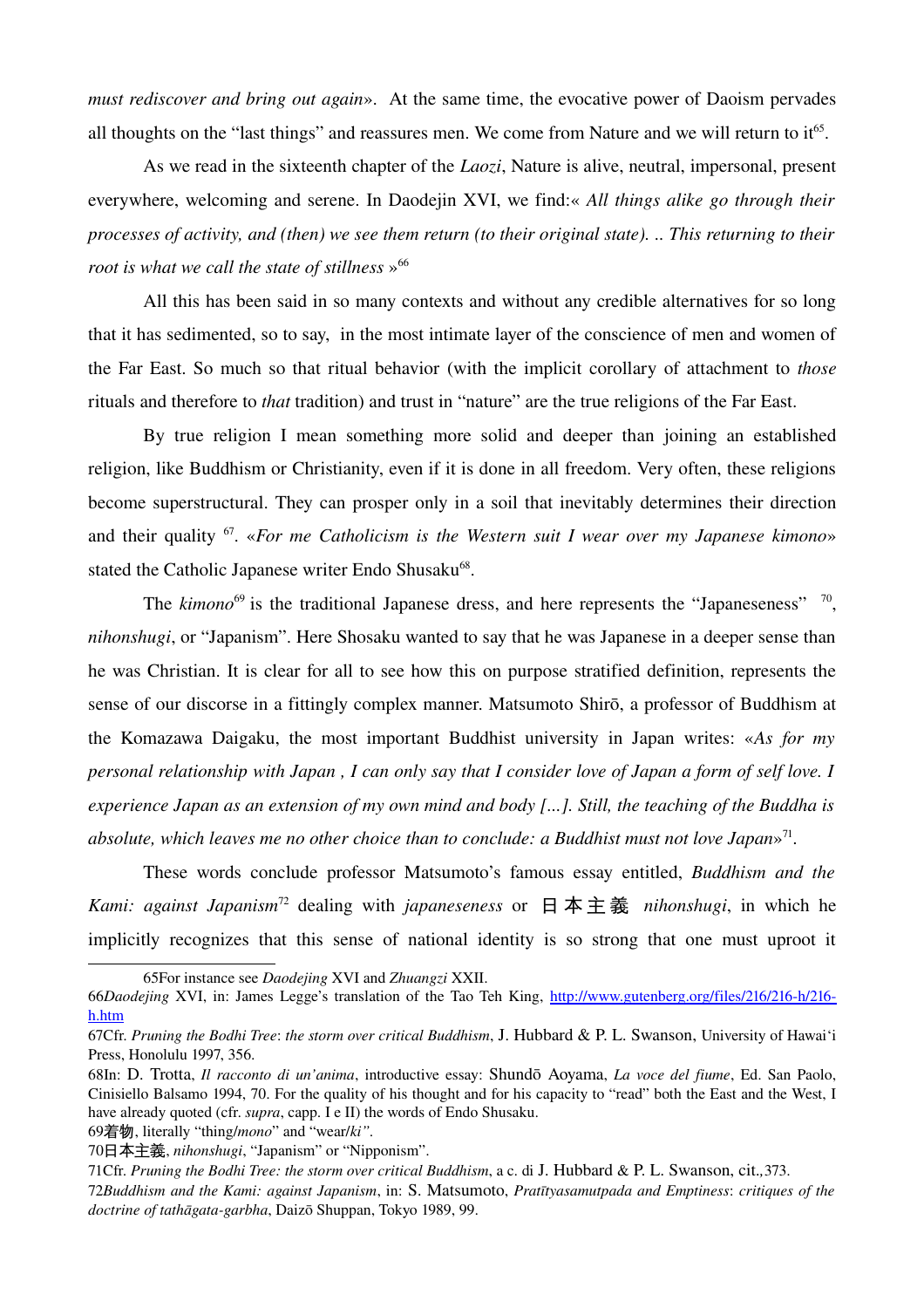*must rediscover and bring out again*». At the same time, the evocative power of Daoism pervades all thoughts on the "last things" and reassures men. We come from Nature and we will return to it[65].

As we read in the sixteenth chapter of the *Laozi*, Nature is alive, neutral, impersonal, present everywhere, welcoming and serene. In Daodejin XVI, we find:« *All things alike go through their processes of activity, and (then) we see them return (to their original state). .. This returning to their root is what we call the state of stillness* »[66]

All this has been said in so many contexts and without any credible alternatives for so long that it has sedimented, so to say, in the most intimate layer of the conscience of men and women of the Far East. So much so that ritual behavior (with the implicit corollary of attachment to *those* rituals and therefore to *that* tradition) and trust in "nature" are the true religions of the Far East.

By true religion I mean something more solid and deeper than joining an established religion, like Buddhism or Christianity, even if it is done in all freedom. Very often, these religions become superstructural. They can prosper only in a soil that inevitably determines their direction and their quality [67]. «*For me Catholicism is the Western suit I wear over my Japanese kimono*» stated the Catholic Japanese writer Endo Shusaku[68].

The *kimono*[69] is the traditional Japanese dress, and here represents the "Japaneseness" [70], *nihonshugi*, or "Japanism". Here Shosaku wanted to say that he was Japanese in a deeper sense than he was Christian. It is clear for all to see how this on purpose stratified definition, represents the sense of our discorse in a fittingly complex manner. Matsumoto Shirō, a professor of Buddhism at the Komazawa Daigaku, the most important Buddhist university in Japan writes: «*As for my personal relationship with Japan , I can only say that I consider love of Japan a form of self love. I experience Japan as an extension of my own mind and body [...]. Still, the teaching of the Buddha is absolute, which leaves me no other choice than to conclude: a Buddhist must not love Japan*»[71].

These words conclude professor Matsumoto's famous essay entitled, *Buddhism and the Kami: against Japanism*[72] dealing with *japaneseness* or 日本主義 *nihonshugi*, in which he implicitly recognizes that this sense of national identity is so strong that one must uproot it

---

65For instance see *Daodejing* XVI and *Zhuangzi* XXII.

66*Daodejing* XVI, in: James Legge's translation of the Tao Teh King, http://www.gutenberg.org/files/216/216-h/216-h.htm

67Cfr. *Pruning the Bodhi Tree*: *the storm over critical Buddhism*, J. Hubbard & P. L. Swanson, University of Hawai'i Press, Honolulu 1997, 356.

68In: D. Trotta, *Il racconto di un'anima*, introductive essay: Shundō Aoyama, *La voce del fiume*, Ed. San Paolo, Cinisiello Balsamo 1994, 70. For the quality of his thought and for his capacity to "read" both the East and the West, I have already quoted (cfr. *supra*, capp. I e II) the words of Endo Shusaku.

69着物, literally "thing/*mono*" and "wear/*ki"*.

70日本主義, *nihonshugi*, "Japanism" or "Nipponism".

71Cfr. *Pruning the Bodhi Tree: the storm over critical Buddhism*, a c. di J. Hubbard & P. L. Swanson, cit.*,*373.

72*Buddhism and the Kami: against Japanism*, in: S. Matsumoto, *Pratītyasamutpada and Emptiness*: *critiques of the doctrine of tathāgata-garbha*, Daizō Shuppan, Tokyo 1989, 99.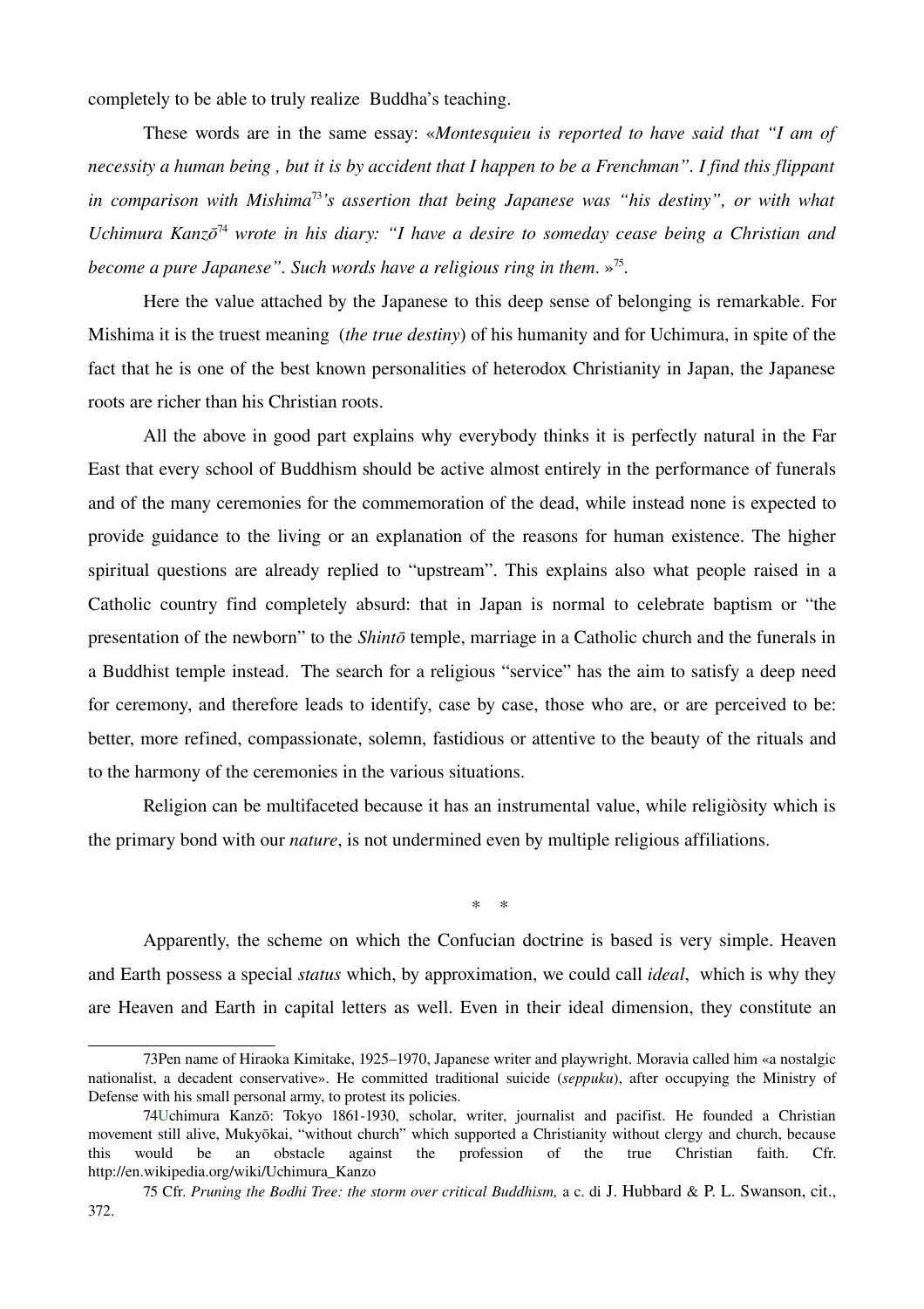completely to be able to truly realize Buddha's teaching.

These words are in the same essay: «*Montesquieu is reported to have said that "I am of necessity a human being , but it is by accident that I happen to be a Frenchman". I find this flippant in comparison with Mishima*[73]*'s assertion that being Japanese was "his destiny", or with what Uchimura Kanzō*[74] *wrote in his diary: "I have a desire to someday cease being a Christian and become a pure Japanese". Such words have a religious ring in them*. »[75].

Here the value attached by the Japanese to this deep sense of belonging is remarkable. For Mishima it is the truest meaning (*the true destiny*) of his humanity and for Uchimura, in spite of the fact that he is one of the best known personalities of heterodox Christianity in Japan, the Japanese roots are richer than his Christian roots.

All the above in good part explains why everybody thinks it is perfectly natural in the Far East that every school of Buddhism should be active almost entirely in the performance of funerals and of the many ceremonies for the commemoration of the dead, while instead none is expected to provide guidance to the living or an explanation of the reasons for human existence. The higher spiritual questions are already replied to "upstream". This explains also what people raised in a Catholic country find completely absurd: that in Japan is normal to celebrate baptism or "the presentation of the newborn" to the *Shintō* temple, marriage in a Catholic church and the funerals in a Buddhist temple instead. The search for a religious "service" has the aim to satisfy a deep need for ceremony, and therefore leads to identify, case by case, those who are, or are perceived to be: better, more refined, compassionate, solemn, fastidious or attentive to the beauty of the rituals and to the harmony of the ceremonies in the various situations.

Religion can be multifaceted because it has an instrumental value, while religiòsity which is the primary bond with our *nature*, is not undermined even by multiple religious affiliations.

\* \*

Apparently, the scheme on which the Confucian doctrine is based is very simple. Heaven and Earth possess a special *status* which, by approximation, we could call *ideal*, which is why they are Heaven and Earth in capital letters as well. Even in their ideal dimension, they constitute an

---

73Pen name of Hiraoka Kimitake, 1925–1970, Japanese writer and playwright. Moravia called him «a nostalgic nationalist, a decadent conservative». He committed traditional suicide (*seppuku*), after occupying the Ministry of Defense with his small personal army, to protest its policies.

74Uchimura Kanzō: Tokyo 1861-1930, scholar, writer, journalist and pacifist. He founded a Christian movement still alive, Mukyōkai, "without church" which supported a Christianity without clergy and church, because this would be an obstacle against the profession of the true Christian faith. Cfr. http://en.wikipedia.org/wiki/Uchimura_Kanzo

75 Cfr. *Pruning the Bodhi Tree: the storm over critical Buddhism,* a c. di J. Hubbard & P. L. Swanson, cit., 372.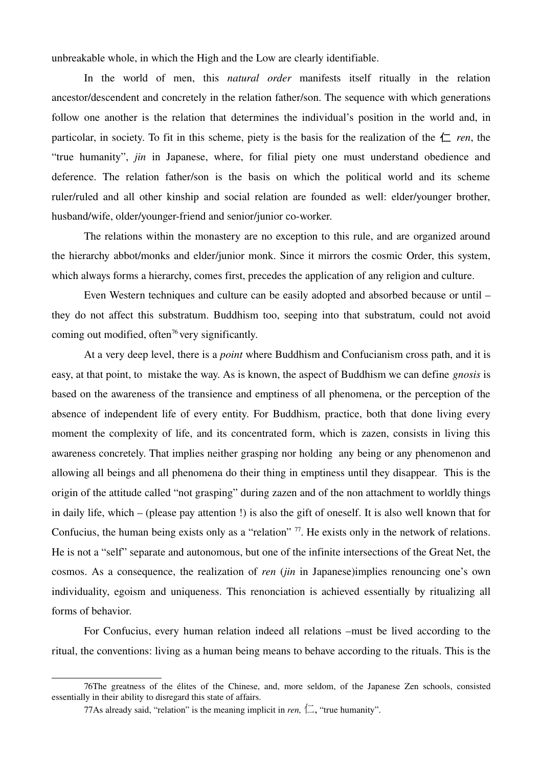unbreakable whole, in which the High and the Low are clearly identifiable.

In the world of men, this *natural order* manifests itself ritually in the relation ancestor/descendent and concretely in the relation father/son. The sequence with which generations follow one another is the relation that determines the individual's position in the world and, in particolar, in society. To fit in this scheme, piety is the basis for the realization of the 仁 *ren*, the "true humanity", *jin* in Japanese, where, for filial piety one must understand obedience and deference. The relation father/son is the basis on which the political world and its scheme ruler/ruled and all other kinship and social relation are founded as well: elder/younger brother, husband/wife, older/younger-friend and senior/junior co-worker.

The relations within the monastery are no exception to this rule, and are organized around the hierarchy abbot/monks and elder/junior monk. Since it mirrors the cosmic Order, this system, which always forms a hierarchy, comes first, precedes the application of any religion and culture.

Even Western techniques and culture can be easily adopted and absorbed because or until – they do not affect this substratum. Buddhism too, seeping into that substratum, could not avoid coming out modified, often[76] very significantly.

At a very deep level, there is a *point* where Buddhism and Confucianism cross path, and it is easy, at that point, to mistake the way. As is known, the aspect of Buddhism we can define *gnosis* is based on the awareness of the transience and emptiness of all phenomena, or the perception of the absence of independent life of every entity. For Buddhism, practice, both that done living every moment the complexity of life, and its concentrated form, which is zazen, consists in living this awareness concretely. That implies neither grasping nor holding any being or any phenomenon and allowing all beings and all phenomena do their thing in emptiness until they disappear. This is the origin of the attitude called "not grasping" during zazen and of the non attachment to worldly things in daily life, which – (please pay attention !) is also the gift of oneself. It is also well known that for Confucius, the human being exists only as a "relation" [77]. He exists only in the network of relations. He is not a "self" separate and autonomous, but one of the infinite intersections of the Great Net, the cosmos. As a consequence, the realization of *ren* (*jin* in Japanese)implies renouncing one's own individuality, egoism and uniqueness. This renonciation is achieved essentially by ritualizing all forms of behavior.

For Confucius, every human relation indeed all relations –must be lived according to the ritual, the conventions: living as a human being means to behave according to the rituals. This is the

---

76The greatness of the élites of the Chinese, and, more seldom, of the Japanese Zen schools, consisted essentially in their ability to disregard this state of affairs.

77As already said, "relation" is the meaning implicit in *ren,* 仁, "true humanity".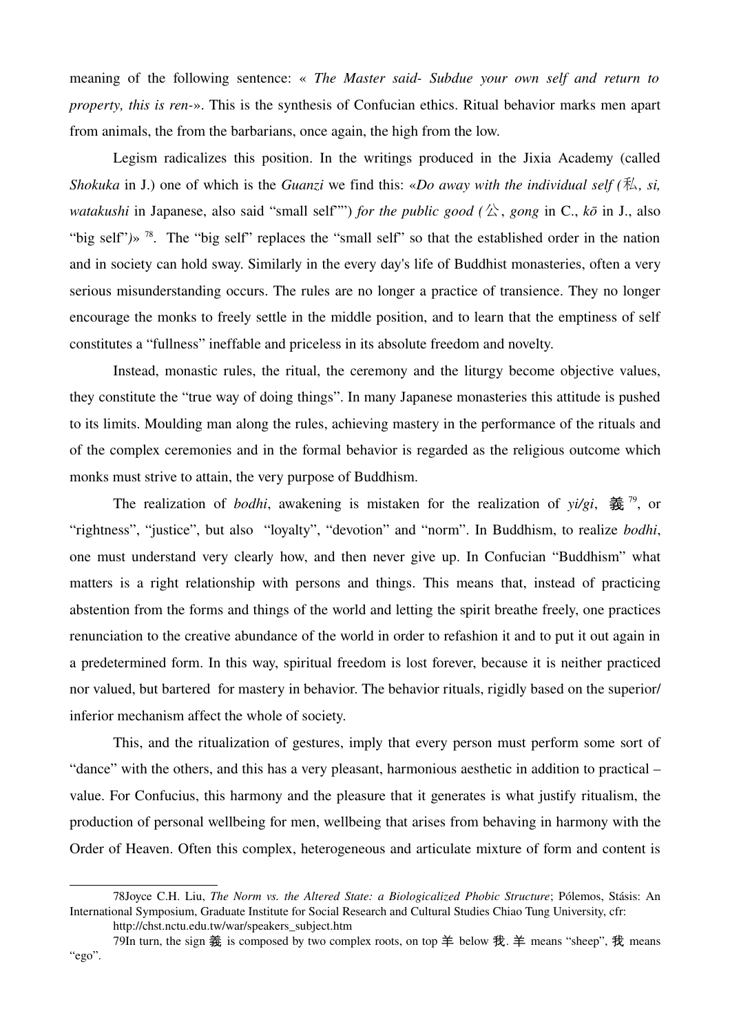meaning of the following sentence: « *The Master said- Subdue your own self and return to property, this is ren-*». This is the synthesis of Confucian ethics. Ritual behavior marks men apart from animals, the from the barbarians, once again, the high from the low.

Legism radicalizes this position. In the writings produced in the Jixia Academy (called *Shokuka* in J.) one of which is the *Guanzi* we find this: «*Do away with the individual self (*私*, si, watakushi* in Japanese, also said "small self"") *for the public good (*公, *gong* in C., *kō* in J., also "big self")» [78]. The "big self" replaces the "small self" so that the established order in the nation and in society can hold sway. Similarly in the every day's life of Buddhist monasteries, often a very serious misunderstanding occurs. The rules are no longer a practice of transience. They no longer encourage the monks to freely settle in the middle position, and to learn that the emptiness of self constitutes a "fullness" ineffable and priceless in its absolute freedom and novelty.

Instead, monastic rules, the ritual, the ceremony and the liturgy become objective values, they constitute the "true way of doing things". In many Japanese monasteries this attitude is pushed to its limits. Moulding man along the rules, achieving mastery in the performance of the rituals and of the complex ceremonies and in the formal behavior is regarded as the religious outcome which monks must strive to attain, the very purpose of Buddhism.

The realization of *bodhi*, awakening is mistaken for the realization of *yi/gi*, 義[79], or "rightness", "justice", but also "loyalty", "devotion" and "norm". In Buddhism, to realize *bodhi*, one must understand very clearly how, and then never give up. In Confucian "Buddhism" what matters is a right relationship with persons and things. This means that, instead of practicing abstention from the forms and things of the world and letting the spirit breathe freely, one practices renunciation to the creative abundance of the world in order to refashion it and to put it out again in a predetermined form. In this way, spiritual freedom is lost forever, because it is neither practiced nor valued, but bartered for mastery in behavior. The behavior rituals, rigidly based on the superior/ inferior mechanism affect the whole of society.

This, and the ritualization of gestures, imply that every person must perform some sort of "dance" with the others, and this has a very pleasant, harmonious aesthetic in addition to practical – value. For Confucius, this harmony and the pleasure that it generates is what justify ritualism, the production of personal wellbeing for men, wellbeing that arises from behaving in harmony with the Order of Heaven. Often this complex, heterogeneous and articulate mixture of form and content is

---

78Joyce C.H. Liu, *The Norm vs. the Altered State: a Biologicalized Phobic Structure*; Pólemos, Stásis: An International Symposium, Graduate Institute for Social Research and Cultural Studies Chiao Tung University, cfr: http://chst.nctu.edu.tw/war/speakers_subject.htm

79In turn, the sign 義 is composed by two complex roots, on top 羊 below 我. 羊 means "sheep", 我 means "ego".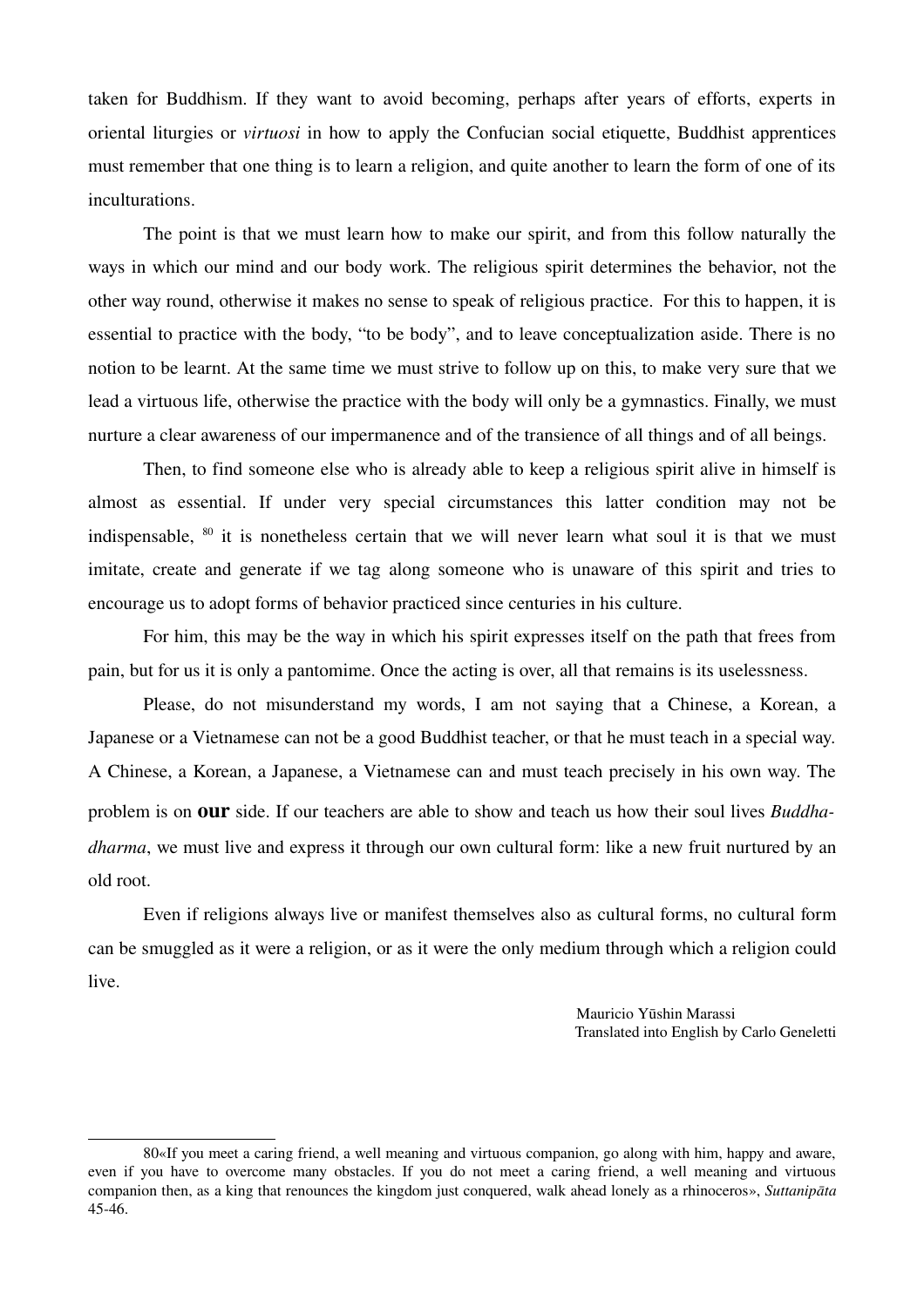taken for Buddhism. If they want to avoid becoming, perhaps after years of efforts, experts in oriental liturgies or *virtuosi* in how to apply the Confucian social etiquette, Buddhist apprentices must remember that one thing is to learn a religion, and quite another to learn the form of one of its inculturations.

The point is that we must learn how to make our spirit, and from this follow naturally the ways in which our mind and our body work. The religious spirit determines the behavior, not the other way round, otherwise it makes no sense to speak of religious practice. For this to happen, it is essential to practice with the body, "to be body", and to leave conceptualization aside. There is no notion to be learnt. At the same time we must strive to follow up on this, to make very sure that we lead a virtuous life, otherwise the practice with the body will only be a gymnastics. Finally, we must nurture a clear awareness of our impermanence and of the transience of all things and of all beings.

Then, to find someone else who is already able to keep a religious spirit alive in himself is almost as essential. If under very special circumstances this latter condition may not be indispensable, [80] it is nonetheless certain that we will never learn what soul it is that we must imitate, create and generate if we tag along someone who is unaware of this spirit and tries to encourage us to adopt forms of behavior practiced since centuries in his culture.

For him, this may be the way in which his spirit expresses itself on the path that frees from pain, but for us it is only a pantomime. Once the acting is over, all that remains is its uselessness.

Please, do not misunderstand my words, I am not saying that a Chinese, a Korean, a Japanese or a Vietnamese can not be a good Buddhist teacher, or that he must teach in a special way. A Chinese, a Korean, a Japanese, a Vietnamese can and must teach precisely in his own way. The problem is on **our** side. If our teachers are able to show and teach us how their soul lives *Buddha-dharma*, we must live and express it through our own cultural form: like a new fruit nurtured by an old root.

Even if religions always live or manifest themselves also as cultural forms, no cultural form can be smuggled as it were a religion, or as it were the only medium through which a religion could live.

Mauricio Yūshin Marassi
Translated into English by Carlo Geneletti

---

80«If you meet a caring friend, a well meaning and virtuous companion, go along with him, happy and aware, even if you have to overcome many obstacles. If you do not meet a caring friend, a well meaning and virtuous companion then, as a king that renounces the kingdom just conquered, walk ahead lonely as a rhinoceros», *Suttanipāta* 45-46.